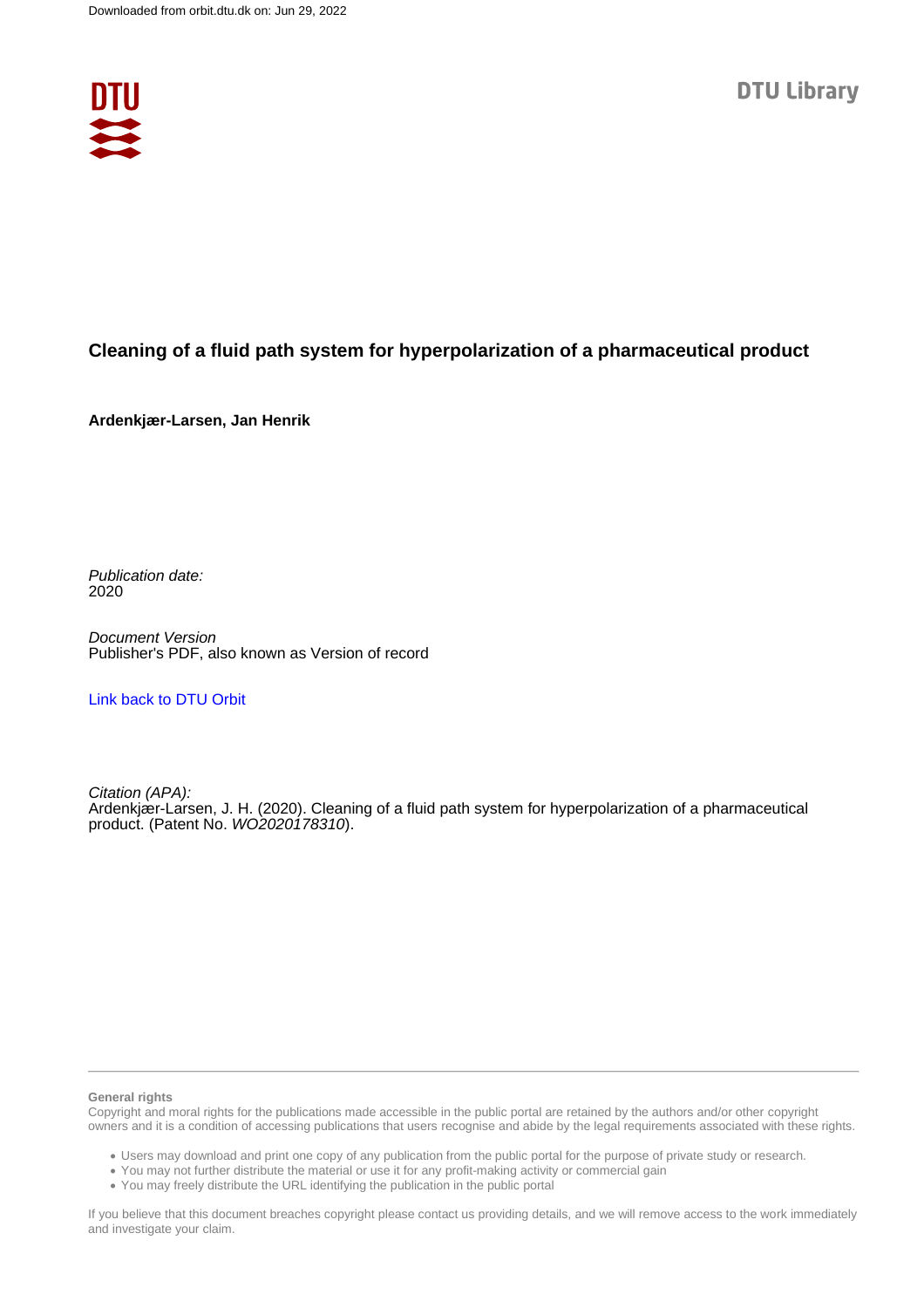Downloaded from orbit.dtu.dk on: Jun 29, 2022

DTU Library

# Cleaning of a fluid path system for hyperpolarization of a pharmaceutical product

**Ardenkjær-Larsen, Jan Henrik**

*Publication date:*
2020

*Document Version*
Publisher's PDF, also known as Version of record

Link back to DTU Orbit

*Citation (APA):*
Ardenkjær-Larsen, J. H. (2020). Cleaning of a fluid path system for hyperpolarization of a pharmaceutical product. (Patent No. *WO2020178310*).

**General rights**
Copyright and moral rights for the publications made accessible in the public portal are retained by the authors and/or other copyright owners and it is a condition of accessing publications that users recognise and abide by the legal requirements associated with these rights.

- Users may download and print one copy of any publication from the public portal for the purpose of private study or research.
- You may not further distribute the material or use it for any profit-making activity or commercial gain
- You may freely distribute the URL identifying the publication in the public portal

If you believe that this document breaches copyright please contact us providing details, and we will remove access to the work immediately and investigate your claim.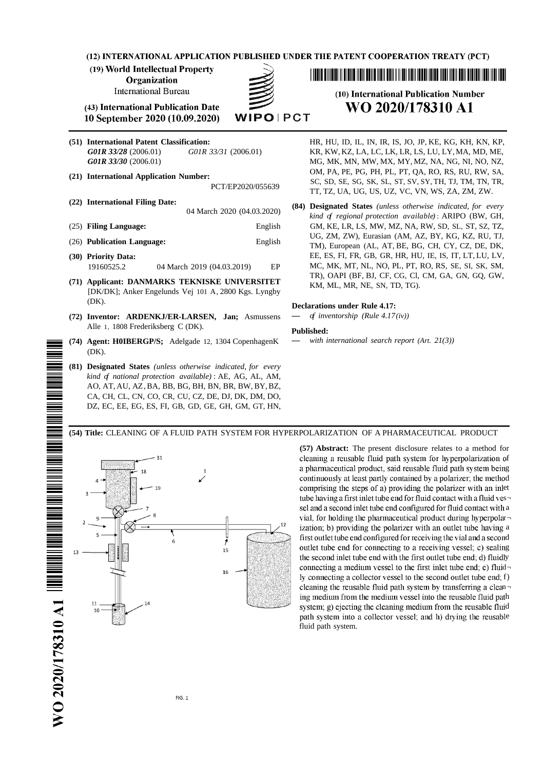(12) INTERNATIONAL APPLICATION PUBLISHED UNDER THE PATENT COOPERATION TREATY (PCT)

(19) World Intellectual Property Organization
International Bureau

(43) International Publication Date
10 September 2020 (10.09.2020)

WIPO | PCT

(10) International Publication Number
WO 2020/178310 A1

(51) International Patent Classification:
*G01R 33/28* (2006.01) *G01R 33/31* (2006.01)
*G01R 33/30* (2006.01)

(21) International Application Number:
PCT/EP2020/055639

(22) International Filing Date:
04 March 2020 (04.03.2020)

(25) Filing Language: English

(26) Publication Language: English

(30) Priority Data:
19160525.2 04 March 2019 (04.03.2019) EP

(71) Applicant: DANMARKS TEKNISKE UNIVERSITET [DK/DK]; Anker Engelunds Vej 101 A, 2800 Kgs. Lyngby (DK).

(72) Inventor: ARDENKJ/ER-LARSEN, Jan; Asmussens Alle 1, 1808 Frederiksberg C (DK).

(74) Agent: H0IBERGP/S; Adelgade 12, 1304 CopenhagenK (DK).

(81) Designated States *(unless otherwise indicated, for every kind of national protection available)* : AE, AG, AL, AM, AO, AT, AU, AZ, BA, BB, BG, BH, BN, BR, BW, BY, BZ, CA, CH, CL, CN, CO, CR, CU, CZ, DE, DJ, DK, DM, DO, DZ, EC, EE, EG, ES, FI, GB, GD, GE, GH, GM, GT, HN, HR, HU, ID, IL, IN, IR, IS, JO, JP, KE, KG, KH, KN, KP, KR, KW, KZ, LA, LC, LK, LR, LS, LU, LY, MA, MD, ME, MG, MK, MN, MW, MX, MY, MZ, NA, NG, NI, NO, NZ, OM, PA, PE, PG, PH, PL, PT, QA, RO, RS, RU, RW, SA, SC, SD, SE, SG, SK, SL, ST, SV, SY, TH, TJ, TM, TN, TR, TT, TZ, UA, UG, US, UZ, VC, VN, WS, ZA, ZM, ZW.

(84) Designated States *(unless otherwise indicated, for every kind of regional protection available)* : ARIPO (BW, GH, GM, KE, LR, LS, MW, MZ, NA, RW, SD, SL, ST, SZ, TZ, UG, ZM, ZW), Eurasian (AM, AZ, BY, KG, KZ, RU, TJ, TM), European (AL, AT, BE, BG, CH, CY, CZ, DE, DK, EE, ES, FI, FR, GB, GR, HR, HU, IE, IS, IT, LT, LU, LV, MC, MK, MT, NL, NO, PL, PT, RO, RS, SE, SI, SK, SM, TR), OAPI (BF, BJ, CF, CG, Cl, CM, GA, GN, GQ, GW, KM, ML, MR, NE, SN, TD, TG).

**Declarations under Rule 4.17:**
— *of inventorship (Rule 4.17(iv))*

**Published:**
— *with international search report (Art. 21(3))*

(54) Title: CLEANING OF A FLUID PATH SYSTEM FOR HYPERPOLARIZATION OF A PHARMACEUTICAL PRODUCT

FIG. 1

(57) Abstract: The present disclosure relates to a method for cleaning a reusable fluid path system for hyperpolarization of a pharmaceutical product, said reusable fluid path system being continuously at least partly contained by a polarizer, the method comprising the steps of a) providing the polarizer with an inlet tube having a first inlet tube end for fluid contact with a fluid vessel and a second inlet tube end configured for receiving the vial and a second outlet tube end for connecting to a receiving vessel; c) sealing the second inlet tube end with the first outlet tube end; d) fluidly connecting a medium vessel to the first inlet tube end; e) fluidly connecting a collector vessel to the second outlet tube end; f) cleaning the reusable fluid path system by transferring a cleaning medium from the medium vessel into the reusable fluid path system; g) ejecting the cleaning medium from the reusable fluid path system into a collector vessel; and h) drying the reusable fluid path system.

WO 2020/178310 A1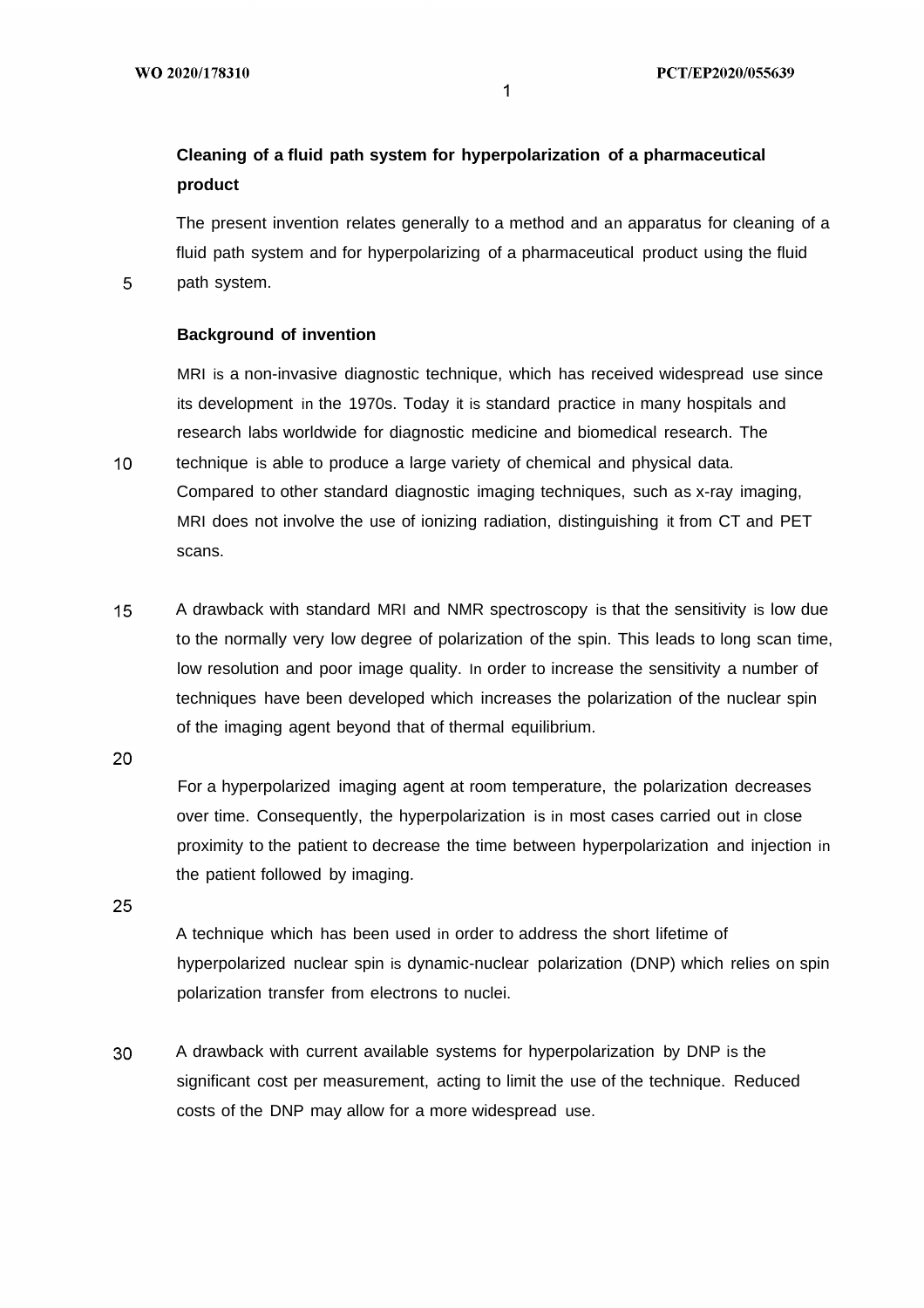## Cleaning of a fluid path system for hyperpolarization of a pharmaceutical product

The present invention relates generally to a method and an apparatus for cleaning of a fluid path system and for hyperpolarizing of a pharmaceutical product using the fluid path system.

### Background of invention

MRI is a non-invasive diagnostic technique, which has received widespread use since its development in the 1970s. Today it is standard practice in many hospitals and research labs worldwide for diagnostic medicine and biomedical research. The technique is able to produce a large variety of chemical and physical data. Compared to other standard diagnostic imaging techniques, such as x-ray imaging, MRI does not involve the use of ionizing radiation, distinguishing it from CT and PET scans.

A drawback with standard MRI and NMR spectroscopy is that the sensitivity is low due to the normally very low degree of polarization of the spin. This leads to long scan time, low resolution and poor image quality. In order to increase the sensitivity a number of techniques have been developed which increases the polarization of the nuclear spin of the imaging agent beyond that of thermal equilibrium.

For a hyperpolarized imaging agent at room temperature, the polarization decreases over time. Consequently, the hyperpolarization is in most cases carried out in close proximity to the patient to decrease the time between hyperpolarization and injection in the patient followed by imaging.

A technique which has been used in order to address the short lifetime of hyperpolarized nuclear spin is dynamic-nuclear polarization (DNP) which relies on spin polarization transfer from electrons to nuclei.

A drawback with current available systems for hyperpolarization by DNP is the significant cost per measurement, acting to limit the use of the technique. Reduced costs of the DNP may allow for a more widespread use.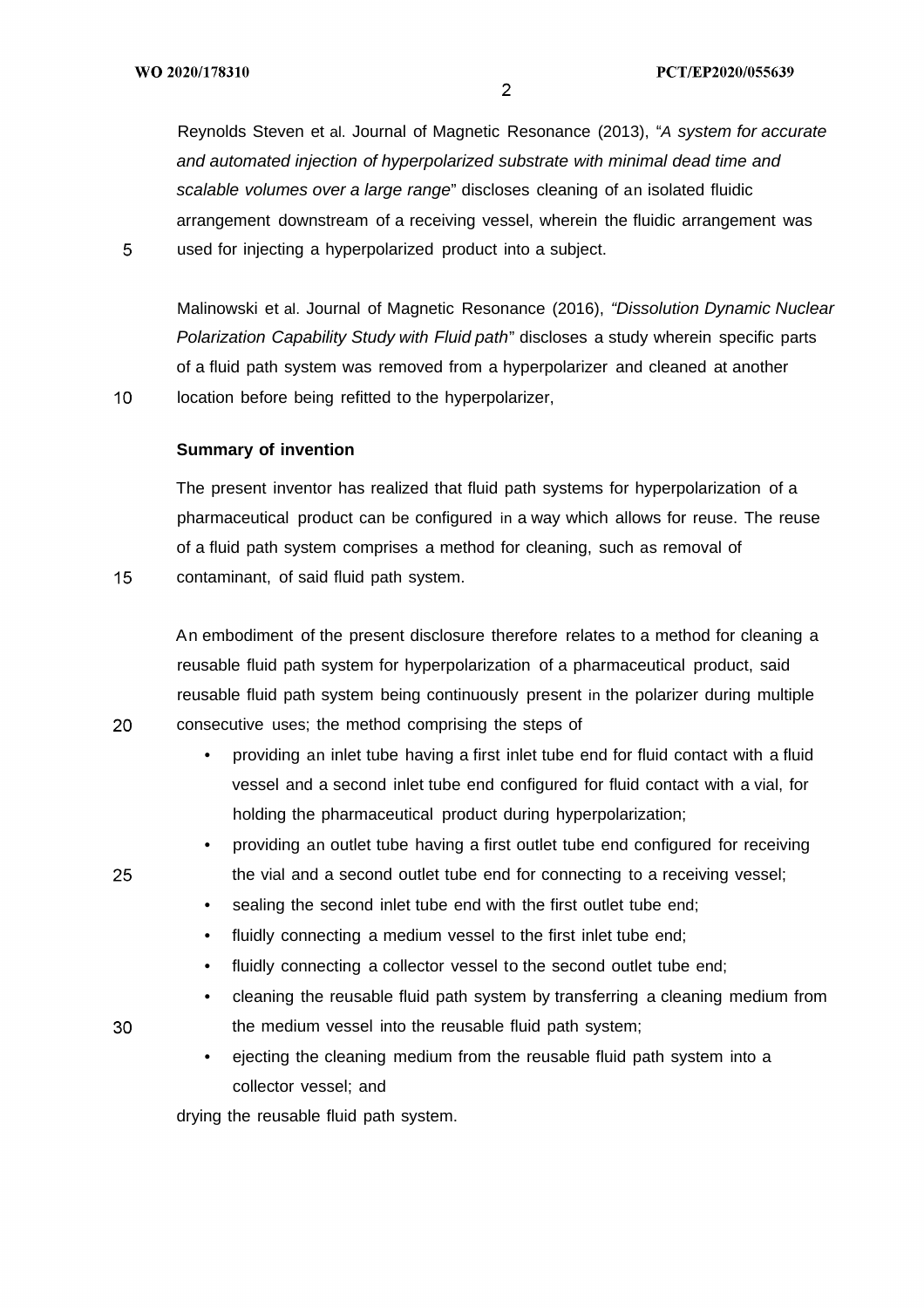Reynolds Steven et al. Journal of Magnetic Resonance (2013), "*A system for accurate and automated injection of hyperpolarized substrate with minimal dead time and scalable volumes over a large range*" discloses cleaning of an isolated fluidic arrangement downstream of a receiving vessel, wherein the fluidic arrangement was used for injecting a hyperpolarized product into a subject.

Malinowski et al. Journal of Magnetic Resonance (2016), *"Dissolution Dynamic Nuclear Polarization Capability Study with Fluid path"* discloses a study wherein specific parts of a fluid path system was removed from a hyperpolarizer and cleaned at another location before being refitted to the hyperpolarizer,

**Summary of invention**

The present inventor has realized that fluid path systems for hyperpolarization of a pharmaceutical product can be configured in a way which allows for reuse. The reuse of a fluid path system comprises a method for cleaning, such as removal of contaminant, of said fluid path system.

An embodiment of the present disclosure therefore relates to a method for cleaning a reusable fluid path system for hyperpolarization of a pharmaceutical product, said reusable fluid path system being continuously present in the polarizer during multiple consecutive uses; the method comprising the steps of

- providing an inlet tube having a first inlet tube end for fluid contact with a fluid vessel and a second inlet tube end configured for fluid contact with a vial, for holding the pharmaceutical product during hyperpolarization;
- providing an outlet tube having a first outlet tube end configured for receiving the vial and a second outlet tube end for connecting to a receiving vessel;
- sealing the second inlet tube end with the first outlet tube end;
- fluidly connecting a medium vessel to the first inlet tube end;
- fluidly connecting a collector vessel to the second outlet tube end;
- cleaning the reusable fluid path system by transferring a cleaning medium from the medium vessel into the reusable fluid path system;
- ejecting the cleaning medium from the reusable fluid path system into a collector vessel; and

drying the reusable fluid path system.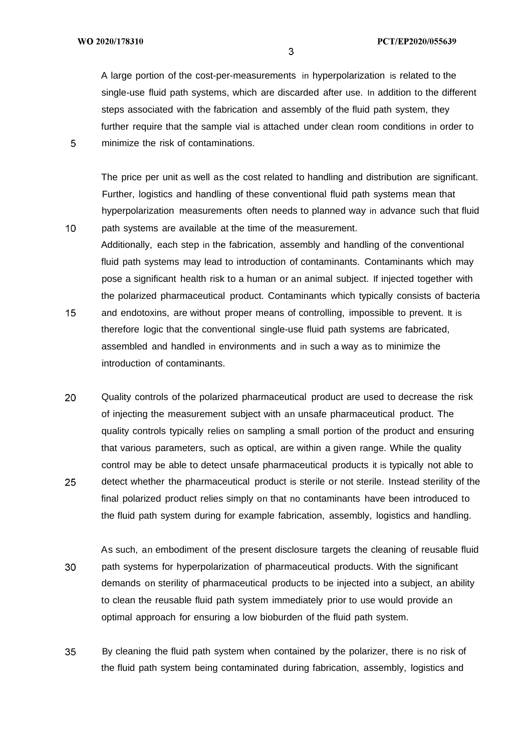A large portion of the cost-per-measurements in hyperpolarization is related to the single-use fluid path systems, which are discarded after use. In addition to the different steps associated with the fabrication and assembly of the fluid path system, they further require that the sample vial is attached under clean room conditions in order to minimize the risk of contaminations.

The price per unit as well as the cost related to handling and distribution are significant. Further, logistics and handling of these conventional fluid path systems mean that hyperpolarization measurements often needs to planned way in advance such that fluid path systems are available at the time of the measurement.
Additionally, each step in the fabrication, assembly and handling of the conventional fluid path systems may lead to introduction of contaminants. Contaminants which may pose a significant health risk to a human or an animal subject. If injected together with the polarized pharmaceutical product. Contaminants which typically consists of bacteria and endotoxins, are without proper means of controlling, impossible to prevent. It is therefore logic that the conventional single-use fluid path systems are fabricated, assembled and handled in environments and in such a way as to minimize the introduction of contaminants.

Quality controls of the polarized pharmaceutical product are used to decrease the risk of injecting the measurement subject with an unsafe pharmaceutical product. The quality controls typically relies on sampling a small portion of the product and ensuring that various parameters, such as optical, are within a given range. While the quality control may be able to detect unsafe pharmaceutical products it is typically not able to detect whether the pharmaceutical product is sterile or not sterile. Instead sterility of the final polarized product relies simply on that no contaminants have been introduced to the fluid path system during for example fabrication, assembly, logistics and handling.

As such, an embodiment of the present disclosure targets the cleaning of reusable fluid path systems for hyperpolarization of pharmaceutical products. With the significant demands on sterility of pharmaceutical products to be injected into a subject, an ability to clean the reusable fluid path system immediately prior to use would provide an optimal approach for ensuring a low bioburden of the fluid path system.

By cleaning the fluid path system when contained by the polarizer, there is no risk of the fluid path system being contaminated during fabrication, assembly, logistics and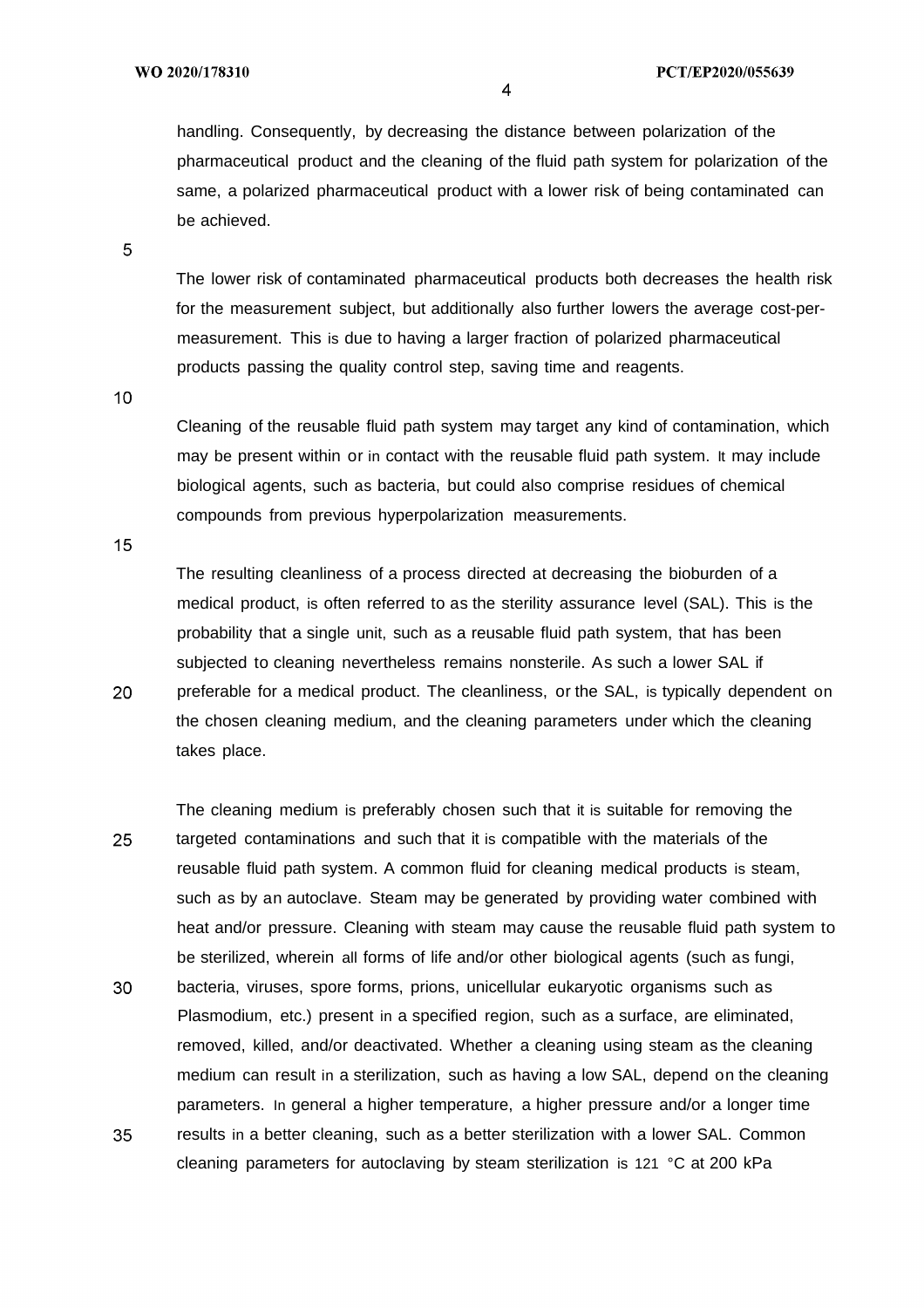handling. Consequently, by decreasing the distance between polarization of the pharmaceutical product and the cleaning of the fluid path system for polarization of the same, a polarized pharmaceutical product with a lower risk of being contaminated can be achieved.

The lower risk of contaminated pharmaceutical products both decreases the health risk for the measurement subject, but additionally also further lowers the average cost-per-measurement. This is due to having a larger fraction of polarized pharmaceutical products passing the quality control step, saving time and reagents.

Cleaning of the reusable fluid path system may target any kind of contamination, which may be present within or in contact with the reusable fluid path system. It may include biological agents, such as bacteria, but could also comprise residues of chemical compounds from previous hyperpolarization measurements.

The resulting cleanliness of a process directed at decreasing the bioburden of a medical product, is often referred to as the sterility assurance level (SAL). This is the probability that a single unit, such as a reusable fluid path system, that has been subjected to cleaning nevertheless remains nonsterile. As such a lower SAL if preferable for a medical product. The cleanliness, or the SAL, is typically dependent on the chosen cleaning medium, and the cleaning parameters under which the cleaning takes place.

The cleaning medium is preferably chosen such that it is suitable for removing the targeted contaminations and such that it is compatible with the materials of the reusable fluid path system. A common fluid for cleaning medical products is steam, such as by an autoclave. Steam may be generated by providing water combined with heat and/or pressure. Cleaning with steam may cause the reusable fluid path system to be sterilized, wherein all forms of life and/or other biological agents (such as fungi, bacteria, viruses, spore forms, prions, unicellular eukaryotic organisms such as Plasmodium, etc.) present in a specified region, such as a surface, are eliminated, removed, killed, and/or deactivated. Whether a cleaning using steam as the cleaning medium can result in a sterilization, such as having a low SAL, depend on the cleaning parameters. In general a higher temperature, a higher pressure and/or a longer time results in a better cleaning, such as a better sterilization with a lower SAL. Common cleaning parameters for autoclaving by steam sterilization is 121 °C at 200 kPa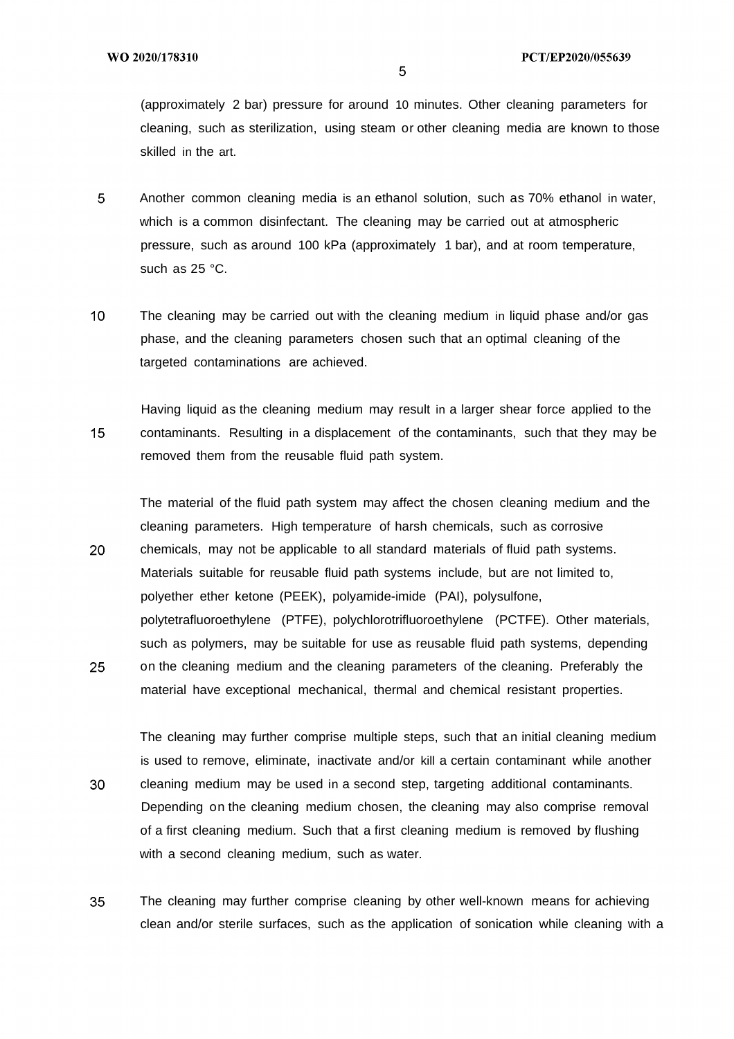(approximately 2 bar) pressure for around 10 minutes. Other cleaning parameters for cleaning, such as sterilization, using steam or other cleaning media are known to those skilled in the art.

Another common cleaning media is an ethanol solution, such as 70% ethanol in water, which is a common disinfectant. The cleaning may be carried out at atmospheric pressure, such as around 100 kPa (approximately 1 bar), and at room temperature, such as 25 °C.

The cleaning may be carried out with the cleaning medium in liquid phase and/or gas phase, and the cleaning parameters chosen such that an optimal cleaning of the targeted contaminations are achieved.

Having liquid as the cleaning medium may result in a larger shear force applied to the contaminants. Resulting in a displacement of the contaminants, such that they may be removed them from the reusable fluid path system.

The material of the fluid path system may affect the chosen cleaning medium and the cleaning parameters. High temperature of harsh chemicals, such as corrosive chemicals, may not be applicable to all standard materials of fluid path systems. Materials suitable for reusable fluid path systems include, but are not limited to, polyether ether ketone (PEEK), polyamide-imide (PAI), polysulfone, polytetrafluoroethylene (PTFE), polychlorotrifluoroethylene (PCTFE). Other materials, such as polymers, may be suitable for use as reusable fluid path systems, depending on the cleaning medium and the cleaning parameters of the cleaning. Preferably the material have exceptional mechanical, thermal and chemical resistant properties.

The cleaning may further comprise multiple steps, such that an initial cleaning medium is used to remove, eliminate, inactivate and/or kill a certain contaminant while another cleaning medium may be used in a second step, targeting additional contaminants. Depending on the cleaning medium chosen, the cleaning may also comprise removal of a first cleaning medium. Such that a first cleaning medium is removed by flushing with a second cleaning medium, such as water.

The cleaning may further comprise cleaning by other well-known means for achieving clean and/or sterile surfaces, such as the application of sonication while cleaning with a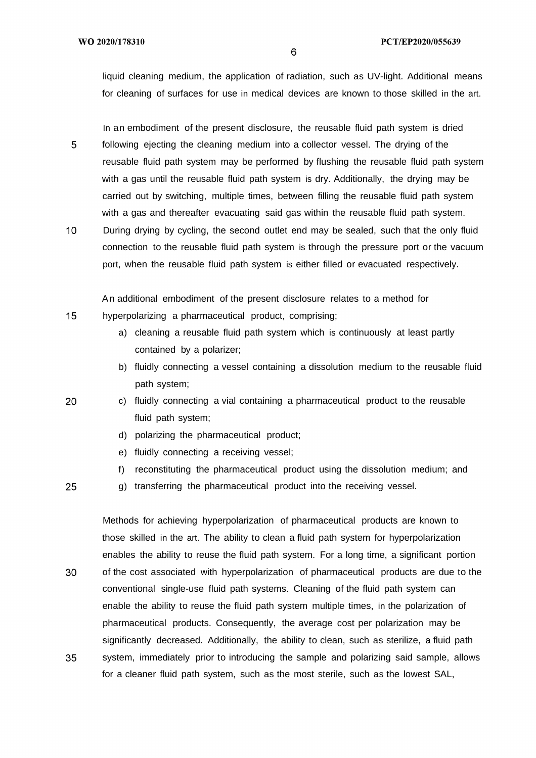liquid cleaning medium, the application of radiation, such as UV-light. Additional means for cleaning of surfaces for use in medical devices are known to those skilled in the art.

In an embodiment of the present disclosure, the reusable fluid path system is dried following ejecting the cleaning medium into a collector vessel. The drying of the reusable fluid path system may be performed by flushing the reusable fluid path system with a gas until the reusable fluid path system is dry. Additionally, the drying may be carried out by switching, multiple times, between filling the reusable fluid path system with a gas and thereafter evacuating said gas within the reusable fluid path system. During drying by cycling, the second outlet end may be sealed, such that the only fluid connection to the reusable fluid path system is through the pressure port or the vacuum port, when the reusable fluid path system is either filled or evacuated respectively.

An additional embodiment of the present disclosure relates to a method for hyperpolarizing a pharmaceutical product, comprising;

a) cleaning a reusable fluid path system which is continuously at least partly contained by a polarizer;
b) fluidly connecting a vessel containing a dissolution medium to the reusable fluid path system;
c) fluidly connecting a vial containing a pharmaceutical product to the reusable fluid path system;
d) polarizing the pharmaceutical product;
e) fluidly connecting a receiving vessel;
f) reconstituting the pharmaceutical product using the dissolution medium; and
g) transferring the pharmaceutical product into the receiving vessel.

Methods for achieving hyperpolarization of pharmaceutical products are known to those skilled in the art. The ability to clean a fluid path system for hyperpolarization enables the ability to reuse the fluid path system. For a long time, a significant portion of the cost associated with hyperpolarization of pharmaceutical products are due to the conventional single-use fluid path systems. Cleaning of the fluid path system can enable the ability to reuse the fluid path system multiple times, in the polarization of pharmaceutical products. Consequently, the average cost per polarization may be significantly decreased. Additionally, the ability to clean, such as sterilize, a fluid path system, immediately prior to introducing the sample and polarizing said sample, allows for a cleaner fluid path system, such as the most sterile, such as the lowest SAL,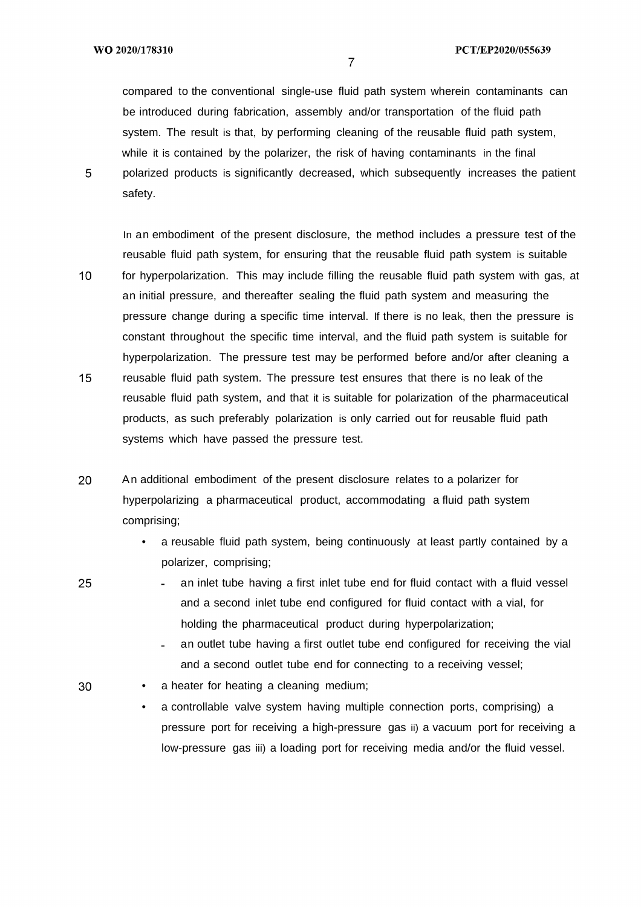compared to the conventional single-use fluid path system wherein contaminants can be introduced during fabrication, assembly and/or transportation of the fluid path system. The result is that, by performing cleaning of the reusable fluid path system, while it is contained by the polarizer, the risk of having contaminants in the final polarized products is significantly decreased, which subsequently increases the patient safety.

In an embodiment of the present disclosure, the method includes a pressure test of the reusable fluid path system, for ensuring that the reusable fluid path system is suitable for hyperpolarization. This may include filling the reusable fluid path system with gas, at an initial pressure, and thereafter sealing the fluid path system and measuring the pressure change during a specific time interval. If there is no leak, then the pressure is constant throughout the specific time interval, and the fluid path system is suitable for hyperpolarization. The pressure test may be performed before and/or after cleaning a reusable fluid path system. The pressure test ensures that there is no leak of the reusable fluid path system, and that it is suitable for polarization of the pharmaceutical products, as such preferably polarization is only carried out for reusable fluid path systems which have passed the pressure test.

An additional embodiment of the present disclosure relates to a polarizer for hyperpolarizing a pharmaceutical product, accommodating a fluid path system comprising;

- a reusable fluid path system, being continuously at least partly contained by a polarizer, comprising;
  - an inlet tube having a first inlet tube end for fluid contact with a fluid vessel and a second inlet tube end configured for fluid contact with a vial, for holding the pharmaceutical product during hyperpolarization;
  - an outlet tube having a first outlet tube end configured for receiving the vial and a second outlet tube end for connecting to a receiving vessel;
- a heater for heating a cleaning medium;
- a controllable valve system having multiple connection ports, comprising) a pressure port for receiving a high-pressure gas ii) a vacuum port for receiving a low-pressure gas iii) a loading port for receiving media and/or the fluid vessel.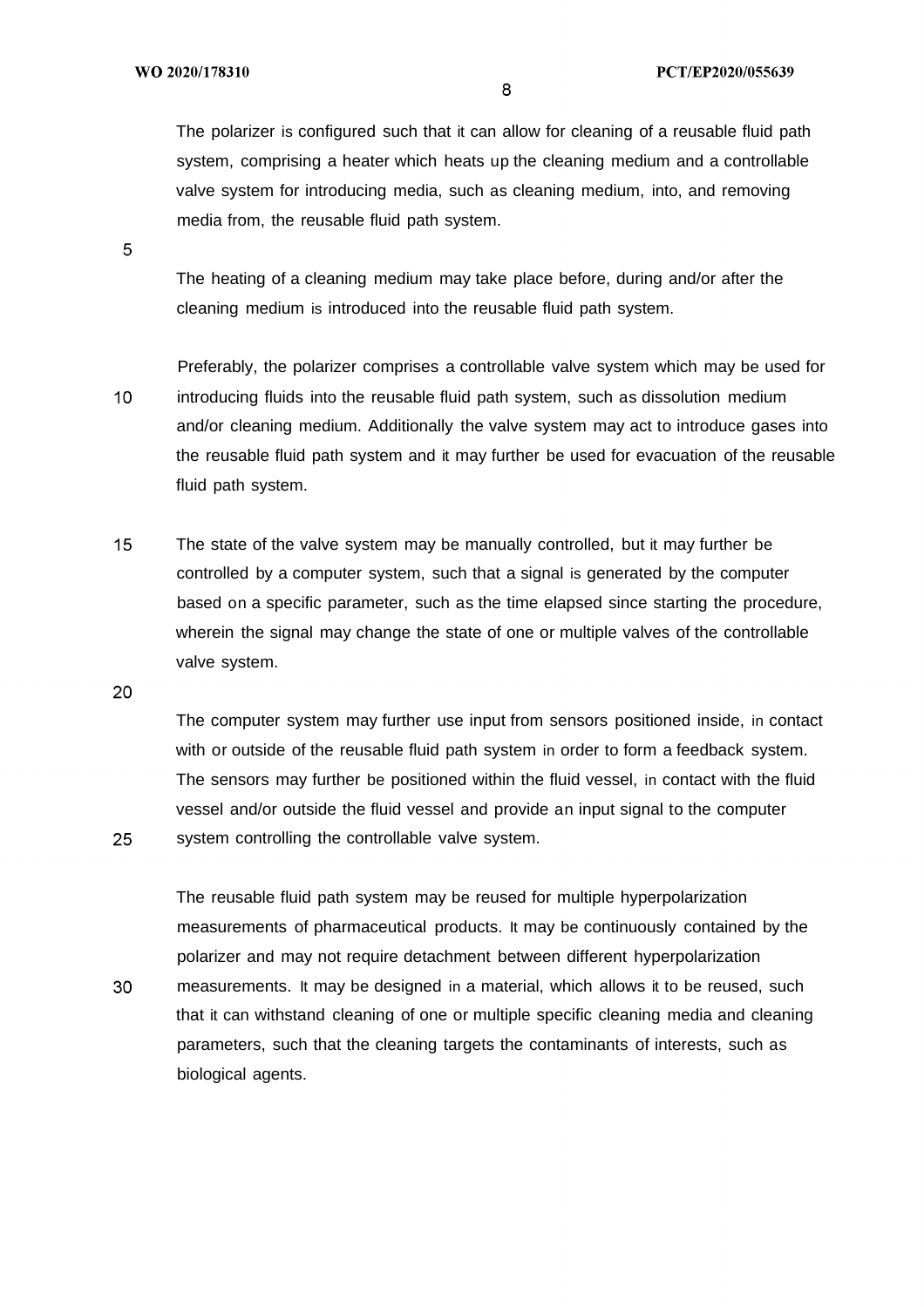The polarizer is configured such that it can allow for cleaning of a reusable fluid path system, comprising a heater which heats up the cleaning medium and a controllable valve system for introducing media, such as cleaning medium, into, and removing media from, the reusable fluid path system.

The heating of a cleaning medium may take place before, during and/or after the cleaning medium is introduced into the reusable fluid path system.

Preferably, the polarizer comprises a controllable valve system which may be used for introducing fluids into the reusable fluid path system, such as dissolution medium and/or cleaning medium. Additionally the valve system may act to introduce gases into the reusable fluid path system and it may further be used for evacuation of the reusable fluid path system.

The state of the valve system may be manually controlled, but it may further be controlled by a computer system, such that a signal is generated by the computer based on a specific parameter, such as the time elapsed since starting the procedure, wherein the signal may change the state of one or multiple valves of the controllable valve system.

The computer system may further use input from sensors positioned inside, in contact with or outside of the reusable fluid path system in order to form a feedback system. The sensors may further be positioned within the fluid vessel, in contact with the fluid vessel and/or outside the fluid vessel and provide an input signal to the computer system controlling the controllable valve system.

The reusable fluid path system may be reused for multiple hyperpolarization measurements of pharmaceutical products. It may be continuously contained by the polarizer and may not require detachment between different hyperpolarization measurements. It may be designed in a material, which allows it to be reused, such that it can withstand cleaning of one or multiple specific cleaning media and cleaning parameters, such that the cleaning targets the contaminants of interests, such as biological agents.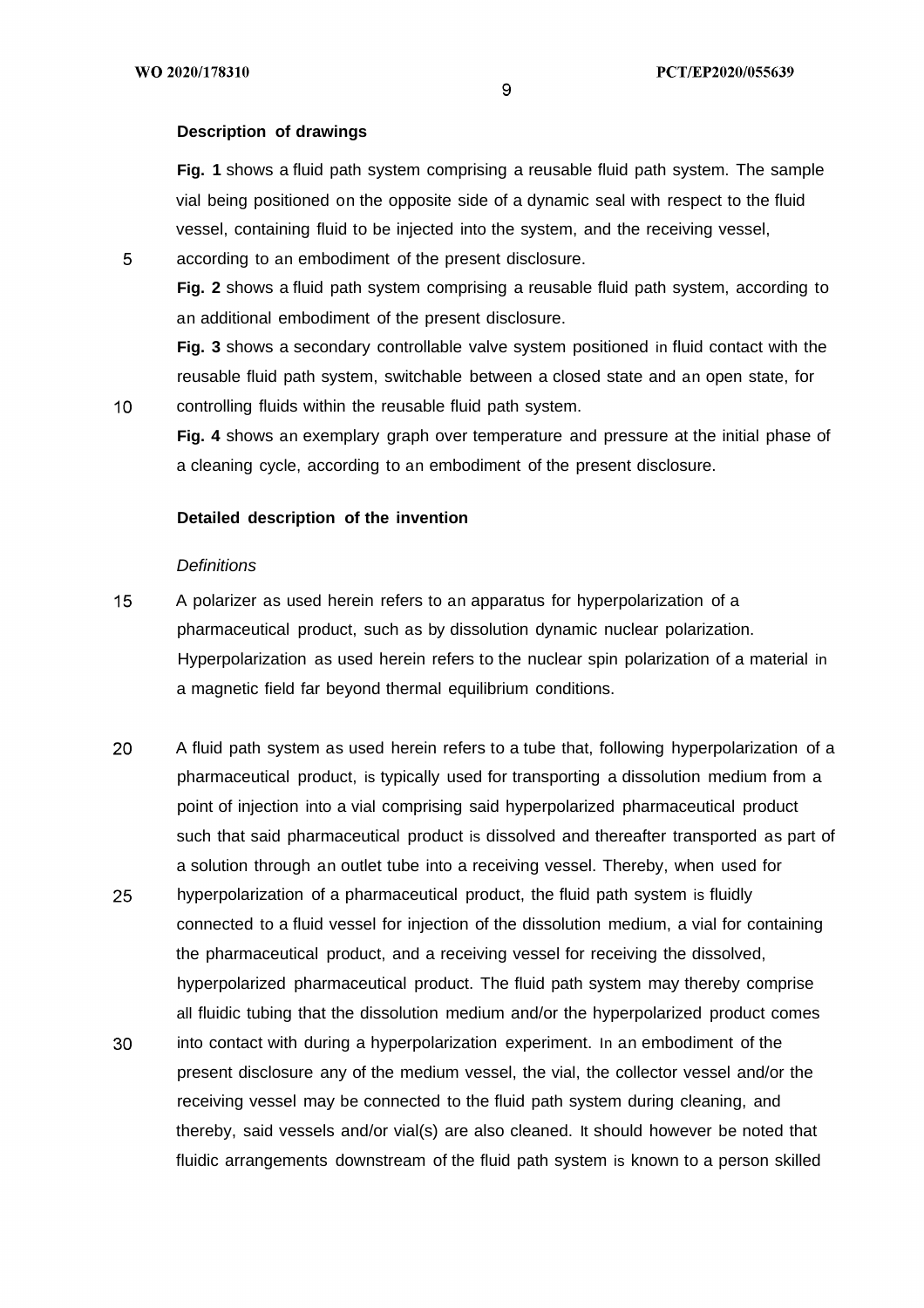**Description of drawings**

**Fig. 1** shows a fluid path system comprising a reusable fluid path system. The sample vial being positioned on the opposite side of a dynamic seal with respect to the fluid vessel, containing fluid to be injected into the system, and the receiving vessel, according to an embodiment of the present disclosure.

**Fig. 2** shows a fluid path system comprising a reusable fluid path system, according to an additional embodiment of the present disclosure.

**Fig. 3** shows a secondary controllable valve system positioned in fluid contact with the reusable fluid path system, switchable between a closed state and an open state, for controlling fluids within the reusable fluid path system.

**Fig. 4** shows an exemplary graph over temperature and pressure at the initial phase of a cleaning cycle, according to an embodiment of the present disclosure.

**Detailed description of the invention**

*Definitions*

A polarizer as used herein refers to an apparatus for hyperpolarization of a pharmaceutical product, such as by dissolution dynamic nuclear polarization. Hyperpolarization as used herein refers to the nuclear spin polarization of a material in a magnetic field far beyond thermal equilibrium conditions.

A fluid path system as used herein refers to a tube that, following hyperpolarization of a pharmaceutical product, is typically used for transporting a dissolution medium from a point of injection into a vial comprising said hyperpolarized pharmaceutical product such that said pharmaceutical product is dissolved and thereafter transported as part of a solution through an outlet tube into a receiving vessel. Thereby, when used for hyperpolarization of a pharmaceutical product, the fluid path system is fluidly connected to a fluid vessel for injection of the dissolution medium, a vial for containing the pharmaceutical product, and a receiving vessel for receiving the dissolved, hyperpolarized pharmaceutical product. The fluid path system may thereby comprise all fluidic tubing that the dissolution medium and/or the hyperpolarized product comes into contact with during a hyperpolarization experiment. In an embodiment of the present disclosure any of the medium vessel, the vial, the collector vessel and/or the receiving vessel may be connected to the fluid path system during cleaning, and thereby, said vessels and/or vial(s) are also cleaned. It should however be noted that fluidic arrangements downstream of the fluid path system is known to a person skilled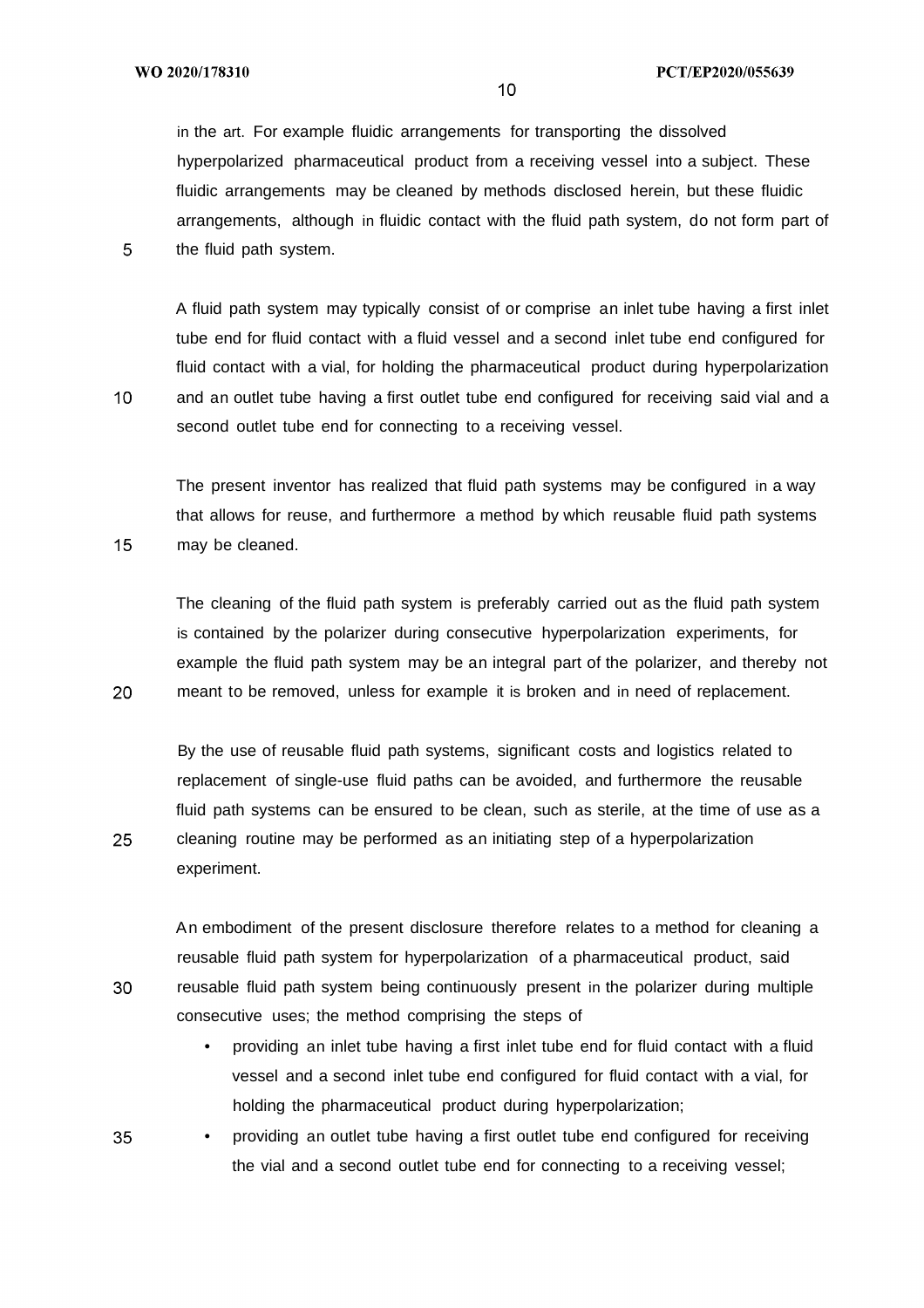in the art. For example fluidic arrangements for transporting the dissolved hyperpolarized pharmaceutical product from a receiving vessel into a subject. These fluidic arrangements may be cleaned by methods disclosed herein, but these fluidic arrangements, although in fluidic contact with the fluid path system, do not form part of the fluid path system.

A fluid path system may typically consist of or comprise an inlet tube having a first inlet tube end for fluid contact with a fluid vessel and a second inlet tube end configured for fluid contact with a vial, for holding the pharmaceutical product during hyperpolarization and an outlet tube having a first outlet tube end configured for receiving said vial and a second outlet tube end for connecting to a receiving vessel.

The present inventor has realized that fluid path systems may be configured in a way that allows for reuse, and furthermore a method by which reusable fluid path systems may be cleaned.

The cleaning of the fluid path system is preferably carried out as the fluid path system is contained by the polarizer during consecutive hyperpolarization experiments, for example the fluid path system may be an integral part of the polarizer, and thereby not meant to be removed, unless for example it is broken and in need of replacement.

By the use of reusable fluid path systems, significant costs and logistics related to replacement of single-use fluid paths can be avoided, and furthermore the reusable fluid path systems can be ensured to be clean, such as sterile, at the time of use as a cleaning routine may be performed as an initiating step of a hyperpolarization experiment.

An embodiment of the present disclosure therefore relates to a method for cleaning a reusable fluid path system for hyperpolarization of a pharmaceutical product, said reusable fluid path system being continuously present in the polarizer during multiple consecutive uses; the method comprising the steps of

- providing an inlet tube having a first inlet tube end for fluid contact with a fluid vessel and a second inlet tube end configured for fluid contact with a vial, for holding the pharmaceutical product during hyperpolarization;
- providing an outlet tube having a first outlet tube end configured for receiving the vial and a second outlet tube end for connecting to a receiving vessel;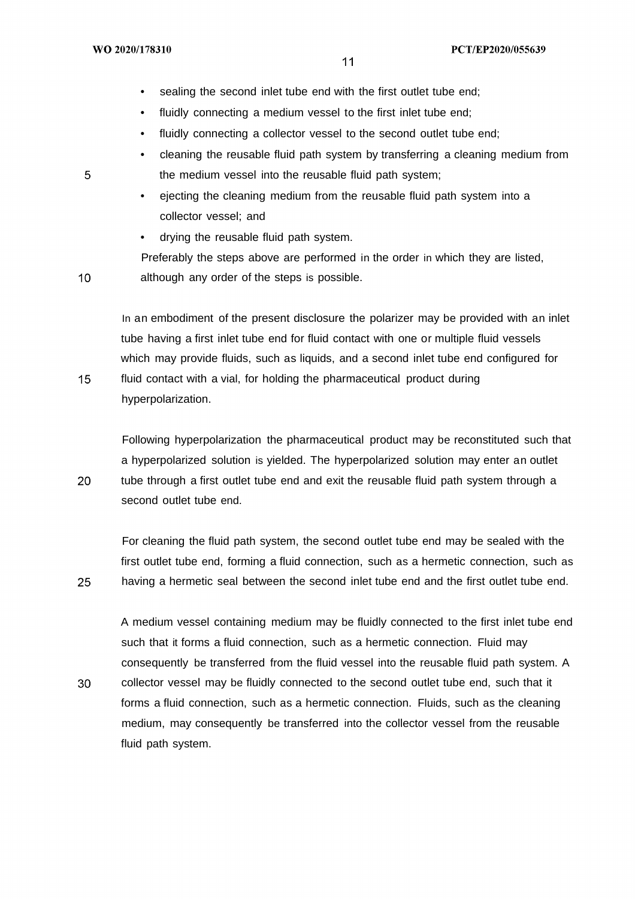- sealing the second inlet tube end with the first outlet tube end;
- fluidly connecting a medium vessel to the first inlet tube end;
- fluidly connecting a collector vessel to the second outlet tube end;
- cleaning the reusable fluid path system by transferring a cleaning medium from the medium vessel into the reusable fluid path system;
- ejecting the cleaning medium from the reusable fluid path system into a collector vessel; and
- drying the reusable fluid path system.

Preferably the steps above are performed in the order in which they are listed, although any order of the steps is possible.

In an embodiment of the present disclosure the polarizer may be provided with an inlet tube having a first inlet tube end for fluid contact with one or multiple fluid vessels which may provide fluids, such as liquids, and a second inlet tube end configured for fluid contact with a vial, for holding the pharmaceutical product during hyperpolarization.

Following hyperpolarization the pharmaceutical product may be reconstituted such that a hyperpolarized solution is yielded. The hyperpolarized solution may enter an outlet tube through a first outlet tube end and exit the reusable fluid path system through a second outlet tube end.

For cleaning the fluid path system, the second outlet tube end may be sealed with the first outlet tube end, forming a fluid connection, such as a hermetic connection, such as having a hermetic seal between the second inlet tube end and the first outlet tube end.

A medium vessel containing medium may be fluidly connected to the first inlet tube end such that it forms a fluid connection, such as a hermetic connection. Fluid may consequently be transferred from the fluid vessel into the reusable fluid path system. A collector vessel may be fluidly connected to the second outlet tube end, such that it forms a fluid connection, such as a hermetic connection. Fluids, such as the cleaning medium, may consequently be transferred into the collector vessel from the reusable fluid path system.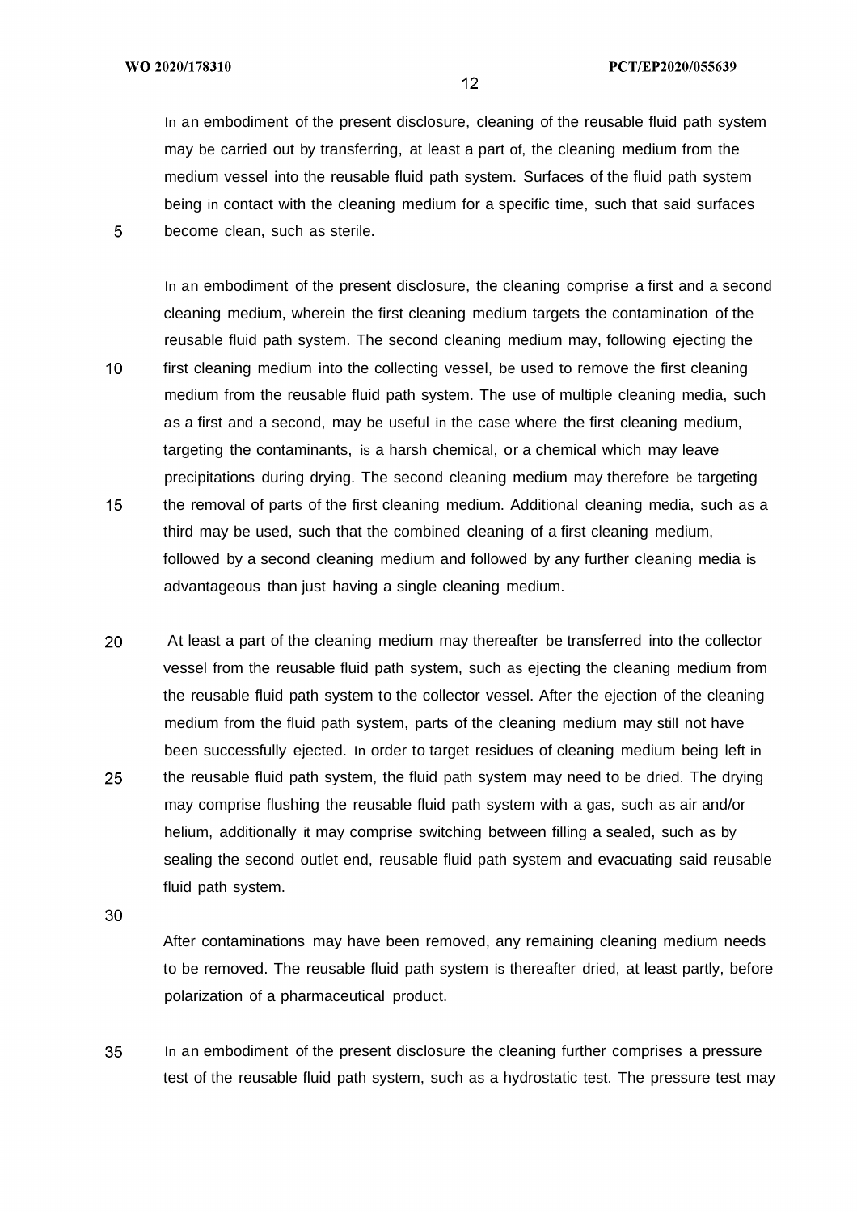In an embodiment of the present disclosure, cleaning of the reusable fluid path system may be carried out by transferring, at least a part of, the cleaning medium from the medium vessel into the reusable fluid path system. Surfaces of the fluid path system being in contact with the cleaning medium for a specific time, such that said surfaces become clean, such as sterile.

In an embodiment of the present disclosure, the cleaning comprise a first and a second cleaning medium, wherein the first cleaning medium targets the contamination of the reusable fluid path system. The second cleaning medium may, following ejecting the first cleaning medium into the collecting vessel, be used to remove the first cleaning medium from the reusable fluid path system. The use of multiple cleaning media, such as a first and a second, may be useful in the case where the first cleaning medium, targeting the contaminants, is a harsh chemical, or a chemical which may leave precipitations during drying. The second cleaning medium may therefore be targeting the removal of parts of the first cleaning medium. Additional cleaning media, such as a third may be used, such that the combined cleaning of a first cleaning medium, followed by a second cleaning medium and followed by any further cleaning media is advantageous than just having a single cleaning medium.

At least a part of the cleaning medium may thereafter be transferred into the collector vessel from the reusable fluid path system, such as ejecting the cleaning medium from the reusable fluid path system to the collector vessel. After the ejection of the cleaning medium from the fluid path system, parts of the cleaning medium may still not have been successfully ejected. In order to target residues of cleaning medium being left in the reusable fluid path system, the fluid path system may need to be dried. The drying may comprise flushing the reusable fluid path system with a gas, such as air and/or helium, additionally it may comprise switching between filling a sealed, such as by sealing the second outlet end, reusable fluid path system and evacuating said reusable fluid path system.

After contaminations may have been removed, any remaining cleaning medium needs to be removed. The reusable fluid path system is thereafter dried, at least partly, before polarization of a pharmaceutical product.

In an embodiment of the present disclosure the cleaning further comprises a pressure test of the reusable fluid path system, such as a hydrostatic test. The pressure test may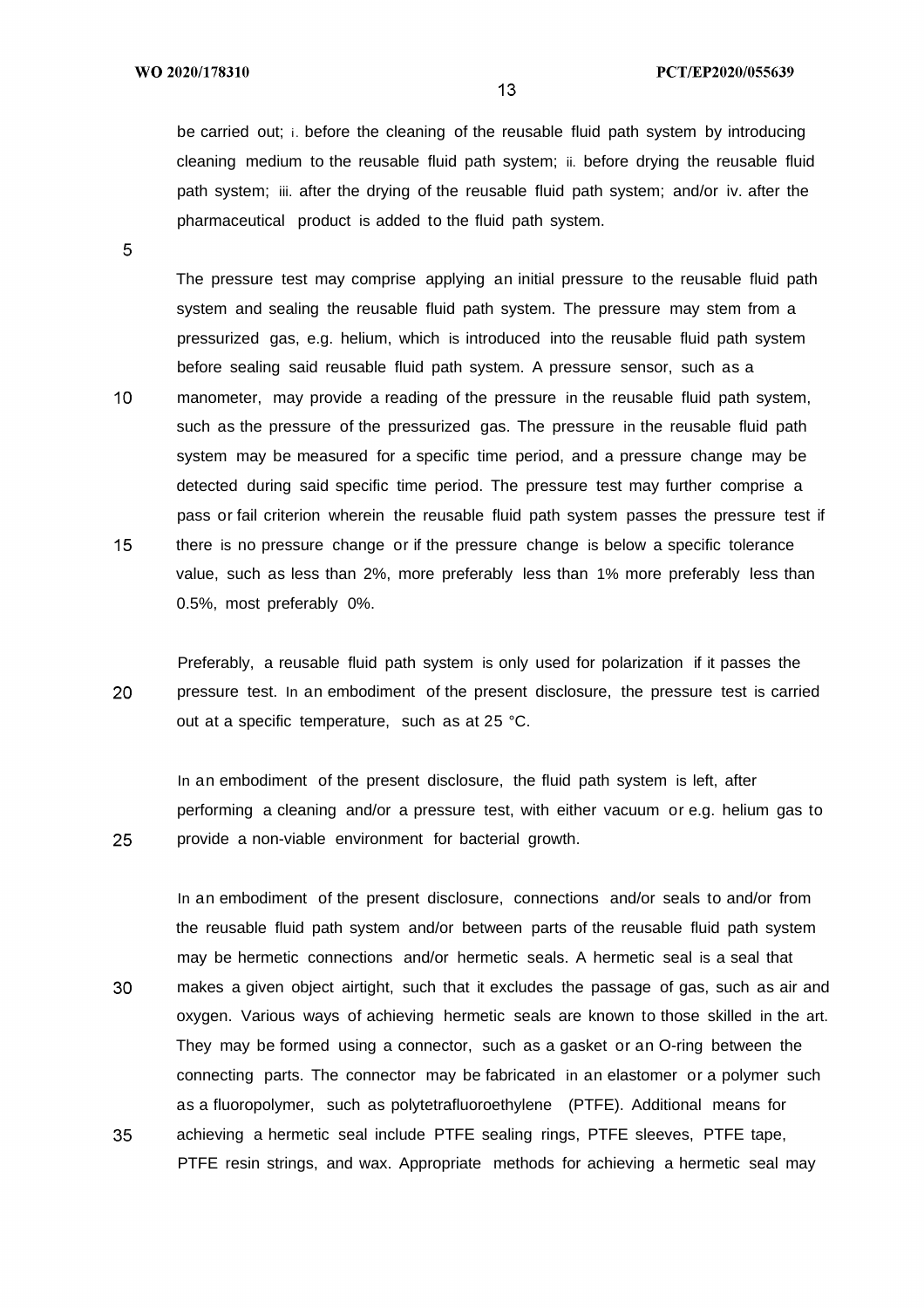be carried out; i. before the cleaning of the reusable fluid path system by introducing cleaning medium to the reusable fluid path system; ii. before drying the reusable fluid path system; iii. after the drying of the reusable fluid path system; and/or iv. after the pharmaceutical product is added to the fluid path system.

The pressure test may comprise applying an initial pressure to the reusable fluid path system and sealing the reusable fluid path system. The pressure may stem from a pressurized gas, e.g. helium, which is introduced into the reusable fluid path system before sealing said reusable fluid path system. A pressure sensor, such as a manometer, may provide a reading of the pressure in the reusable fluid path system, such as the pressure of the pressurized gas. The pressure in the reusable fluid path system may be measured for a specific time period, and a pressure change may be detected during said specific time period. The pressure test may further comprise a pass or fail criterion wherein the reusable fluid path system passes the pressure test if there is no pressure change or if the pressure change is below a specific tolerance value, such as less than 2%, more preferably less than 1% more preferably less than 0.5%, most preferably 0%.

Preferably, a reusable fluid path system is only used for polarization if it passes the pressure test. In an embodiment of the present disclosure, the pressure test is carried out at a specific temperature, such as at 25 °C.

In an embodiment of the present disclosure, the fluid path system is left, after performing a cleaning and/or a pressure test, with either vacuum or e.g. helium gas to provide a non-viable environment for bacterial growth.

In an embodiment of the present disclosure, connections and/or seals to and/or from the reusable fluid path system and/or between parts of the reusable fluid path system may be hermetic connections and/or hermetic seals. A hermetic seal is a seal that makes a given object airtight, such that it excludes the passage of gas, such as air and oxygen. Various ways of achieving hermetic seals are known to those skilled in the art. They may be formed using a connector, such as a gasket or an O-ring between the connecting parts. The connector may be fabricated in an elastomer or a polymer such as a fluoropolymer, such as polytetrafluoroethylene (PTFE). Additional means for achieving a hermetic seal include PTFE sealing rings, PTFE sleeves, PTFE tape, PTFE resin strings, and wax. Appropriate methods for achieving a hermetic seal may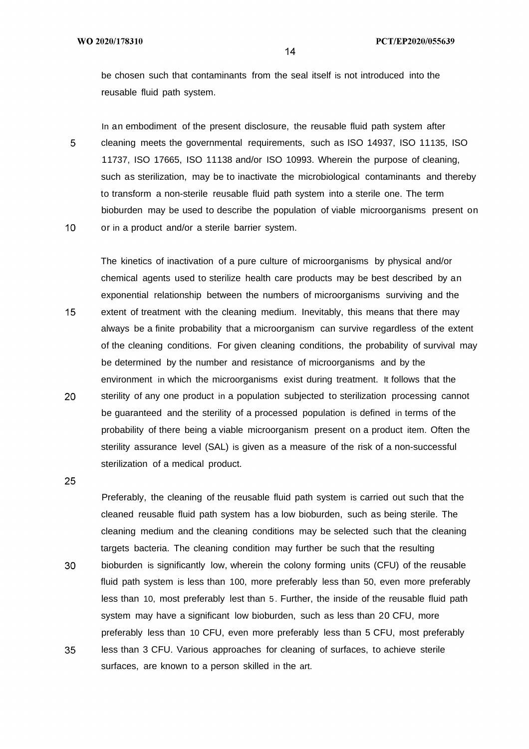be chosen such that contaminants from the seal itself is not introduced into the reusable fluid path system.

In an embodiment of the present disclosure, the reusable fluid path system after cleaning meets the governmental requirements, such as ISO 14937, ISO 11135, ISO 11737, ISO 17665, ISO 11138 and/or ISO 10993. Wherein the purpose of cleaning, such as sterilization, may be to inactivate the microbiological contaminants and thereby to transform a non-sterile reusable fluid path system into a sterile one. The term bioburden may be used to describe the population of viable microorganisms present on or in a product and/or a sterile barrier system.

The kinetics of inactivation of a pure culture of microorganisms by physical and/or chemical agents used to sterilize health care products may be best described by an exponential relationship between the numbers of microorganisms surviving and the extent of treatment with the cleaning medium. Inevitably, this means that there may always be a finite probability that a microorganism can survive regardless of the extent of the cleaning conditions. For given cleaning conditions, the probability of survival may be determined by the number and resistance of microorganisms and by the environment in which the microorganisms exist during treatment. It follows that the sterility of any one product in a population subjected to sterilization processing cannot be guaranteed and the sterility of a processed population is defined in terms of the probability of there being a viable microorganism present on a product item. Often the sterility assurance level (SAL) is given as a measure of the risk of a non-successful sterilization of a medical product.

Preferably, the cleaning of the reusable fluid path system is carried out such that the cleaned reusable fluid path system has a low bioburden, such as being sterile. The cleaning medium and the cleaning conditions may be selected such that the cleaning targets bacteria. The cleaning condition may further be such that the resulting bioburden is significantly low, wherein the colony forming units (CFU) of the reusable fluid path system is less than 100, more preferably less than 50, even more preferably less than 10, most preferably lest than 5. Further, the inside of the reusable fluid path system may have a significant low bioburden, such as less than 20 CFU, more preferably less than 10 CFU, even more preferably less than 5 CFU, most preferably less than 3 CFU. Various approaches for cleaning of surfaces, to achieve sterile surfaces, are known to a person skilled in the art.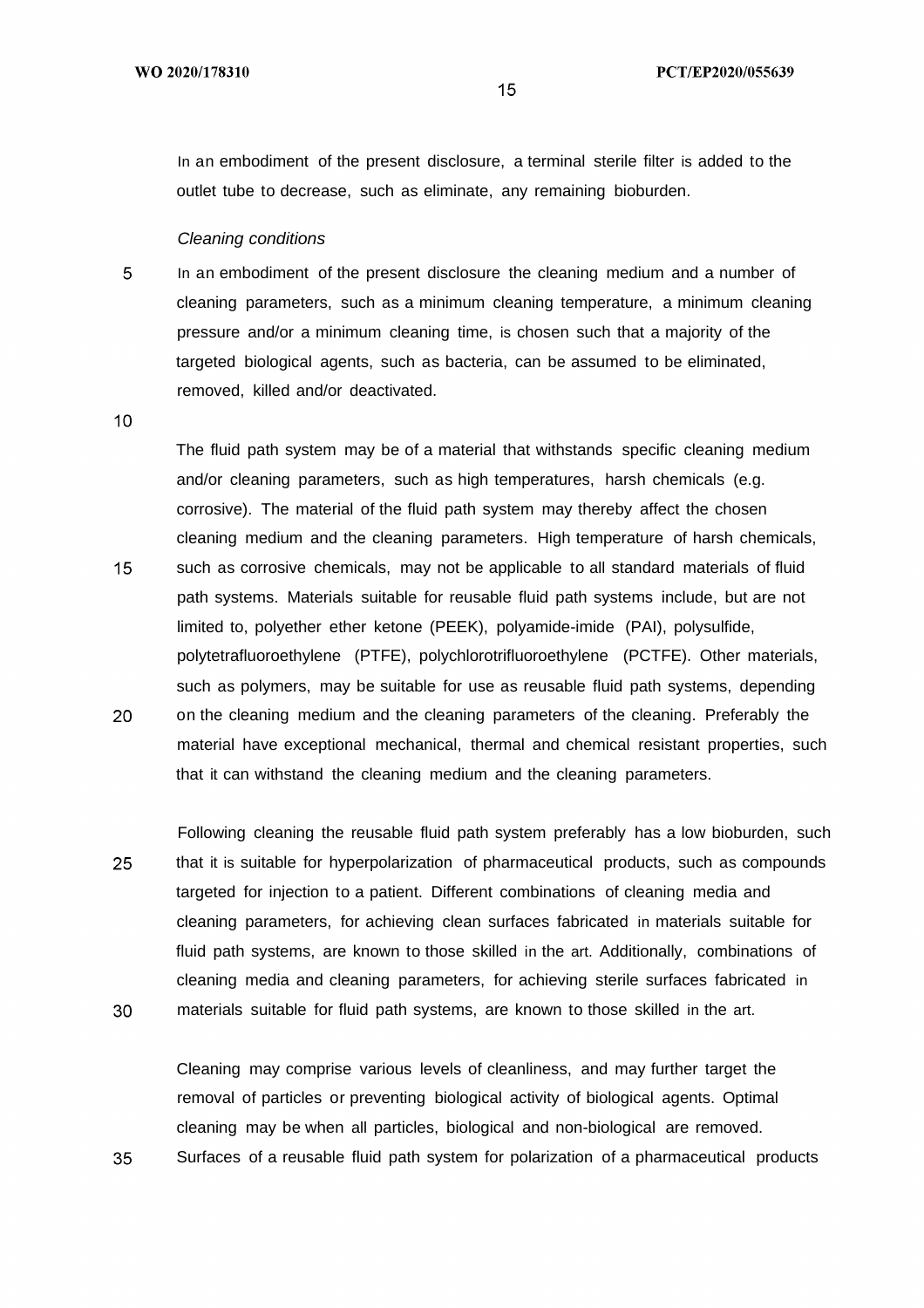In an embodiment of the present disclosure, a terminal sterile filter is added to the outlet tube to decrease, such as eliminate, any remaining bioburden.

*Cleaning conditions*

In an embodiment of the present disclosure the cleaning medium and a number of cleaning parameters, such as a minimum cleaning temperature, a minimum cleaning pressure and/or a minimum cleaning time, is chosen such that a majority of the targeted biological agents, such as bacteria, can be assumed to be eliminated, removed, killed and/or deactivated.

The fluid path system may be of a material that withstands specific cleaning medium and/or cleaning parameters, such as high temperatures, harsh chemicals (e.g. corrosive). The material of the fluid path system may thereby affect the chosen cleaning medium and the cleaning parameters. High temperature of harsh chemicals, such as corrosive chemicals, may not be applicable to all standard materials of fluid path systems. Materials suitable for reusable fluid path systems include, but are not limited to, polyether ether ketone (PEEK), polyamide-imide (PAI), polysulfide, polytetrafluoroethylene (PTFE), polychlorotrifluoroethylene (PCTFE). Other materials, such as polymers, may be suitable for use as reusable fluid path systems, depending on the cleaning medium and the cleaning parameters of the cleaning. Preferably the material have exceptional mechanical, thermal and chemical resistant properties, such that it can withstand the cleaning medium and the cleaning parameters.

Following cleaning the reusable fluid path system preferably has a low bioburden, such that it is suitable for hyperpolarization of pharmaceutical products, such as compounds targeted for injection to a patient. Different combinations of cleaning media and cleaning parameters, for achieving clean surfaces fabricated in materials suitable for fluid path systems, are known to those skilled in the art. Additionally, combinations of cleaning media and cleaning parameters, for achieving sterile surfaces fabricated in materials suitable for fluid path systems, are known to those skilled in the art.

Cleaning may comprise various levels of cleanliness, and may further target the removal of particles or preventing biological activity of biological agents. Optimal cleaning may be when all particles, biological and non-biological are removed. Surfaces of a reusable fluid path system for polarization of a pharmaceutical products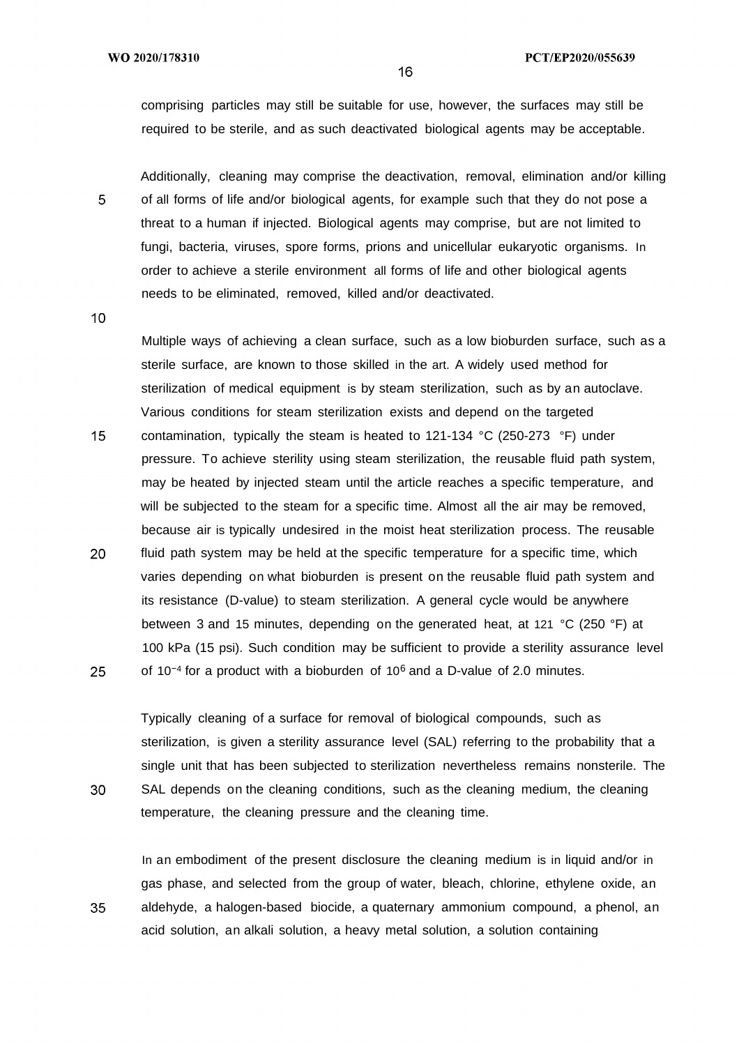comprising particles may still be suitable for use, however, the surfaces may still be required to be sterile, and as such deactivated biological agents may be acceptable.

Additionally, cleaning may comprise the deactivation, removal, elimination and/or killing of all forms of life and/or biological agents, for example such that they do not pose a threat to a human if injected. Biological agents may comprise, but are not limited to fungi, bacteria, viruses, spore forms, prions and unicellular eukaryotic organisms. In order to achieve a sterile environment all forms of life and other biological agents needs to be eliminated, removed, killed and/or deactivated.

Multiple ways of achieving a clean surface, such as a low bioburden surface, such as a sterile surface, are known to those skilled in the art. A widely used method for sterilization of medical equipment is by steam sterilization, such as by an autoclave. Various conditions for steam sterilization exists and depend on the targeted contamination, typically the steam is heated to 121-134 °C (250-273 °F) under pressure. To achieve sterility using steam sterilization, the reusable fluid path system, may be heated by injected steam until the article reaches a specific temperature, and will be subjected to the steam for a specific time. Almost all the air may be removed, because air is typically undesired in the moist heat sterilization process. The reusable fluid path system may be held at the specific temperature for a specific time, which varies depending on what bioburden is present on the reusable fluid path system and its resistance (D-value) to steam sterilization. A general cycle would be anywhere between 3 and 15 minutes, depending on the generated heat, at 121 °C (250 °F) at 100 kPa (15 psi). Such condition may be sufficient to provide a sterility assurance level of $10^{-4}$ for a product with a bioburden of $10^6$ and a D-value of 2.0 minutes.

Typically cleaning of a surface for removal of biological compounds, such as sterilization, is given a sterility assurance level (SAL) referring to the probability that a single unit that has been subjected to sterilization nevertheless remains nonsterile. The SAL depends on the cleaning conditions, such as the cleaning medium, the cleaning temperature, the cleaning pressure and the cleaning time.

In an embodiment of the present disclosure the cleaning medium is in liquid and/or in gas phase, and selected from the group of water, bleach, chlorine, ethylene oxide, an aldehyde, a halogen-based biocide, a quaternary ammonium compound, a phenol, an acid solution, an alkali solution, a heavy metal solution, a solution containing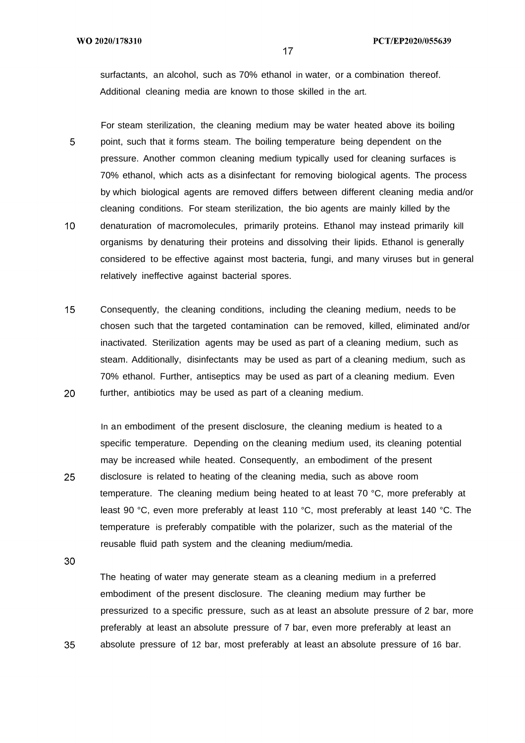surfactants, an alcohol, such as 70% ethanol in water, or a combination thereof. Additional cleaning media are known to those skilled in the art.

For steam sterilization, the cleaning medium may be water heated above its boiling point, such that it forms steam. The boiling temperature being dependent on the pressure. Another common cleaning medium typically used for cleaning surfaces is 70% ethanol, which acts as a disinfectant for removing biological agents. The process by which biological agents are removed differs between different cleaning media and/or cleaning conditions. For steam sterilization, the bio agents are mainly killed by the denaturation of macromolecules, primarily proteins. Ethanol may instead primarily kill organisms by denaturing their proteins and dissolving their lipids. Ethanol is generally considered to be effective against most bacteria, fungi, and many viruses but in general relatively ineffective against bacterial spores.

Consequently, the cleaning conditions, including the cleaning medium, needs to be chosen such that the targeted contamination can be removed, killed, eliminated and/or inactivated. Sterilization agents may be used as part of a cleaning medium, such as steam. Additionally, disinfectants may be used as part of a cleaning medium, such as 70% ethanol. Further, antiseptics may be used as part of a cleaning medium. Even further, antibiotics may be used as part of a cleaning medium.

In an embodiment of the present disclosure, the cleaning medium is heated to a specific temperature. Depending on the cleaning medium used, its cleaning potential may be increased while heated. Consequently, an embodiment of the present disclosure is related to heating of the cleaning media, such as above room temperature. The cleaning medium being heated to at least 70 °C, more preferably at least 90 °C, even more preferably at least 110 °C, most preferably at least 140 °C. The temperature is preferably compatible with the polarizer, such as the material of the reusable fluid path system and the cleaning medium/media.

The heating of water may generate steam as a cleaning medium in a preferred embodiment of the present disclosure. The cleaning medium may further be pressurized to a specific pressure, such as at least an absolute pressure of 2 bar, more preferably at least an absolute pressure of 7 bar, even more preferably at least an absolute pressure of 12 bar, most preferably at least an absolute pressure of 16 bar.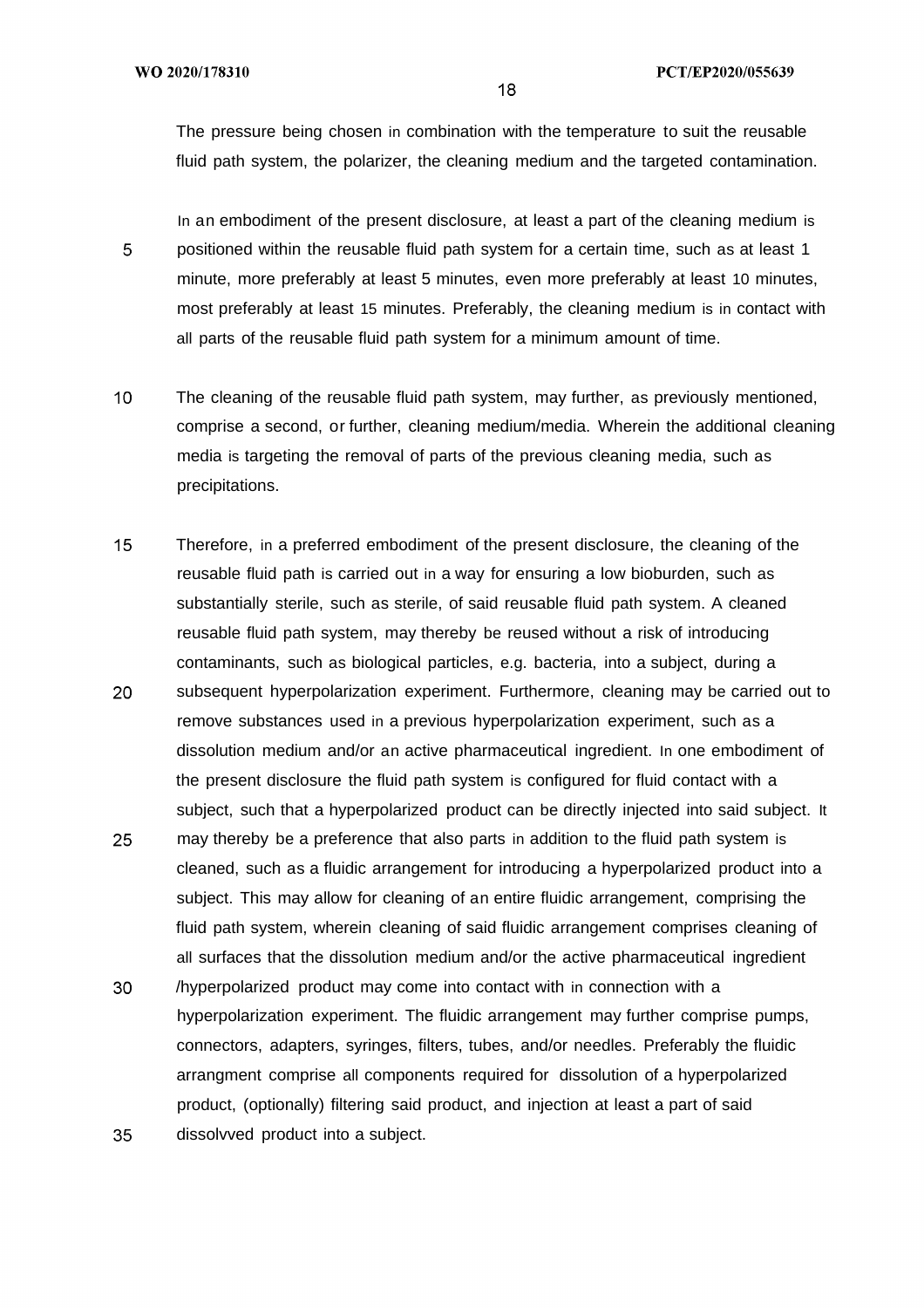The pressure being chosen in combination with the temperature to suit the reusable fluid path system, the polarizer, the cleaning medium and the targeted contamination.

In an embodiment of the present disclosure, at least a part of the cleaning medium is positioned within the reusable fluid path system for a certain time, such as at least 1 minute, more preferably at least 5 minutes, even more preferably at least 10 minutes, most preferably at least 15 minutes. Preferably, the cleaning medium is in contact with all parts of the reusable fluid path system for a minimum amount of time.

The cleaning of the reusable fluid path system, may further, as previously mentioned, comprise a second, or further, cleaning medium/media. Wherein the additional cleaning media is targeting the removal of parts of the previous cleaning media, such as precipitations.

Therefore, in a preferred embodiment of the present disclosure, the cleaning of the reusable fluid path is carried out in a way for ensuring a low bioburden, such as substantially sterile, such as sterile, of said reusable fluid path system. A cleaned reusable fluid path system, may thereby be reused without a risk of introducing contaminants, such as biological particles, e.g. bacteria, into a subject, during a subsequent hyperpolarization experiment. Furthermore, cleaning may be carried out to remove substances used in a previous hyperpolarization experiment, such as a dissolution medium and/or an active pharmaceutical ingredient. In one embodiment of the present disclosure the fluid path system is configured for fluid contact with a subject, such that a hyperpolarized product can be directly injected into said subject. It may thereby be a preference that also parts in addition to the fluid path system is cleaned, such as a fluidic arrangement for introducing a hyperpolarized product into a subject. This may allow for cleaning of an entire fluidic arrangement, comprising the fluid path system, wherein cleaning of said fluidic arrangement comprises cleaning of all surfaces that the dissolution medium and/or the active pharmaceutical ingredient /hyperpolarized product may come into contact with in connection with a hyperpolarization experiment. The fluidic arrangement may further comprise pumps, connectors, adapters, syringes, filters, tubes, and/or needles. Preferably the fluidic arrangment comprise all components required for dissolution of a hyperpolarized product, (optionally) filtering said product, and injection at least a part of said dissolvved product into a subject.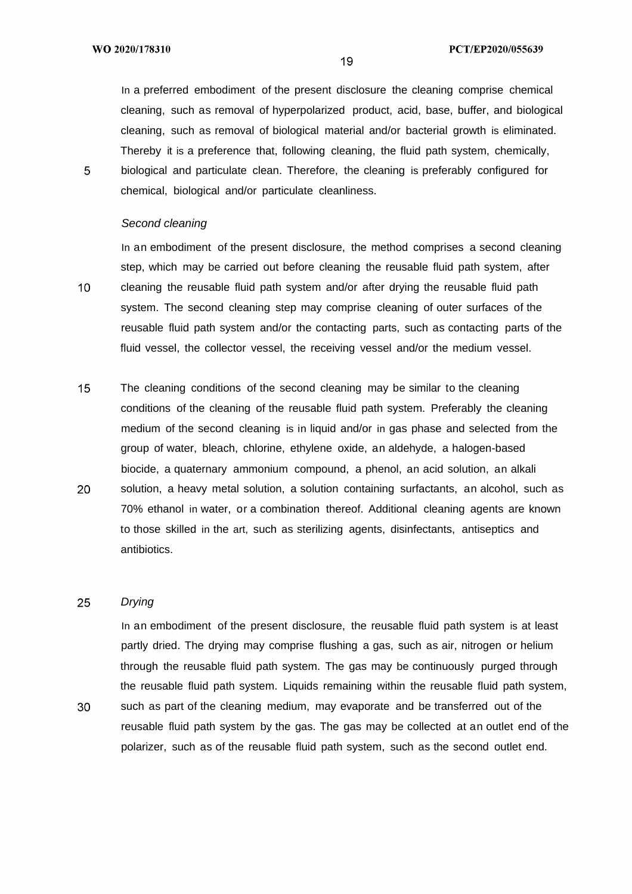In a preferred embodiment of the present disclosure the cleaning comprise chemical cleaning, such as removal of hyperpolarized product, acid, base, buffer, and biological cleaning, such as removal of biological material and/or bacterial growth is eliminated. Thereby it is a preference that, following cleaning, the fluid path system, chemically, biological and particulate clean. Therefore, the cleaning is preferably configured for chemical, biological and/or particulate cleanliness.

*Second cleaning*

In an embodiment of the present disclosure, the method comprises a second cleaning step, which may be carried out before cleaning the reusable fluid path system, after cleaning the reusable fluid path system and/or after drying the reusable fluid path system. The second cleaning step may comprise cleaning of outer surfaces of the reusable fluid path system and/or the contacting parts, such as contacting parts of the fluid vessel, the collector vessel, the receiving vessel and/or the medium vessel.

The cleaning conditions of the second cleaning may be similar to the cleaning conditions of the cleaning of the reusable fluid path system. Preferably the cleaning medium of the second cleaning is in liquid and/or in gas phase and selected from the group of water, bleach, chlorine, ethylene oxide, an aldehyde, a halogen-based biocide, a quaternary ammonium compound, a phenol, an acid solution, an alkali solution, a heavy metal solution, a solution containing surfactants, an alcohol, such as 70% ethanol in water, or a combination thereof. Additional cleaning agents are known to those skilled in the art, such as sterilizing agents, disinfectants, antiseptics and antibiotics.

*Drying*

In an embodiment of the present disclosure, the reusable fluid path system is at least partly dried. The drying may comprise flushing a gas, such as air, nitrogen or helium through the reusable fluid path system. The gas may be continuously purged through the reusable fluid path system. Liquids remaining within the reusable fluid path system, such as part of the cleaning medium, may evaporate and be transferred out of the reusable fluid path system by the gas. The gas may be collected at an outlet end of the polarizer, such as of the reusable fluid path system, such as the second outlet end.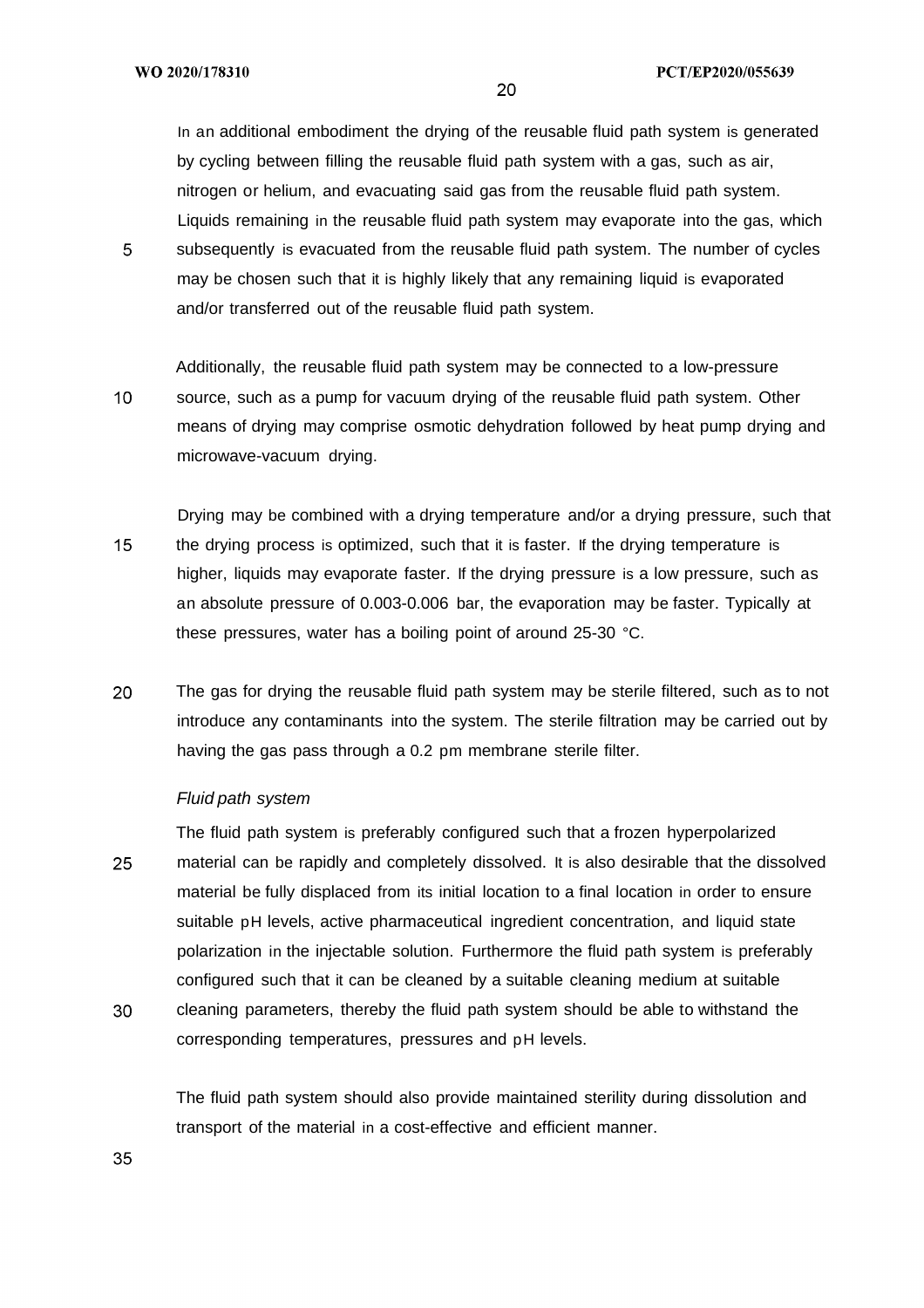In an additional embodiment the drying of the reusable fluid path system is generated by cycling between filling the reusable fluid path system with a gas, such as air, nitrogen or helium, and evacuating said gas from the reusable fluid path system. Liquids remaining in the reusable fluid path system may evaporate into the gas, which subsequently is evacuated from the reusable fluid path system. The number of cycles may be chosen such that it is highly likely that any remaining liquid is evaporated and/or transferred out of the reusable fluid path system.

Additionally, the reusable fluid path system may be connected to a low-pressure source, such as a pump for vacuum drying of the reusable fluid path system. Other means of drying may comprise osmotic dehydration followed by heat pump drying and microwave-vacuum drying.

Drying may be combined with a drying temperature and/or a drying pressure, such that the drying process is optimized, such that it is faster. If the drying temperature is higher, liquids may evaporate faster. If the drying pressure is a low pressure, such as an absolute pressure of 0.003-0.006 bar, the evaporation may be faster. Typically at these pressures, water has a boiling point of around 25-30 °C.

The gas for drying the reusable fluid path system may be sterile filtered, such as to not introduce any contaminants into the system. The sterile filtration may be carried out by having the gas pass through a 0.2 pm membrane sterile filter.

*Fluid path system*

The fluid path system is preferably configured such that a frozen hyperpolarized material can be rapidly and completely dissolved. It is also desirable that the dissolved material be fully displaced from its initial location to a final location in order to ensure suitable pH levels, active pharmaceutical ingredient concentration, and liquid state polarization in the injectable solution. Furthermore the fluid path system is preferably configured such that it can be cleaned by a suitable cleaning medium at suitable cleaning parameters, thereby the fluid path system should be able to withstand the corresponding temperatures, pressures and pH levels.

The fluid path system should also provide maintained sterility during dissolution and transport of the material in a cost-effective and efficient manner.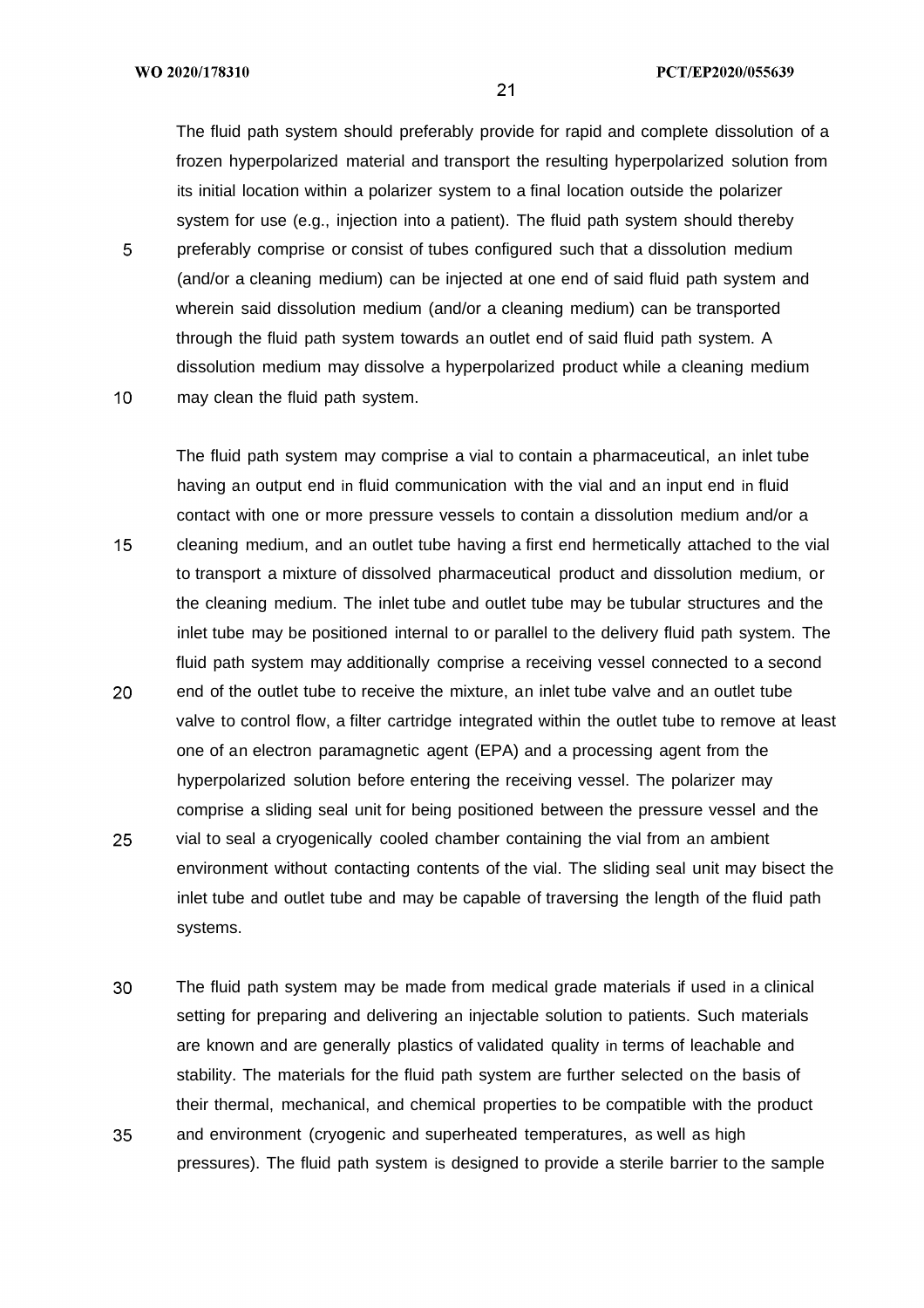The fluid path system should preferably provide for rapid and complete dissolution of a frozen hyperpolarized material and transport the resulting hyperpolarized solution from its initial location within a polarizer system to a final location outside the polarizer system for use (e.g., injection into a patient). The fluid path system should thereby preferably comprise or consist of tubes configured such that a dissolution medium (and/or a cleaning medium) can be injected at one end of said fluid path system and wherein said dissolution medium (and/or a cleaning medium) can be transported through the fluid path system towards an outlet end of said fluid path system. A dissolution medium may dissolve a hyperpolarized product while a cleaning medium may clean the fluid path system.

The fluid path system may comprise a vial to contain a pharmaceutical, an inlet tube having an output end in fluid communication with the vial and an input end in fluid contact with one or more pressure vessels to contain a dissolution medium and/or a cleaning medium, and an outlet tube having a first end hermetically attached to the vial to transport a mixture of dissolved pharmaceutical product and dissolution medium, or the cleaning medium. The inlet tube and outlet tube may be tubular structures and the inlet tube may be positioned internal to or parallel to the delivery fluid path system. The fluid path system may additionally comprise a receiving vessel connected to a second end of the outlet tube to receive the mixture, an inlet tube valve and an outlet tube valve to control flow, a filter cartridge integrated within the outlet tube to remove at least one of an electron paramagnetic agent (EPA) and a processing agent from the hyperpolarized solution before entering the receiving vessel. The polarizer may comprise a sliding seal unit for being positioned between the pressure vessel and the vial to seal a cryogenically cooled chamber containing the vial from an ambient environment without contacting contents of the vial. The sliding seal unit may bisect the inlet tube and outlet tube and may be capable of traversing the length of the fluid path systems.

The fluid path system may be made from medical grade materials if used in a clinical setting for preparing and delivering an injectable solution to patients. Such materials are known and are generally plastics of validated quality in terms of leachable and stability. The materials for the fluid path system are further selected on the basis of their thermal, mechanical, and chemical properties to be compatible with the product and environment (cryogenic and superheated temperatures, as well as high pressures). The fluid path system is designed to provide a sterile barrier to the sample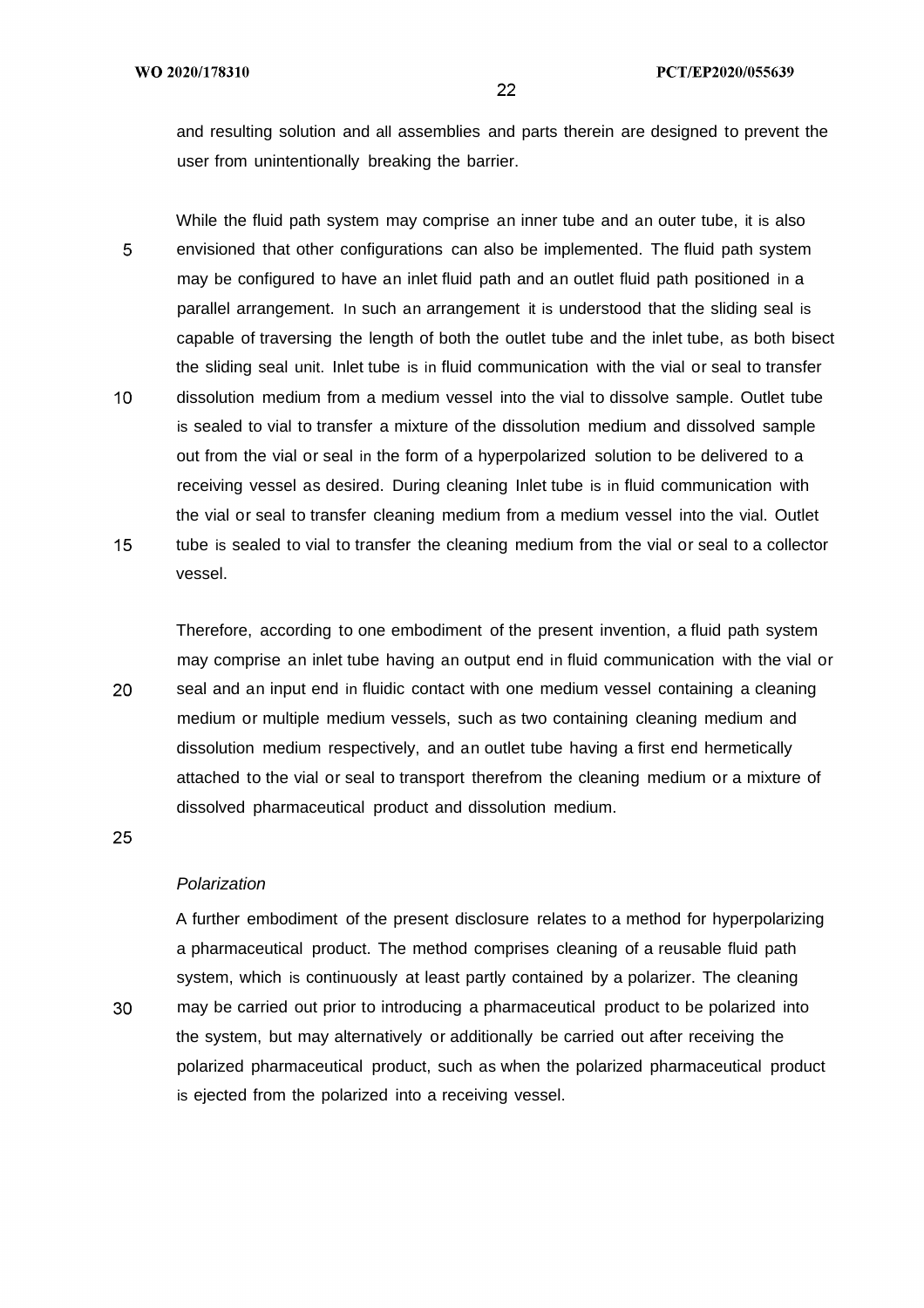and resulting solution and all assemblies and parts therein are designed to prevent the user from unintentionally breaking the barrier.

While the fluid path system may comprise an inner tube and an outer tube, it is also envisioned that other configurations can also be implemented. The fluid path system may be configured to have an inlet fluid path and an outlet fluid path positioned in a parallel arrangement. In such an arrangement it is understood that the sliding seal is capable of traversing the length of both the outlet tube and the inlet tube, as both bisect the sliding seal unit. Inlet tube is in fluid communication with the vial or seal to transfer dissolution medium from a medium vessel into the vial to dissolve sample. Outlet tube is sealed to vial to transfer a mixture of the dissolution medium and dissolved sample out from the vial or seal in the form of a hyperpolarized solution to be delivered to a receiving vessel as desired. During cleaning Inlet tube is in fluid communication with the vial or seal to transfer cleaning medium from a medium vessel into the vial. Outlet tube is sealed to vial to transfer the cleaning medium from the vial or seal to a collector vessel.

Therefore, according to one embodiment of the present invention, a fluid path system may comprise an inlet tube having an output end in fluid communication with the vial or seal and an input end in fluidic contact with one medium vessel containing a cleaning medium or multiple medium vessels, such as two containing cleaning medium and dissolution medium respectively, and an outlet tube having a first end hermetically attached to the vial or seal to transport therefrom the cleaning medium or a mixture of dissolved pharmaceutical product and dissolution medium.

*Polarization*

A further embodiment of the present disclosure relates to a method for hyperpolarizing a pharmaceutical product. The method comprises cleaning of a reusable fluid path system, which is continuously at least partly contained by a polarizer. The cleaning may be carried out prior to introducing a pharmaceutical product to be polarized into the system, but may alternatively or additionally be carried out after receiving the polarized pharmaceutical product, such as when the polarized pharmaceutical product is ejected from the polarized into a receiving vessel.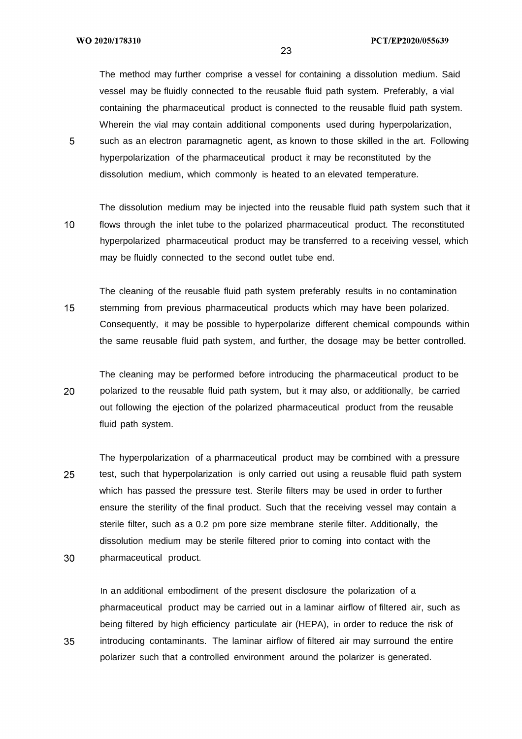The method may further comprise a vessel for containing a dissolution medium. Said vessel may be fluidly connected to the reusable fluid path system. Preferably, a vial containing the pharmaceutical product is connected to the reusable fluid path system. Wherein the vial may contain additional components used during hyperpolarization, such as an electron paramagnetic agent, as known to those skilled in the art. Following hyperpolarization of the pharmaceutical product it may be reconstituted by the dissolution medium, which commonly is heated to an elevated temperature.

The dissolution medium may be injected into the reusable fluid path system such that it flows through the inlet tube to the polarized pharmaceutical product. The reconstituted hyperpolarized pharmaceutical product may be transferred to a receiving vessel, which may be fluidly connected to the second outlet tube end.

The cleaning of the reusable fluid path system preferably results in no contamination stemming from previous pharmaceutical products which may have been polarized. Consequently, it may be possible to hyperpolarize different chemical compounds within the same reusable fluid path system, and further, the dosage may be better controlled.

The cleaning may be performed before introducing the pharmaceutical product to be polarized to the reusable fluid path system, but it may also, or additionally, be carried out following the ejection of the polarized pharmaceutical product from the reusable fluid path system.

The hyperpolarization of a pharmaceutical product may be combined with a pressure test, such that hyperpolarization is only carried out using a reusable fluid path system which has passed the pressure test. Sterile filters may be used in order to further ensure the sterility of the final product. Such that the receiving vessel may contain a sterile filter, such as a 0.2 pm pore size membrane sterile filter. Additionally, the dissolution medium may be sterile filtered prior to coming into contact with the pharmaceutical product.

In an additional embodiment of the present disclosure the polarization of a pharmaceutical product may be carried out in a laminar airflow of filtered air, such as being filtered by high efficiency particulate air (HEPA), in order to reduce the risk of introducing contaminants. The laminar airflow of filtered air may surround the entire polarizer such that a controlled environment around the polarizer is generated.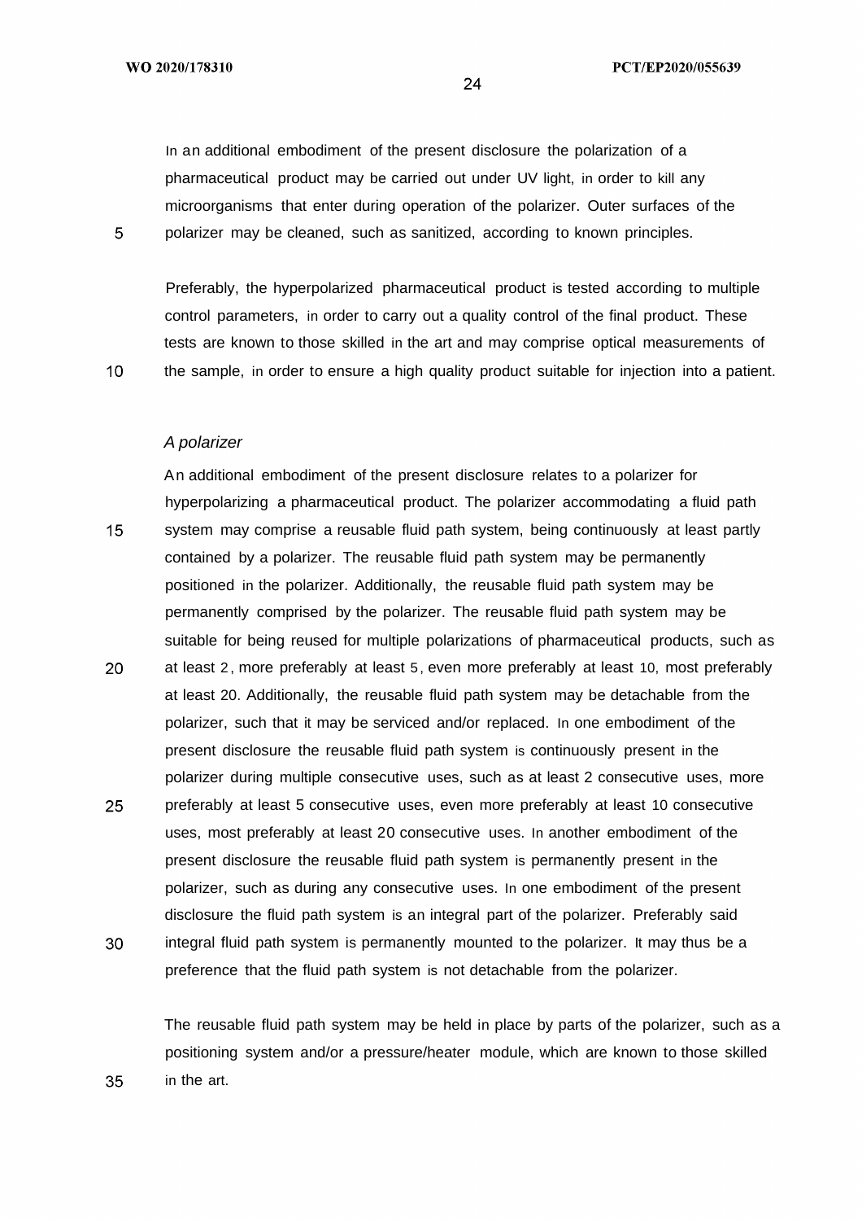In an additional embodiment of the present disclosure the polarization of a pharmaceutical product may be carried out under UV light, in order to kill any microorganisms that enter during operation of the polarizer. Outer surfaces of the polarizer may be cleaned, such as sanitized, according to known principles.

Preferably, the hyperpolarized pharmaceutical product is tested according to multiple control parameters, in order to carry out a quality control of the final product. These tests are known to those skilled in the art and may comprise optical measurements of the sample, in order to ensure a high quality product suitable for injection into a patient.

*A polarizer*

An additional embodiment of the present disclosure relates to a polarizer for hyperpolarizing a pharmaceutical product. The polarizer accommodating a fluid path system may comprise a reusable fluid path system, being continuously at least partly contained by a polarizer. The reusable fluid path system may be permanently positioned in the polarizer. Additionally, the reusable fluid path system may be permanently comprised by the polarizer. The reusable fluid path system may be suitable for being reused for multiple polarizations of pharmaceutical products, such as at least 2, more preferably at least 5, even more preferably at least 10, most preferably at least 20. Additionally, the reusable fluid path system may be detachable from the polarizer, such that it may be serviced and/or replaced. In one embodiment of the present disclosure the reusable fluid path system is continuously present in the polarizer during multiple consecutive uses, such as at least 2 consecutive uses, more preferably at least 5 consecutive uses, even more preferably at least 10 consecutive uses, most preferably at least 20 consecutive uses. In another embodiment of the present disclosure the reusable fluid path system is permanently present in the polarizer, such as during any consecutive uses. In one embodiment of the present disclosure the fluid path system is an integral part of the polarizer. Preferably said integral fluid path system is permanently mounted to the polarizer. It may thus be a preference that the fluid path system is not detachable from the polarizer.

The reusable fluid path system may be held in place by parts of the polarizer, such as a positioning system and/or a pressure/heater module, which are known to those skilled in the art.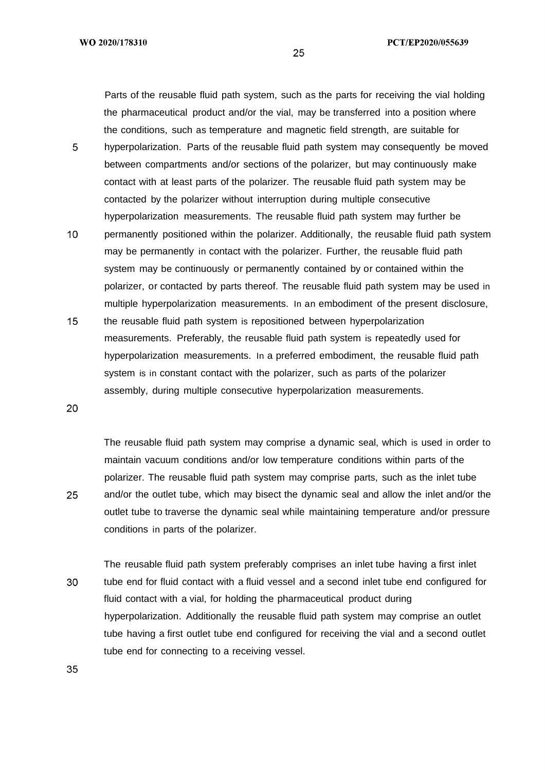Parts of the reusable fluid path system, such as the parts for receiving the vial holding the pharmaceutical product and/or the vial, may be transferred into a position where the conditions, such as temperature and magnetic field strength, are suitable for hyperpolarization. Parts of the reusable fluid path system may consequently be moved between compartments and/or sections of the polarizer, but may continuously make contact with at least parts of the polarizer. The reusable fluid path system may be contacted by the polarizer without interruption during multiple consecutive hyperpolarization measurements. The reusable fluid path system may further be permanently positioned within the polarizer. Additionally, the reusable fluid path system may be permanently in contact with the polarizer. Further, the reusable fluid path system may be continuously or permanently contained by or contained within the polarizer, or contacted by parts thereof. The reusable fluid path system may be used in multiple hyperpolarization measurements. In an embodiment of the present disclosure, the reusable fluid path system is repositioned between hyperpolarization measurements. Preferably, the reusable fluid path system is repeatedly used for hyperpolarization measurements. In a preferred embodiment, the reusable fluid path system is in constant contact with the polarizer, such as parts of the polarizer assembly, during multiple consecutive hyperpolarization measurements.

The reusable fluid path system may comprise a dynamic seal, which is used in order to maintain vacuum conditions and/or low temperature conditions within parts of the polarizer. The reusable fluid path system may comprise parts, such as the inlet tube and/or the outlet tube, which may bisect the dynamic seal and allow the inlet and/or the outlet tube to traverse the dynamic seal while maintaining temperature and/or pressure conditions in parts of the polarizer.

The reusable fluid path system preferably comprises an inlet tube having a first inlet tube end for fluid contact with a fluid vessel and a second inlet tube end configured for fluid contact with a vial, for holding the pharmaceutical product during hyperpolarization. Additionally the reusable fluid path system may comprise an outlet tube having a first outlet tube end configured for receiving the vial and a second outlet tube end for connecting to a receiving vessel.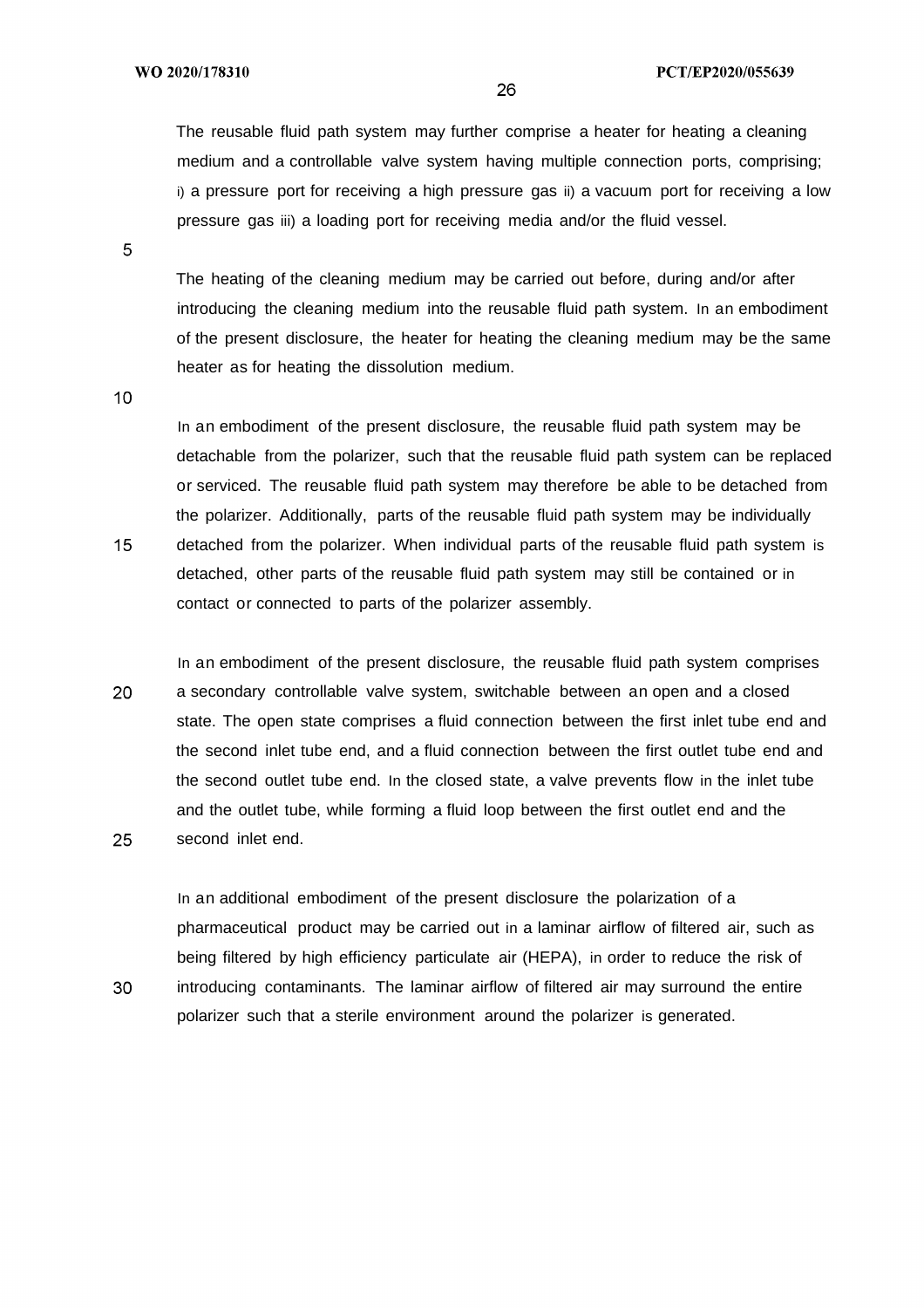The reusable fluid path system may further comprise a heater for heating a cleaning medium and a controllable valve system having multiple connection ports, comprising; i) a pressure port for receiving a high pressure gas ii) a vacuum port for receiving a low pressure gas iii) a loading port for receiving media and/or the fluid vessel.

The heating of the cleaning medium may be carried out before, during and/or after introducing the cleaning medium into the reusable fluid path system. In an embodiment of the present disclosure, the heater for heating the cleaning medium may be the same heater as for heating the dissolution medium.

In an embodiment of the present disclosure, the reusable fluid path system may be detachable from the polarizer, such that the reusable fluid path system can be replaced or serviced. The reusable fluid path system may therefore be able to be detached from the polarizer. Additionally, parts of the reusable fluid path system may be individually detached from the polarizer. When individual parts of the reusable fluid path system is detached, other parts of the reusable fluid path system may still be contained or in contact or connected to parts of the polarizer assembly.

In an embodiment of the present disclosure, the reusable fluid path system comprises a secondary controllable valve system, switchable between an open and a closed state. The open state comprises a fluid connection between the first inlet tube end and the second inlet tube end, and a fluid connection between the first outlet tube end and the second outlet tube end. In the closed state, a valve prevents flow in the inlet tube and the outlet tube, while forming a fluid loop between the first outlet end and the second inlet end.

In an additional embodiment of the present disclosure the polarization of a pharmaceutical product may be carried out in a laminar airflow of filtered air, such as being filtered by high efficiency particulate air (HEPA), in order to reduce the risk of introducing contaminants. The laminar airflow of filtered air may surround the entire polarizer such that a sterile environment around the polarizer is generated.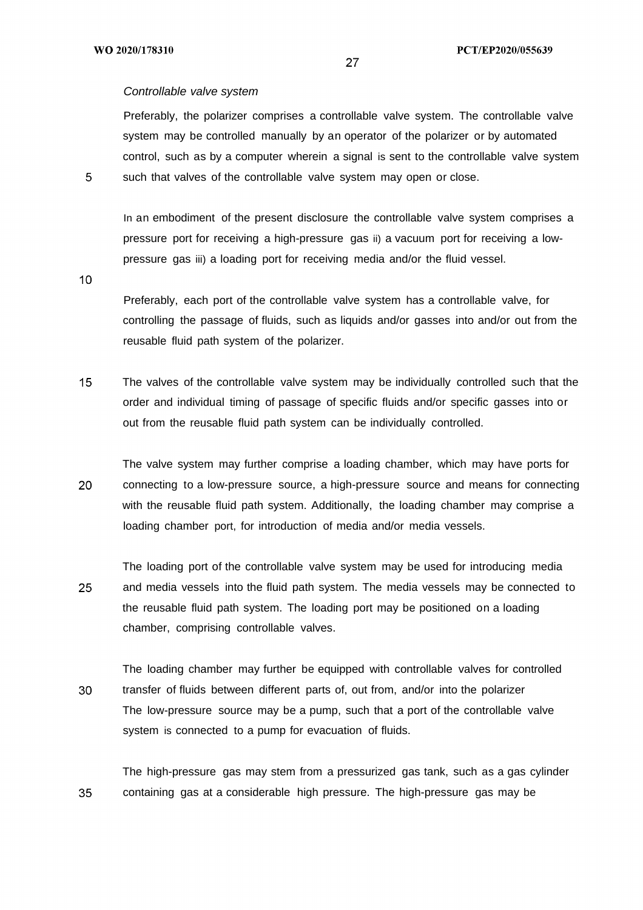*Controllable valve system*

Preferably, the polarizer comprises a controllable valve system. The controllable valve system may be controlled manually by an operator of the polarizer or by automated control, such as by a computer wherein a signal is sent to the controllable valve system such that valves of the controllable valve system may open or close.

In an embodiment of the present disclosure the controllable valve system comprises a pressure port for receiving a high-pressure gas ii) a vacuum port for receiving a low-pressure gas iii) a loading port for receiving media and/or the fluid vessel.

Preferably, each port of the controllable valve system has a controllable valve, for controlling the passage of fluids, such as liquids and/or gasses into and/or out from the reusable fluid path system of the polarizer.

The valves of the controllable valve system may be individually controlled such that the order and individual timing of passage of specific fluids and/or specific gasses into or out from the reusable fluid path system can be individually controlled.

The valve system may further comprise a loading chamber, which may have ports for connecting to a low-pressure source, a high-pressure source and means for connecting with the reusable fluid path system. Additionally, the loading chamber may comprise a loading chamber port, for introduction of media and/or media vessels.

The loading port of the controllable valve system may be used for introducing media and media vessels into the fluid path system. The media vessels may be connected to the reusable fluid path system. The loading port may be positioned on a loading chamber, comprising controllable valves.

The loading chamber may further be equipped with controllable valves for controlled transfer of fluids between different parts of, out from, and/or into the polarizer
The low-pressure source may be a pump, such that a port of the controllable valve system is connected to a pump for evacuation of fluids.

The high-pressure gas may stem from a pressurized gas tank, such as a gas cylinder containing gas at a considerable high pressure. The high-pressure gas may be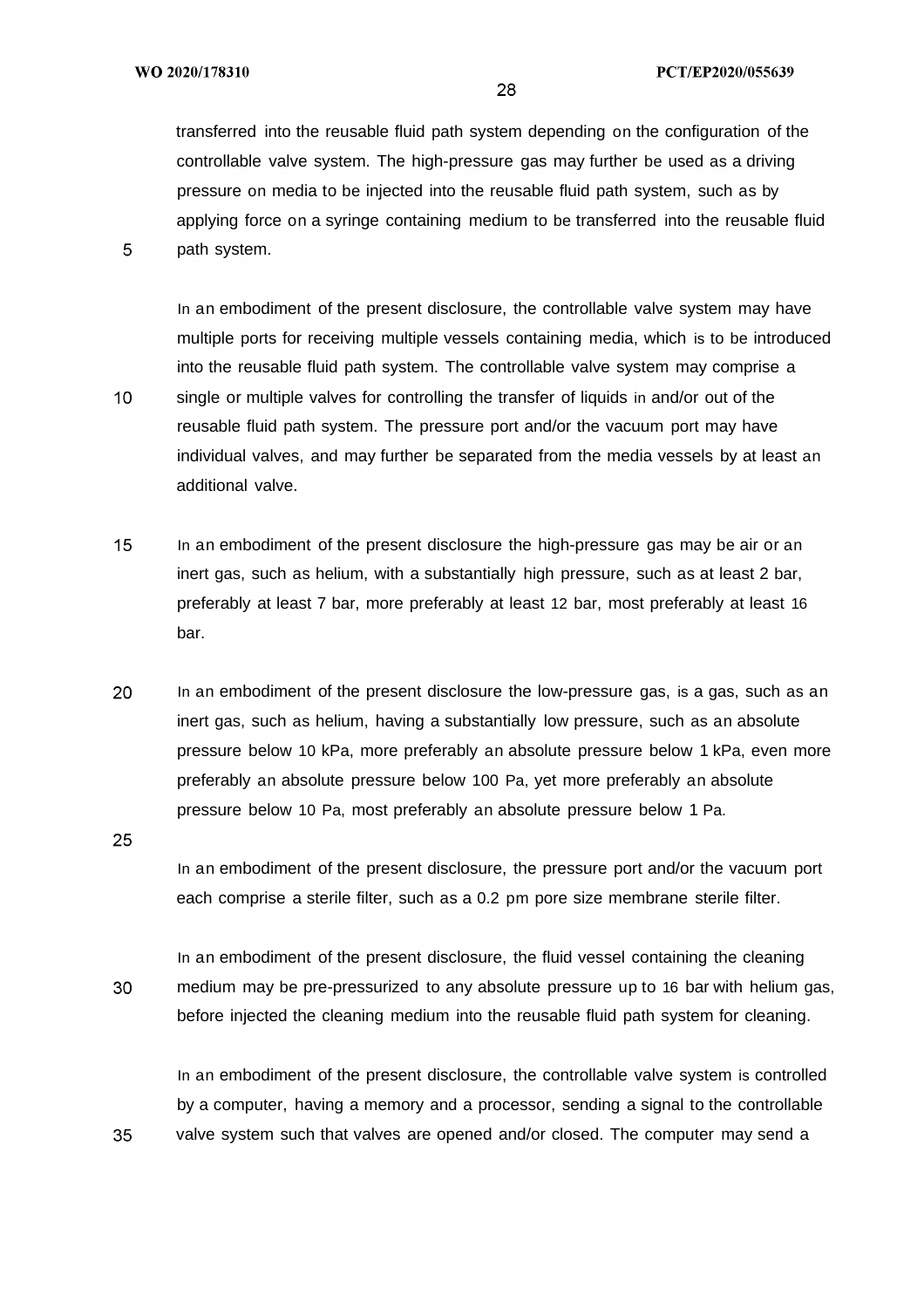transferred into the reusable fluid path system depending on the configuration of the controllable valve system. The high-pressure gas may further be used as a driving pressure on media to be injected into the reusable fluid path system, such as by applying force on a syringe containing medium to be transferred into the reusable fluid path system.

In an embodiment of the present disclosure, the controllable valve system may have multiple ports for receiving multiple vessels containing media, which is to be introduced into the reusable fluid path system. The controllable valve system may comprise a single or multiple valves for controlling the transfer of liquids in and/or out of the reusable fluid path system. The pressure port and/or the vacuum port may have individual valves, and may further be separated from the media vessels by at least an additional valve.

In an embodiment of the present disclosure the high-pressure gas may be air or an inert gas, such as helium, with a substantially high pressure, such as at least 2 bar, preferably at least 7 bar, more preferably at least 12 bar, most preferably at least 16 bar.

In an embodiment of the present disclosure the low-pressure gas, is a gas, such as an inert gas, such as helium, having a substantially low pressure, such as an absolute pressure below 10 kPa, more preferably an absolute pressure below 1 kPa, even more preferably an absolute pressure below 100 Pa, yet more preferably an absolute pressure below 10 Pa, most preferably an absolute pressure below 1 Pa.

In an embodiment of the present disclosure, the pressure port and/or the vacuum port each comprise a sterile filter, such as a 0.2 pm pore size membrane sterile filter.

In an embodiment of the present disclosure, the fluid vessel containing the cleaning medium may be pre-pressurized to any absolute pressure up to 16 bar with helium gas, before injected the cleaning medium into the reusable fluid path system for cleaning.

In an embodiment of the present disclosure, the controllable valve system is controlled by a computer, having a memory and a processor, sending a signal to the controllable valve system such that valves are opened and/or closed. The computer may send a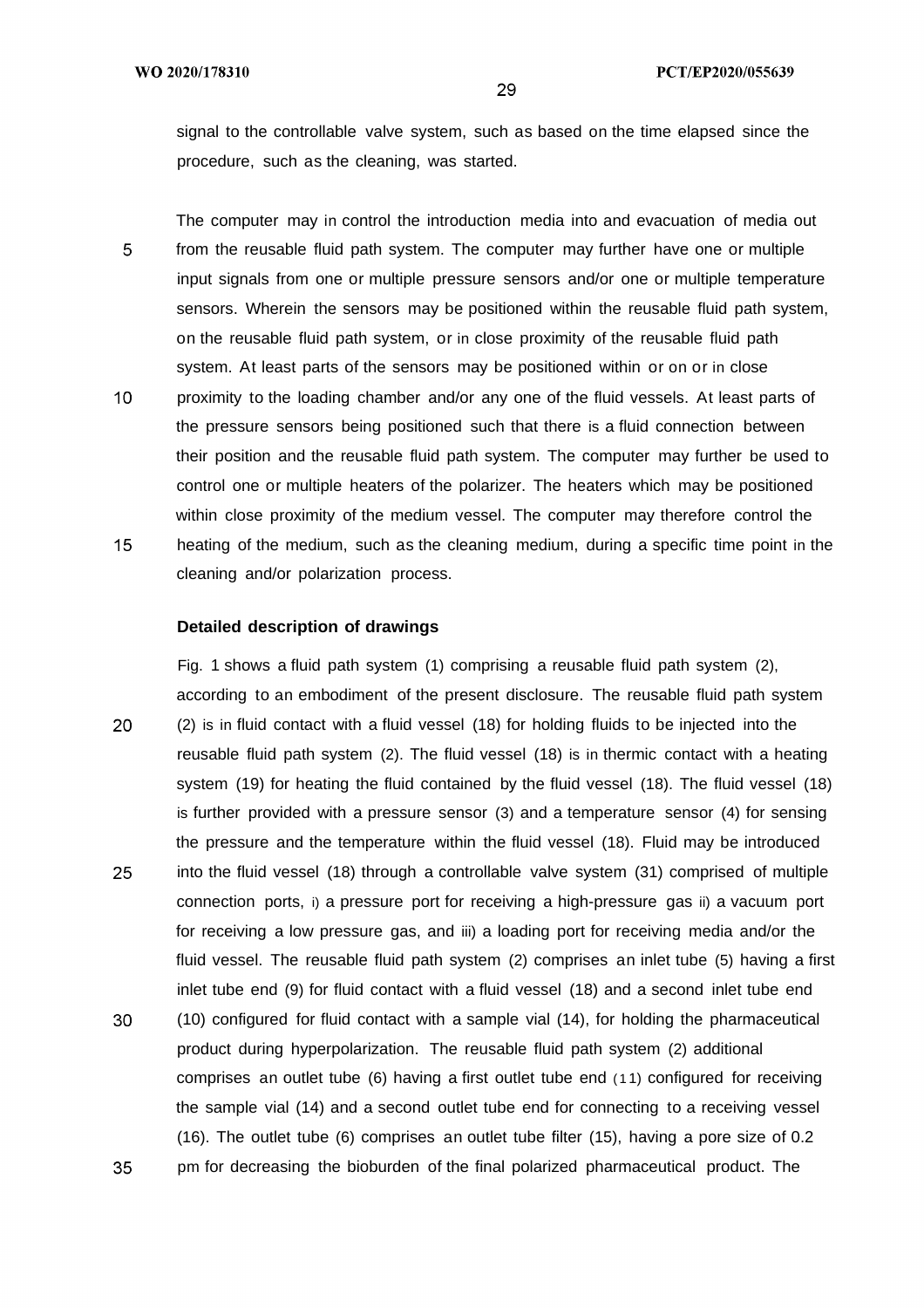signal to the controllable valve system, such as based on the time elapsed since the procedure, such as the cleaning, was started.

The computer may in control the introduction media into and evacuation of media out from the reusable fluid path system. The computer may further have one or multiple input signals from one or multiple pressure sensors and/or one or multiple temperature sensors. Wherein the sensors may be positioned within the reusable fluid path system, on the reusable fluid path system, or in close proximity of the reusable fluid path system. At least parts of the sensors may be positioned within or on or in close proximity to the loading chamber and/or any one of the fluid vessels. At least parts of the pressure sensors being positioned such that there is a fluid connection between their position and the reusable fluid path system. The computer may further be used to control one or multiple heaters of the polarizer. The heaters which may be positioned within close proximity of the medium vessel. The computer may therefore control the heating of the medium, such as the cleaning medium, during a specific time point in the cleaning and/or polarization process.

**Detailed description of drawings**

Fig. 1 shows a fluid path system (1) comprising a reusable fluid path system (2), according to an embodiment of the present disclosure. The reusable fluid path system (2) is in fluid contact with a fluid vessel (18) for holding fluids to be injected into the reusable fluid path system (2). The fluid vessel (18) is in thermic contact with a heating system (19) for heating the fluid contained by the fluid vessel (18). The fluid vessel (18) is further provided with a pressure sensor (3) and a temperature sensor (4) for sensing the pressure and the temperature within the fluid vessel (18). Fluid may be introduced into the fluid vessel (18) through a controllable valve system (31) comprised of multiple connection ports, i) a pressure port for receiving a high-pressure gas ii) a vacuum port for receiving a low pressure gas, and iii) a loading port for receiving media and/or the fluid vessel. The reusable fluid path system (2) comprises an inlet tube (5) having a first inlet tube end (9) for fluid contact with a fluid vessel (18) and a second inlet tube end (10) configured for fluid contact with a sample vial (14), for holding the pharmaceutical product during hyperpolarization. The reusable fluid path system (2) additional comprises an outlet tube (6) having a first outlet tube end (11) configured for receiving the sample vial (14) and a second outlet tube end for connecting to a receiving vessel (16). The outlet tube (6) comprises an outlet tube filter (15), having a pore size of 0.2 pm for decreasing the bioburden of the final polarized pharmaceutical product. The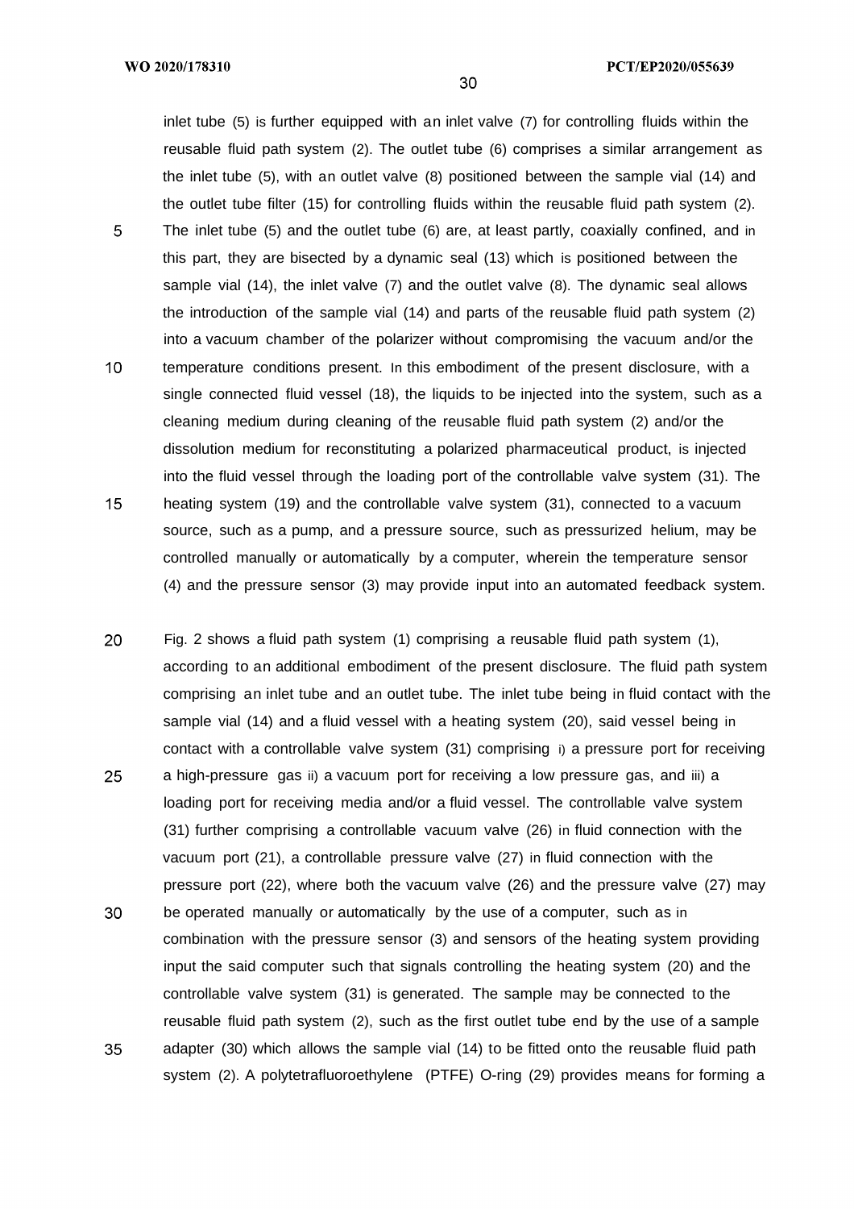inlet tube (5) is further equipped with an inlet valve (7) for controlling fluids within the reusable fluid path system (2). The outlet tube (6) comprises a similar arrangement as the inlet tube (5), with an outlet valve (8) positioned between the sample vial (14) and the outlet tube filter (15) for controlling fluids within the reusable fluid path system (2). The inlet tube (5) and the outlet tube (6) are, at least partly, coaxially confined, and in this part, they are bisected by a dynamic seal (13) which is positioned between the sample vial (14), the inlet valve (7) and the outlet valve (8). The dynamic seal allows the introduction of the sample vial (14) and parts of the reusable fluid path system (2) into a vacuum chamber of the polarizer without compromising the vacuum and/or the temperature conditions present. In this embodiment of the present disclosure, with a single connected fluid vessel (18), the liquids to be injected into the system, such as a cleaning medium during cleaning of the reusable fluid path system (2) and/or the dissolution medium for reconstituting a polarized pharmaceutical product, is injected into the fluid vessel through the loading port of the controllable valve system (31). The heating system (19) and the controllable valve system (31), connected to a vacuum source, such as a pump, and a pressure source, such as pressurized helium, may be controlled manually or automatically by a computer, wherein the temperature sensor (4) and the pressure sensor (3) may provide input into an automated feedback system.

Fig. 2 shows a fluid path system (1) comprising a reusable fluid path system (1), according to an additional embodiment of the present disclosure. The fluid path system comprising an inlet tube and an outlet tube. The inlet tube being in fluid contact with the sample vial (14) and a fluid vessel with a heating system (20), said vessel being in contact with a controllable valve system (31) comprising i) a pressure port for receiving a high-pressure gas ii) a vacuum port for receiving a low pressure gas, and iii) a loading port for receiving media and/or a fluid vessel. The controllable valve system (31) further comprising a controllable vacuum valve (26) in fluid connection with the vacuum port (21), a controllable pressure valve (27) in fluid connection with the pressure port (22), where both the vacuum valve (26) and the pressure valve (27) may be operated manually or automatically by the use of a computer, such as in combination with the pressure sensor (3) and sensors of the heating system providing input the said computer such that signals controlling the heating system (20) and the controllable valve system (31) is generated. The sample may be connected to the reusable fluid path system (2), such as the first outlet tube end by the use of a sample adapter (30) which allows the sample vial (14) to be fitted onto the reusable fluid path system (2). A polytetrafluoroethylene (PTFE) O-ring (29) provides means for forming a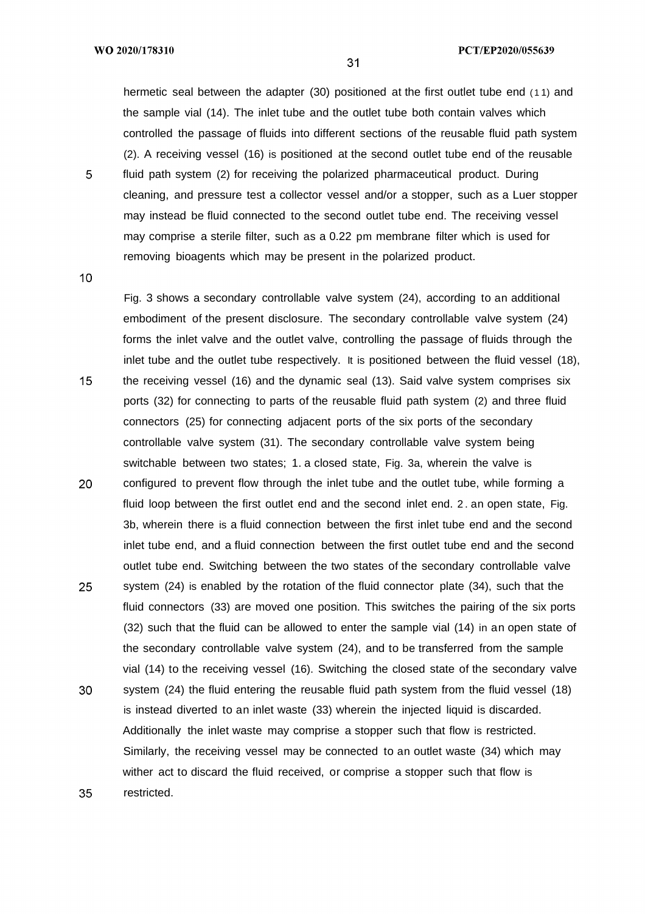hermetic seal between the adapter (30) positioned at the first outlet tube end (11) and the sample vial (14). The inlet tube and the outlet tube both contain valves which controlled the passage of fluids into different sections of the reusable fluid path system (2). A receiving vessel (16) is positioned at the second outlet tube end of the reusable fluid path system (2) for receiving the polarized pharmaceutical product. During cleaning, and pressure test a collector vessel and/or a stopper, such as a Luer stopper may instead be fluid connected to the second outlet tube end. The receiving vessel may comprise a sterile filter, such as a 0.22 pm membrane filter which is used for removing bioagents which may be present in the polarized product.

Fig. 3 shows a secondary controllable valve system (24), according to an additional embodiment of the present disclosure. The secondary controllable valve system (24) forms the inlet valve and the outlet valve, controlling the passage of fluids through the inlet tube and the outlet tube respectively. It is positioned between the fluid vessel (18), the receiving vessel (16) and the dynamic seal (13). Said valve system comprises six ports (32) for connecting to parts of the reusable fluid path system (2) and three fluid connectors (25) for connecting adjacent ports of the six ports of the secondary controllable valve system (31). The secondary controllable valve system being switchable between two states; 1. a closed state, Fig. 3a, wherein the valve is configured to prevent flow through the inlet tube and the outlet tube, while forming a fluid loop between the first outlet end and the second inlet end. 2. an open state, Fig. 3b, wherein there is a fluid connection between the first inlet tube end and the second inlet tube end, and a fluid connection between the first outlet tube end and the second outlet tube end. Switching between the two states of the secondary controllable valve system (24) is enabled by the rotation of the fluid connector plate (34), such that the fluid connectors (33) are moved one position. This switches the pairing of the six ports (32) such that the fluid can be allowed to enter the sample vial (14) in an open state of the secondary controllable valve system (24), and to be transferred from the sample vial (14) to the receiving vessel (16). Switching the closed state of the secondary valve system (24) the fluid entering the reusable fluid path system from the fluid vessel (18) is instead diverted to an inlet waste (33) wherein the injected liquid is discarded. Additionally the inlet waste may comprise a stopper such that flow is restricted. Similarly, the receiving vessel may be connected to an outlet waste (34) which may wither act to discard the fluid received, or comprise a stopper such that flow is restricted.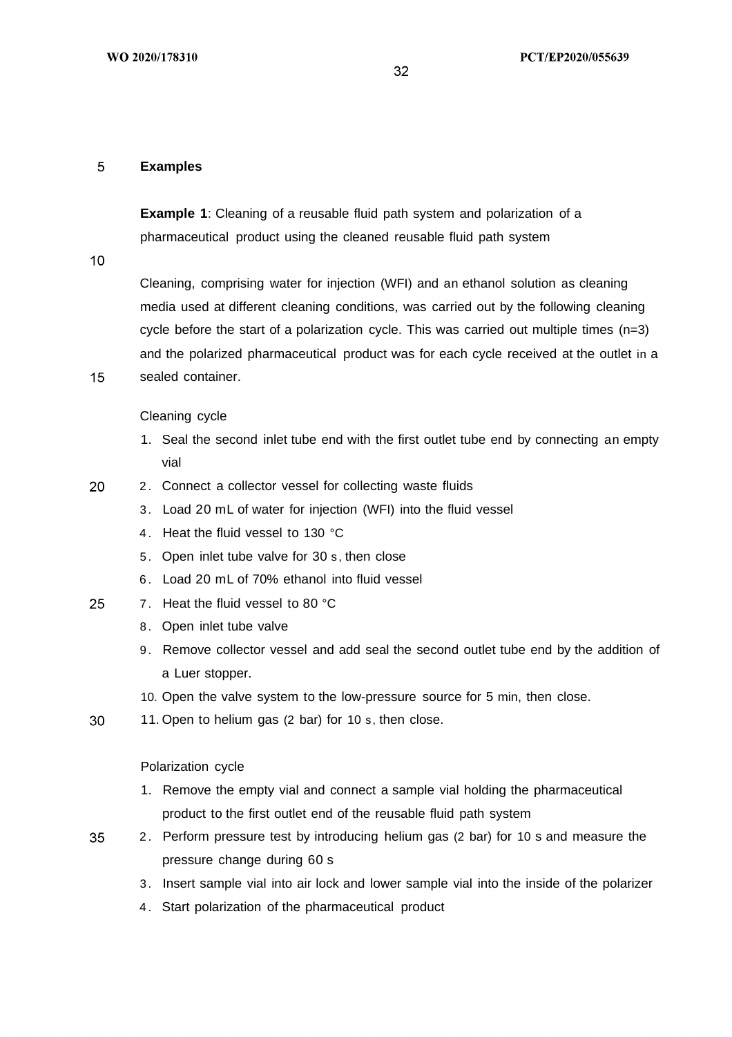## Examples

**Example 1**: Cleaning of a reusable fluid path system and polarization of a pharmaceutical product using the cleaned reusable fluid path system

Cleaning, comprising water for injection (WFI) and an ethanol solution as cleaning media used at different cleaning conditions, was carried out by the following cleaning cycle before the start of a polarization cycle. This was carried out multiple times (n=3) and the polarized pharmaceutical product was for each cycle received at the outlet in a sealed container.

Cleaning cycle

1. Seal the second inlet tube end with the first outlet tube end by connecting an empty vial
2. Connect a collector vessel for collecting waste fluids
3. Load 20 mL of water for injection (WFI) into the fluid vessel
4. Heat the fluid vessel to 130 °C
5. Open inlet tube valve for 30 s, then close
6. Load 20 mL of 70% ethanol into fluid vessel
7. Heat the fluid vessel to 80 °C
8. Open inlet tube valve
9. Remove collector vessel and add seal the second outlet tube end by the addition of a Luer stopper.
10. Open the valve system to the low-pressure source for 5 min, then close.
11. Open to helium gas (2 bar) for 10 s, then close.

Polarization cycle

1. Remove the empty vial and connect a sample vial holding the pharmaceutical product to the first outlet end of the reusable fluid path system
2. Perform pressure test by introducing helium gas (2 bar) for 10 s and measure the pressure change during 60 s
3. Insert sample vial into air lock and lower sample vial into the inside of the polarizer
4. Start polarization of the pharmaceutical product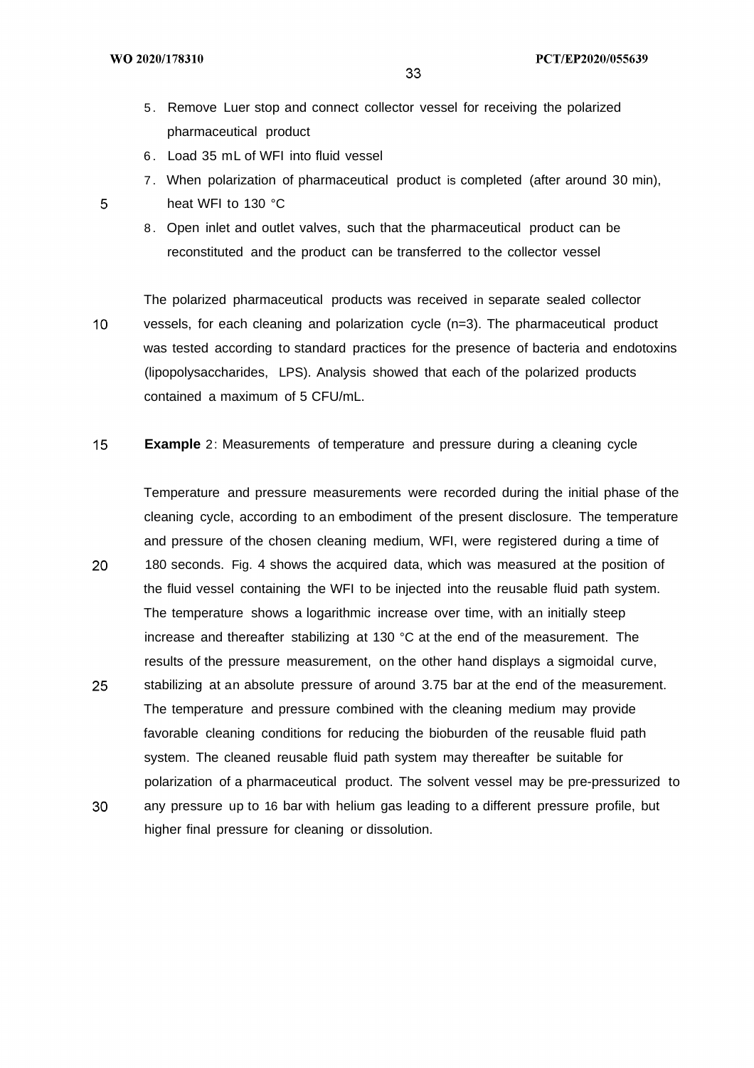5. Remove Luer stop and connect collector vessel for receiving the polarized pharmaceutical product
6. Load 35 mL of WFI into fluid vessel
7. When polarization of pharmaceutical product is completed (after around 30 min), heat WFI to 130 °C
8. Open inlet and outlet valves, such that the pharmaceutical product can be reconstituted and the product can be transferred to the collector vessel

The polarized pharmaceutical products was received in separate sealed collector vessels, for each cleaning and polarization cycle (n=3). The pharmaceutical product was tested according to standard practices for the presence of bacteria and endotoxins (lipopolysaccharides, LPS). Analysis showed that each of the polarized products contained a maximum of 5 CFU/mL.

**Example** 2: Measurements of temperature and pressure during a cleaning cycle

Temperature and pressure measurements were recorded during the initial phase of the cleaning cycle, according to an embodiment of the present disclosure. The temperature and pressure of the chosen cleaning medium, WFI, were registered during a time of 180 seconds. Fig. 4 shows the acquired data, which was measured at the position of the fluid vessel containing the WFI to be injected into the reusable fluid path system. The temperature shows a logarithmic increase over time, with an initially steep increase and thereafter stabilizing at 130 °C at the end of the measurement. The results of the pressure measurement, on the other hand displays a sigmoidal curve, stabilizing at an absolute pressure of around 3.75 bar at the end of the measurement. The temperature and pressure combined with the cleaning medium may provide favorable cleaning conditions for reducing the bioburden of the reusable fluid path system. The cleaned reusable fluid path system may thereafter be suitable for polarization of a pharmaceutical product. The solvent vessel may be pre-pressurized to any pressure up to 16 bar with helium gas leading to a different pressure profile, but higher final pressure for cleaning or dissolution.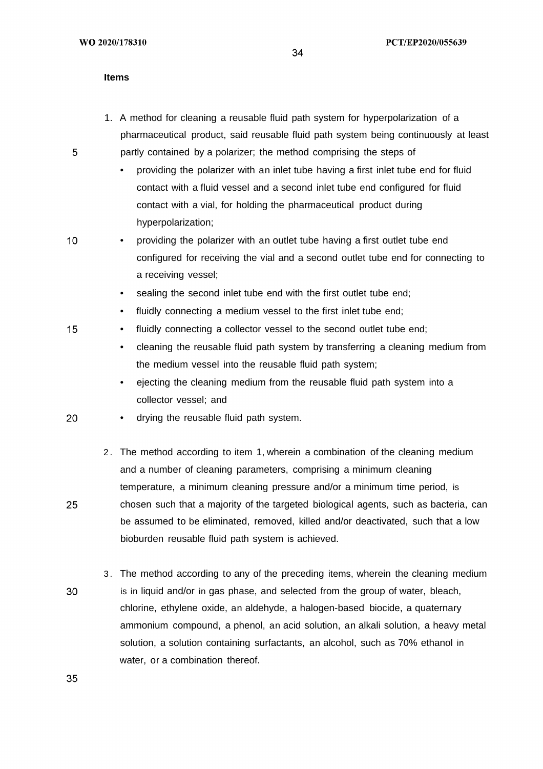**Items**

1. A method for cleaning a reusable fluid path system for hyperpolarization of a pharmaceutical product, said reusable fluid path system being continuously at least partly contained by a polarizer; the method comprising the steps of
   - providing the polarizer with an inlet tube having a first inlet tube end for fluid contact with a fluid vessel and a second inlet tube end configured for fluid contact with a vial, for holding the pharmaceutical product during hyperpolarization;
   - providing the polarizer with an outlet tube having a first outlet tube end configured for receiving the vial and a second outlet tube end for connecting to a receiving vessel;
   - sealing the second inlet tube end with the first outlet tube end;
   - fluidly connecting a medium vessel to the first inlet tube end;
   - fluidly connecting a collector vessel to the second outlet tube end;
   - cleaning the reusable fluid path system by transferring a cleaning medium from the medium vessel into the reusable fluid path system;
   - ejecting the cleaning medium from the reusable fluid path system into a collector vessel; and
   - drying the reusable fluid path system.

2. The method according to item 1, wherein a combination of the cleaning medium and a number of cleaning parameters, comprising a minimum cleaning temperature, a minimum cleaning pressure and/or a minimum time period, is chosen such that a majority of the targeted biological agents, such as bacteria, can be assumed to be eliminated, removed, killed and/or deactivated, such that a low bioburden reusable fluid path system is achieved.

3. The method according to any of the preceding items, wherein the cleaning medium is in liquid and/or in gas phase, and selected from the group of water, bleach, chlorine, ethylene oxide, an aldehyde, a halogen-based biocide, a quaternary ammonium compound, a phenol, an acid solution, an alkali solution, a heavy metal solution, a solution containing surfactants, an alcohol, such as 70% ethanol in water, or a combination thereof.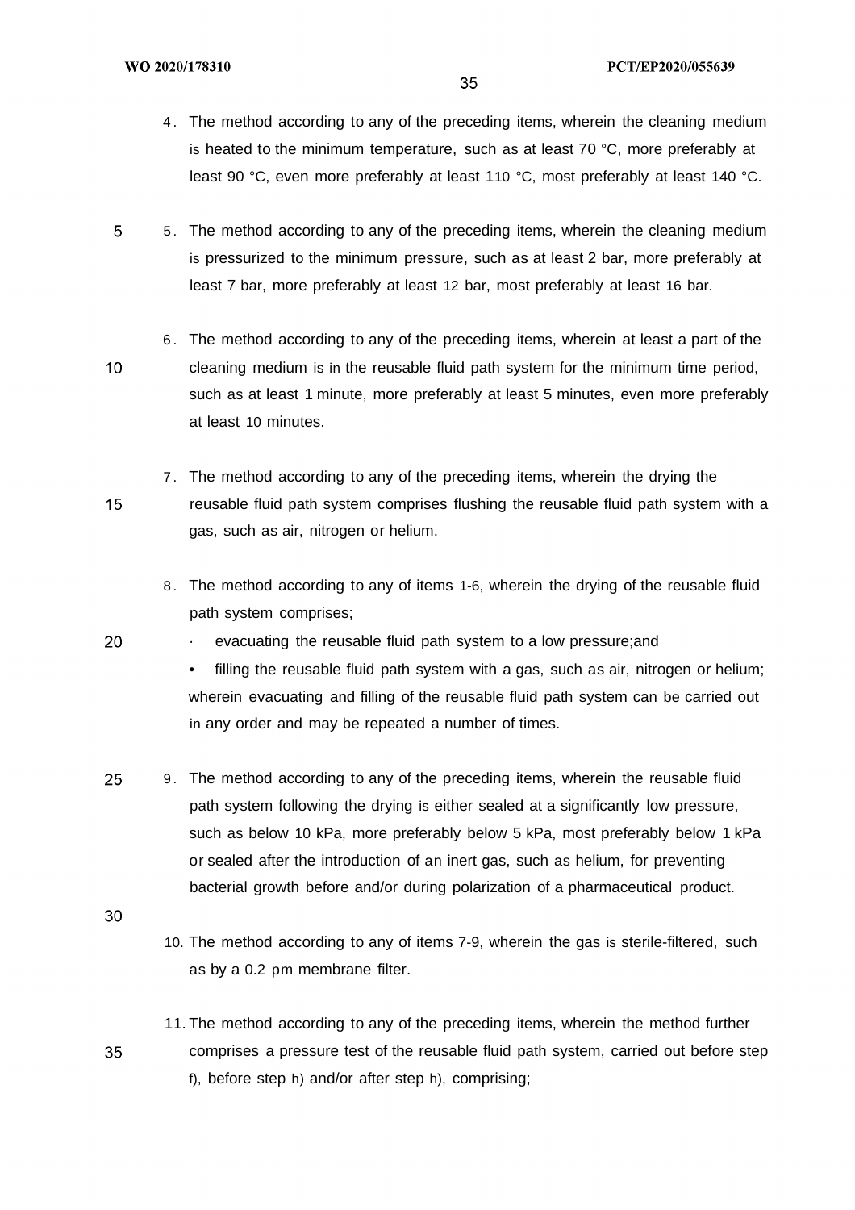4. The method according to any of the preceding items, wherein the cleaning medium is heated to the minimum temperature, such as at least 70 °C, more preferably at least 90 °C, even more preferably at least 110 °C, most preferably at least 140 °C.

5. The method according to any of the preceding items, wherein the cleaning medium is pressurized to the minimum pressure, such as at least 2 bar, more preferably at least 7 bar, more preferably at least 12 bar, most preferably at least 16 bar.

6. The method according to any of the preceding items, wherein at least a part of the cleaning medium is in the reusable fluid path system for the minimum time period, such as at least 1 minute, more preferably at least 5 minutes, even more preferably at least 10 minutes.

7. The method according to any of the preceding items, wherein the drying the reusable fluid path system comprises flushing the reusable fluid path system with a gas, such as air, nitrogen or helium.

8. The method according to any of items 1-6, wherein the drying of the reusable fluid path system comprises;
   - evacuating the reusable fluid path system to a low pressure;and
   - filling the reusable fluid path system with a gas, such as air, nitrogen or helium;

   wherein evacuating and filling of the reusable fluid path system can be carried out in any order and may be repeated a number of times.

9. The method according to any of the preceding items, wherein the reusable fluid path system following the drying is either sealed at a significantly low pressure, such as below 10 kPa, more preferably below 5 kPa, most preferably below 1 kPa or sealed after the introduction of an inert gas, such as helium, for preventing bacterial growth before and/or during polarization of a pharmaceutical product.

10. The method according to any of items 7-9, wherein the gas is sterile-filtered, such as by a 0.2 pm membrane filter.

11. The method according to any of the preceding items, wherein the method further comprises a pressure test of the reusable fluid path system, carried out before step f), before step h) and/or after step h), comprising;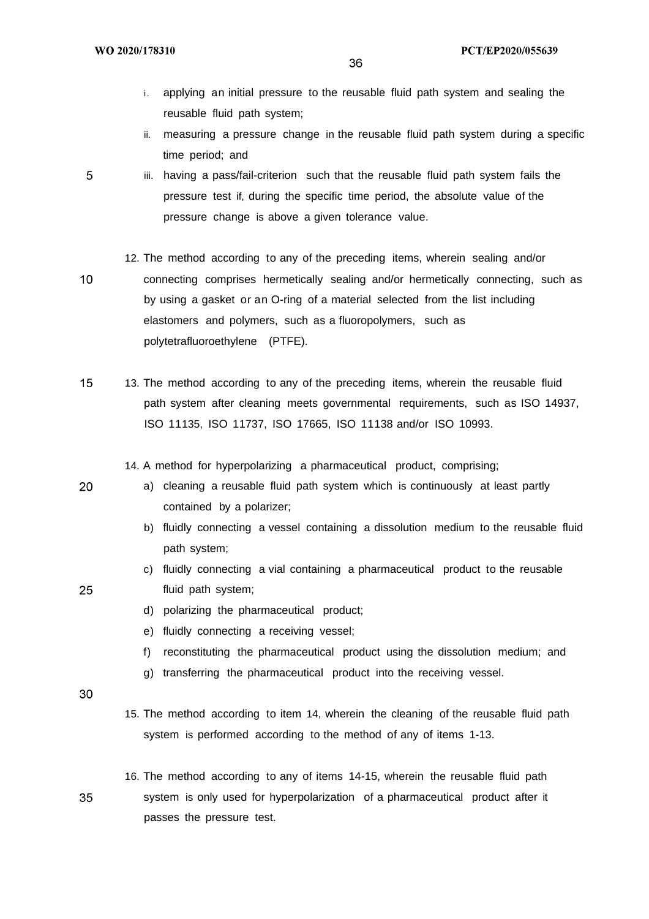i. applying an initial pressure to the reusable fluid path system and sealing the reusable fluid path system;
ii. measuring a pressure change in the reusable fluid path system during a specific time period; and
iii. having a pass/fail-criterion such that the reusable fluid path system fails the pressure test if, during the specific time period, the absolute value of the pressure change is above a given tolerance value.

12. The method according to any of the preceding items, wherein sealing and/or connecting comprises hermetically sealing and/or hermetically connecting, such as by using a gasket or an O-ring of a material selected from the list including elastomers and polymers, such as a fluoropolymers, such as polytetrafluoroethylene (PTFE).

13. The method according to any of the preceding items, wherein the reusable fluid path system after cleaning meets governmental requirements, such as ISO 14937, ISO 11135, ISO 11737, ISO 17665, ISO 11138 and/or ISO 10993.

14. A method for hyperpolarizing a pharmaceutical product, comprising;
    a) cleaning a reusable fluid path system which is continuously at least partly contained by a polarizer;
    b) fluidly connecting a vessel containing a dissolution medium to the reusable fluid path system;
    c) fluidly connecting a vial containing a pharmaceutical product to the reusable fluid path system;
    d) polarizing the pharmaceutical product;
    e) fluidly connecting a receiving vessel;
    f) reconstituting the pharmaceutical product using the dissolution medium; and
    g) transferring the pharmaceutical product into the receiving vessel.

15. The method according to item 14, wherein the cleaning of the reusable fluid path system is performed according to the method of any of items 1-13.

16. The method according to any of items 14-15, wherein the reusable fluid path system is only used for hyperpolarization of a pharmaceutical product after it passes the pressure test.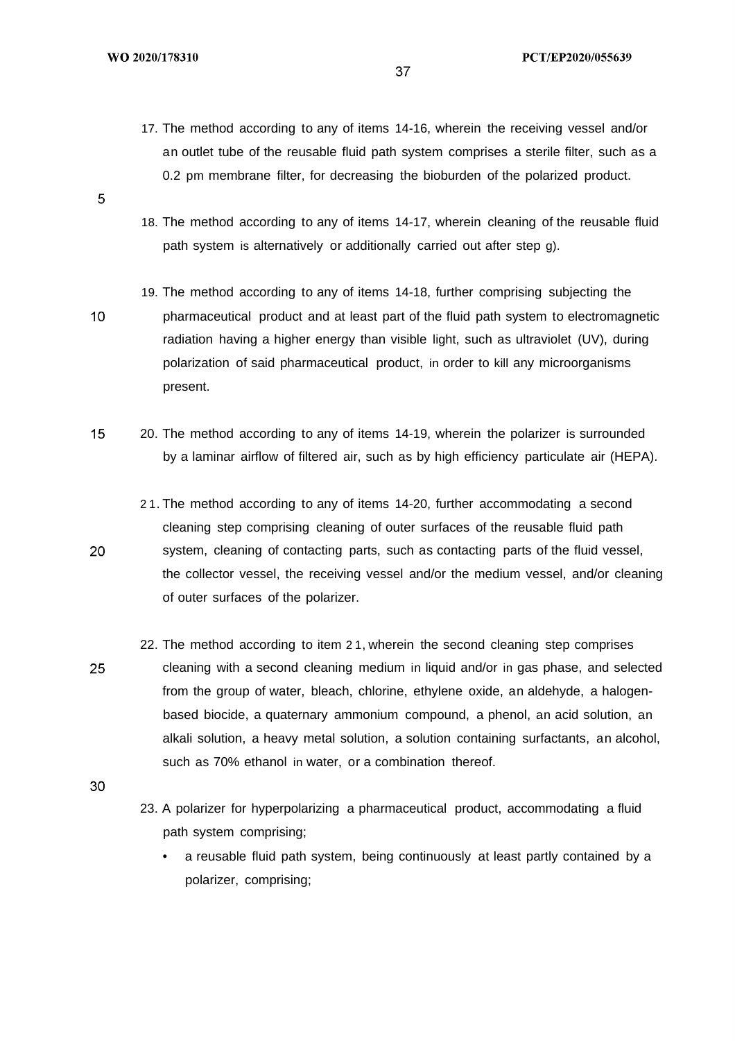17. The method according to any of items 14-16, wherein the receiving vessel and/or an outlet tube of the reusable fluid path system comprises a sterile filter, such as a 0.2 pm membrane filter, for decreasing the bioburden of the polarized product.

18. The method according to any of items 14-17, wherein cleaning of the reusable fluid path system is alternatively or additionally carried out after step g).

19. The method according to any of items 14-18, further comprising subjecting the pharmaceutical product and at least part of the fluid path system to electromagnetic radiation having a higher energy than visible light, such as ultraviolet (UV), during polarization of said pharmaceutical product, in order to kill any microorganisms present.

20. The method according to any of items 14-19, wherein the polarizer is surrounded by a laminar airflow of filtered air, such as by high efficiency particulate air (HEPA).

21. The method according to any of items 14-20, further accommodating a second cleaning step comprising cleaning of outer surfaces of the reusable fluid path system, cleaning of contacting parts, such as contacting parts of the fluid vessel, the collector vessel, the receiving vessel and/or the medium vessel, and/or cleaning of outer surfaces of the polarizer.

22. The method according to item 21, wherein the second cleaning step comprises cleaning with a second cleaning medium in liquid and/or in gas phase, and selected from the group of water, bleach, chlorine, ethylene oxide, an aldehyde, a halogen-based biocide, a quaternary ammonium compound, a phenol, an acid solution, an alkali solution, a heavy metal solution, a solution containing surfactants, an alcohol, such as 70% ethanol in water, or a combination thereof.

23. A polarizer for hyperpolarizing a pharmaceutical product, accommodating a fluid path system comprising;
    - a reusable fluid path system, being continuously at least partly contained by a polarizer, comprising;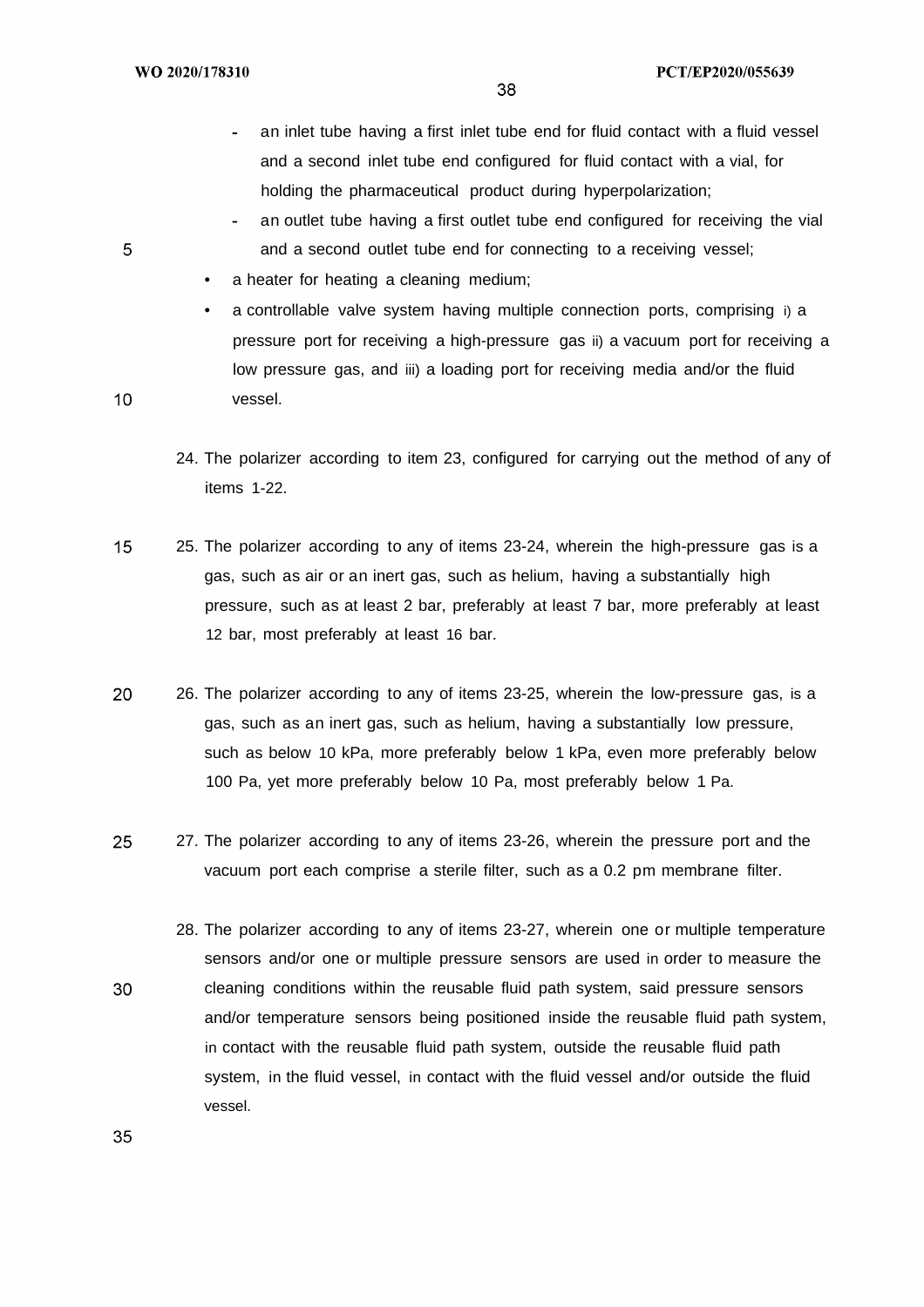- an inlet tube having a first inlet tube end for fluid contact with a fluid vessel and a second inlet tube end configured for fluid contact with a vial, for holding the pharmaceutical product during hyperpolarization;
- an outlet tube having a first outlet tube end configured for receiving the vial and a second outlet tube end for connecting to a receiving vessel;

• a heater for heating a cleaning medium;

• a controllable valve system having multiple connection ports, comprising i) a pressure port for receiving a high-pressure gas ii) a vacuum port for receiving a low pressure gas, and iii) a loading port for receiving media and/or the fluid vessel.

24. The polarizer according to item 23, configured for carrying out the method of any of items 1-22.

25. The polarizer according to any of items 23-24, wherein the high-pressure gas is a gas, such as air or an inert gas, such as helium, having a substantially high pressure, such as at least 2 bar, preferably at least 7 bar, more preferably at least 12 bar, most preferably at least 16 bar.

26. The polarizer according to any of items 23-25, wherein the low-pressure gas, is a gas, such as an inert gas, such as helium, having a substantially low pressure, such as below 10 kPa, more preferably below 1 kPa, even more preferably below 100 Pa, yet more preferably below 10 Pa, most preferably below 1 Pa.

27. The polarizer according to any of items 23-26, wherein the pressure port and the vacuum port each comprise a sterile filter, such as a 0.2 pm membrane filter.

28. The polarizer according to any of items 23-27, wherein one or multiple temperature sensors and/or one or multiple pressure sensors are used in order to measure the cleaning conditions within the reusable fluid path system, said pressure sensors and/or temperature sensors being positioned inside the reusable fluid path system, in contact with the reusable fluid path system, outside the reusable fluid path system, in the fluid vessel, in contact with the fluid vessel and/or outside the fluid vessel.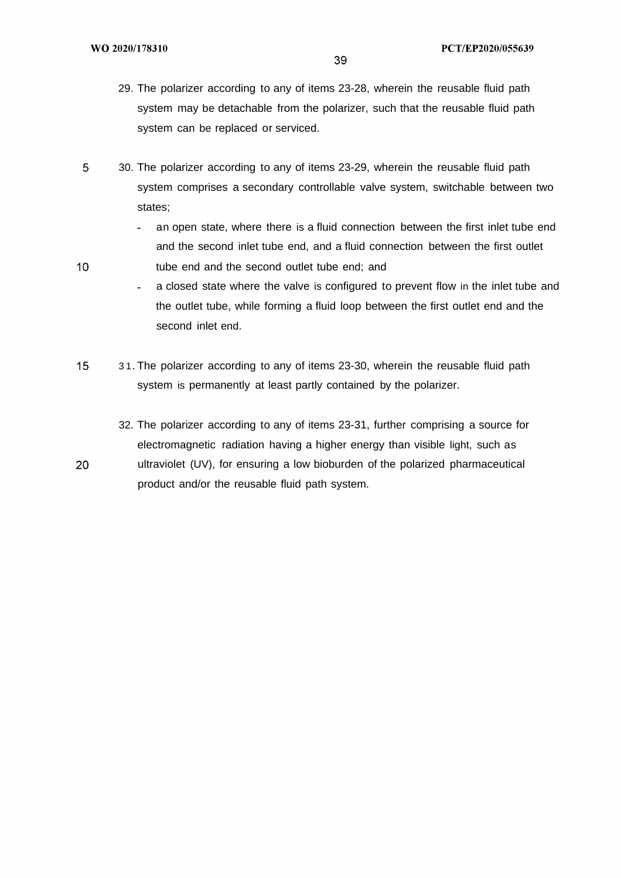29. The polarizer according to any of items 23-28, wherein the reusable fluid path system may be detachable from the polarizer, such that the reusable fluid path system can be replaced or serviced.

30. The polarizer according to any of items 23-29, wherein the reusable fluid path system comprises a secondary controllable valve system, switchable between two states;
    - an open state, where there is a fluid connection between the first inlet tube end and the second inlet tube end, and a fluid connection between the first outlet tube end and the second outlet tube end; and
    - a closed state where the valve is configured to prevent flow in the inlet tube and the outlet tube, while forming a fluid loop between the first outlet end and the second inlet end.

31. The polarizer according to any of items 23-30, wherein the reusable fluid path system is permanently at least partly contained by the polarizer.

32. The polarizer according to any of items 23-31, further comprising a source for electromagnetic radiation having a higher energy than visible light, such as ultraviolet (UV), for ensuring a low bioburden of the polarized pharmaceutical product and/or the reusable fluid path system.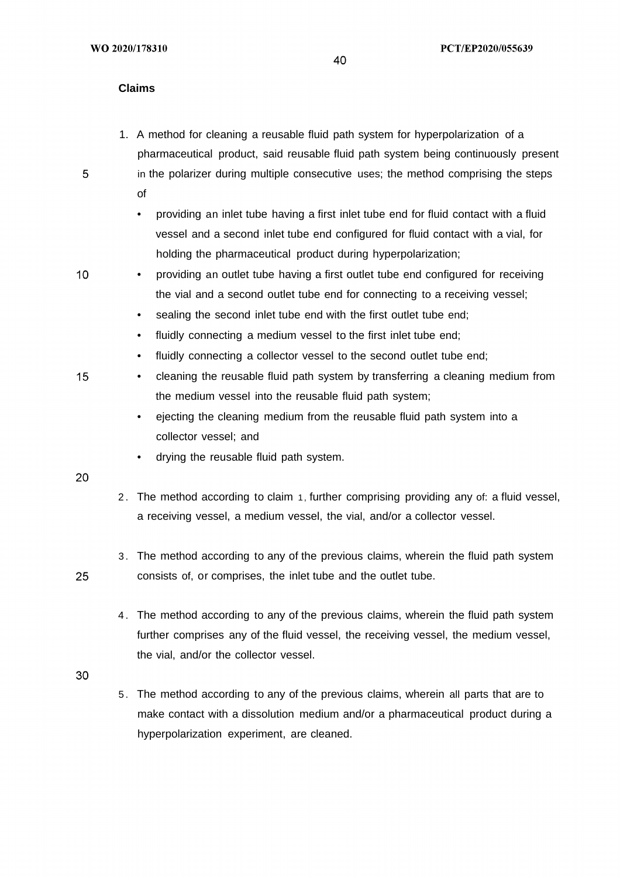## Claims

1. A method for cleaning a reusable fluid path system for hyperpolarization of a pharmaceutical product, said reusable fluid path system being continuously present in the polarizer during multiple consecutive uses; the method comprising the steps of
   - providing an inlet tube having a first inlet tube end for fluid contact with a fluid vessel and a second inlet tube end configured for fluid contact with a vial, for holding the pharmaceutical product during hyperpolarization;
   - providing an outlet tube having a first outlet tube end configured for receiving the vial and a second outlet tube end for connecting to a receiving vessel;
   - sealing the second inlet tube end with the first outlet tube end;
   - fluidly connecting a medium vessel to the first inlet tube end;
   - fluidly connecting a collector vessel to the second outlet tube end;
   - cleaning the reusable fluid path system by transferring a cleaning medium from the medium vessel into the reusable fluid path system;
   - ejecting the cleaning medium from the reusable fluid path system into a collector vessel; and
   - drying the reusable fluid path system.

2. The method according to claim 1, further comprising providing any of: a fluid vessel, a receiving vessel, a medium vessel, the vial, and/or a collector vessel.

3. The method according to any of the previous claims, wherein the fluid path system consists of, or comprises, the inlet tube and the outlet tube.

4. The method according to any of the previous claims, wherein the fluid path system further comprises any of the fluid vessel, the receiving vessel, the medium vessel, the vial, and/or the collector vessel.

5. The method according to any of the previous claims, wherein all parts that are to make contact with a dissolution medium and/or a pharmaceutical product during a hyperpolarization experiment, are cleaned.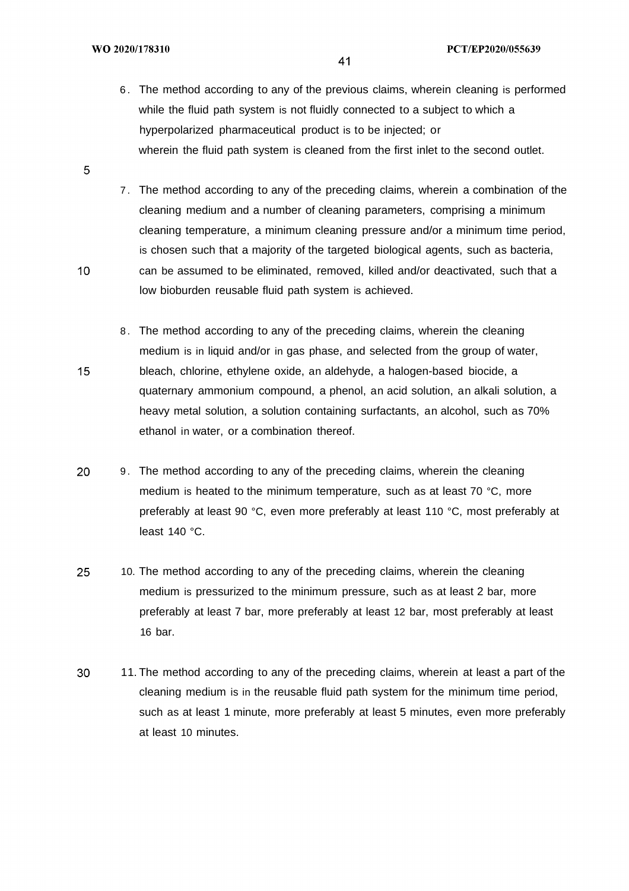6. The method according to any of the previous claims, wherein cleaning is performed while the fluid path system is not fluidly connected to a subject to which a hyperpolarized pharmaceutical product is to be injected; or wherein the fluid path system is cleaned from the first inlet to the second outlet.

7. The method according to any of the preceding claims, wherein a combination of the cleaning medium and a number of cleaning parameters, comprising a minimum cleaning temperature, a minimum cleaning pressure and/or a minimum time period, is chosen such that a majority of the targeted biological agents, such as bacteria, can be assumed to be eliminated, removed, killed and/or deactivated, such that a low bioburden reusable fluid path system is achieved.

8. The method according to any of the preceding claims, wherein the cleaning medium is in liquid and/or in gas phase, and selected from the group of water, bleach, chlorine, ethylene oxide, an aldehyde, a halogen-based biocide, a quaternary ammonium compound, a phenol, an acid solution, an alkali solution, a heavy metal solution, a solution containing surfactants, an alcohol, such as 70% ethanol in water, or a combination thereof.

9. The method according to any of the preceding claims, wherein the cleaning medium is heated to the minimum temperature, such as at least 70 °C, more preferably at least 90 °C, even more preferably at least 110 °C, most preferably at least 140 °C.

10. The method according to any of the preceding claims, wherein the cleaning medium is pressurized to the minimum pressure, such as at least 2 bar, more preferably at least 7 bar, more preferably at least 12 bar, most preferably at least 16 bar.

11. The method according to any of the preceding claims, wherein at least a part of the cleaning medium is in the reusable fluid path system for the minimum time period, such as at least 1 minute, more preferably at least 5 minutes, even more preferably at least 10 minutes.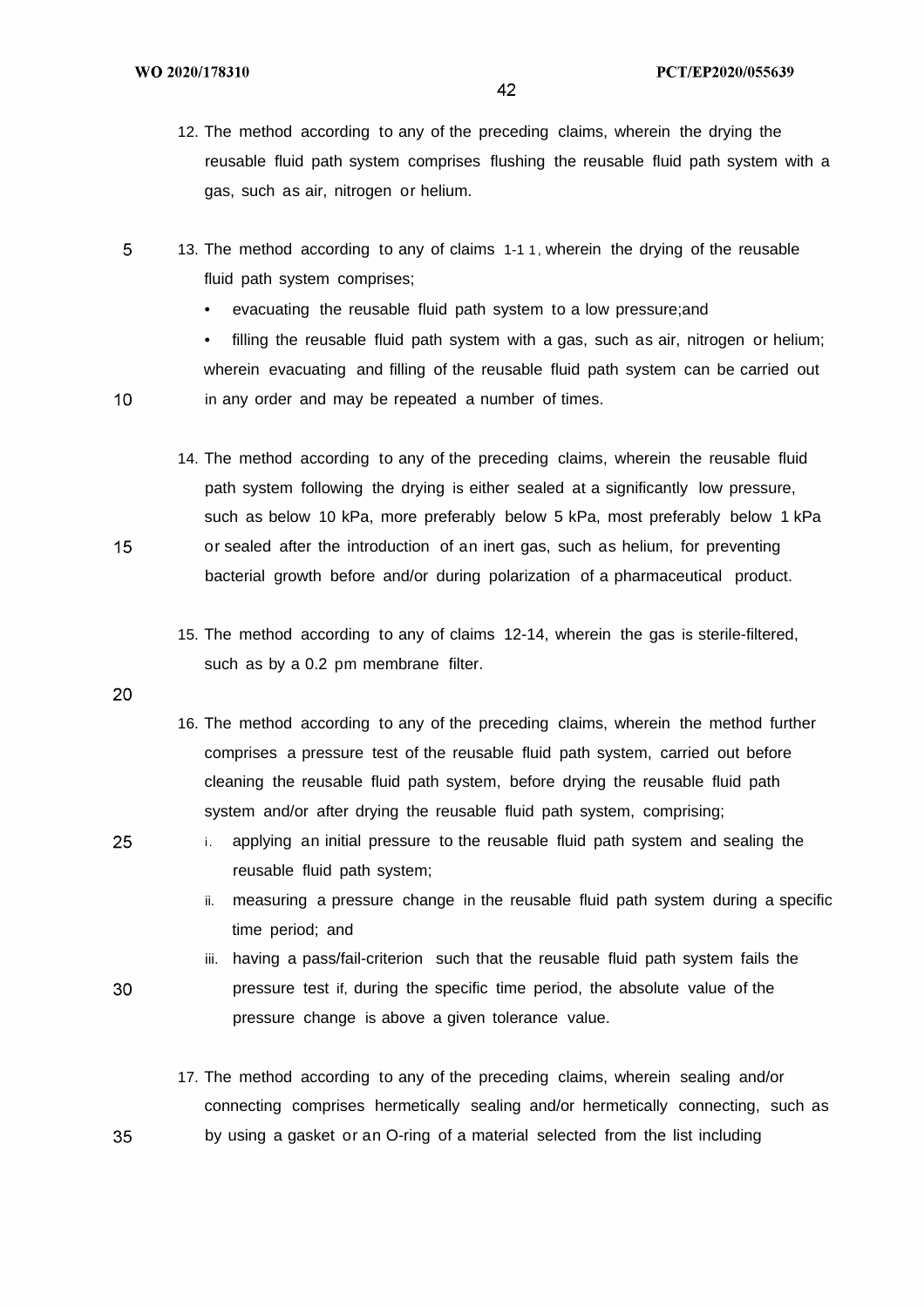12. The method according to any of the preceding claims, wherein the drying the reusable fluid path system comprises flushing the reusable fluid path system with a gas, such as air, nitrogen or helium.

13. The method according to any of claims 1-1 1, wherein the drying of the reusable fluid path system comprises;
    - evacuating the reusable fluid path system to a low pressure;and
    - filling the reusable fluid path system with a gas, such as air, nitrogen or helium;

    wherein evacuating and filling of the reusable fluid path system can be carried out in any order and may be repeated a number of times.

14. The method according to any of the preceding claims, wherein the reusable fluid path system following the drying is either sealed at a significantly low pressure, such as below 10 kPa, more preferably below 5 kPa, most preferably below 1 kPa or sealed after the introduction of an inert gas, such as helium, for preventing bacterial growth before and/or during polarization of a pharmaceutical product.

15. The method according to any of claims 12-14, wherein the gas is sterile-filtered, such as by a 0.2 pm membrane filter.

16. The method according to any of the preceding claims, wherein the method further comprises a pressure test of the reusable fluid path system, carried out before cleaning the reusable fluid path system, before drying the reusable fluid path system and/or after drying the reusable fluid path system, comprising;
    i. applying an initial pressure to the reusable fluid path system and sealing the reusable fluid path system;
    ii. measuring a pressure change in the reusable fluid path system during a specific time period; and
    iii. having a pass/fail-criterion such that the reusable fluid path system fails the pressure test if, during the specific time period, the absolute value of the pressure change is above a given tolerance value.

17. The method according to any of the preceding claims, wherein sealing and/or connecting comprises hermetically sealing and/or hermetically connecting, such as by using a gasket or an O-ring of a material selected from the list including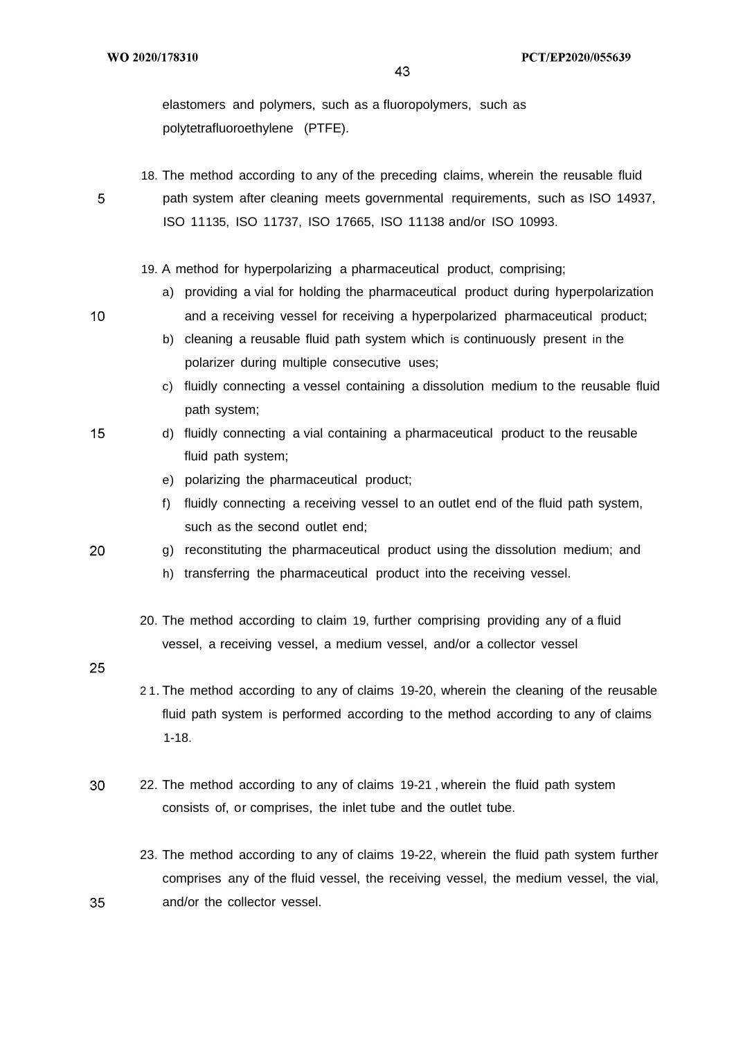elastomers and polymers, such as a fluoropolymers, such as polytetrafluoroethylene (PTFE).

18. The method according to any of the preceding claims, wherein the reusable fluid path system after cleaning meets governmental requirements, such as ISO 14937, ISO 11135, ISO 11737, ISO 17665, ISO 11138 and/or ISO 10993.

19. A method for hyperpolarizing a pharmaceutical product, comprising;
    a) providing a vial for holding the pharmaceutical product during hyperpolarization and a receiving vessel for receiving a hyperpolarized pharmaceutical product;
    b) cleaning a reusable fluid path system which is continuously present in the polarizer during multiple consecutive uses;
    c) fluidly connecting a vessel containing a dissolution medium to the reusable fluid path system;
    d) fluidly connecting a vial containing a pharmaceutical product to the reusable fluid path system;
    e) polarizing the pharmaceutical product;
    f) fluidly connecting a receiving vessel to an outlet end of the fluid path system, such as the second outlet end;
    g) reconstituting the pharmaceutical product using the dissolution medium; and
    h) transferring the pharmaceutical product into the receiving vessel.

20. The method according to claim 19, further comprising providing any of a fluid vessel, a receiving vessel, a medium vessel, and/or a collector vessel

21. The method according to any of claims 19-20, wherein the cleaning of the reusable fluid path system is performed according to the method according to any of claims 1-18.

22. The method according to any of claims 19-21 , wherein the fluid path system consists of, or comprises, the inlet tube and the outlet tube.

23. The method according to any of claims 19-22, wherein the fluid path system further comprises any of the fluid vessel, the receiving vessel, the medium vessel, the vial, and/or the collector vessel.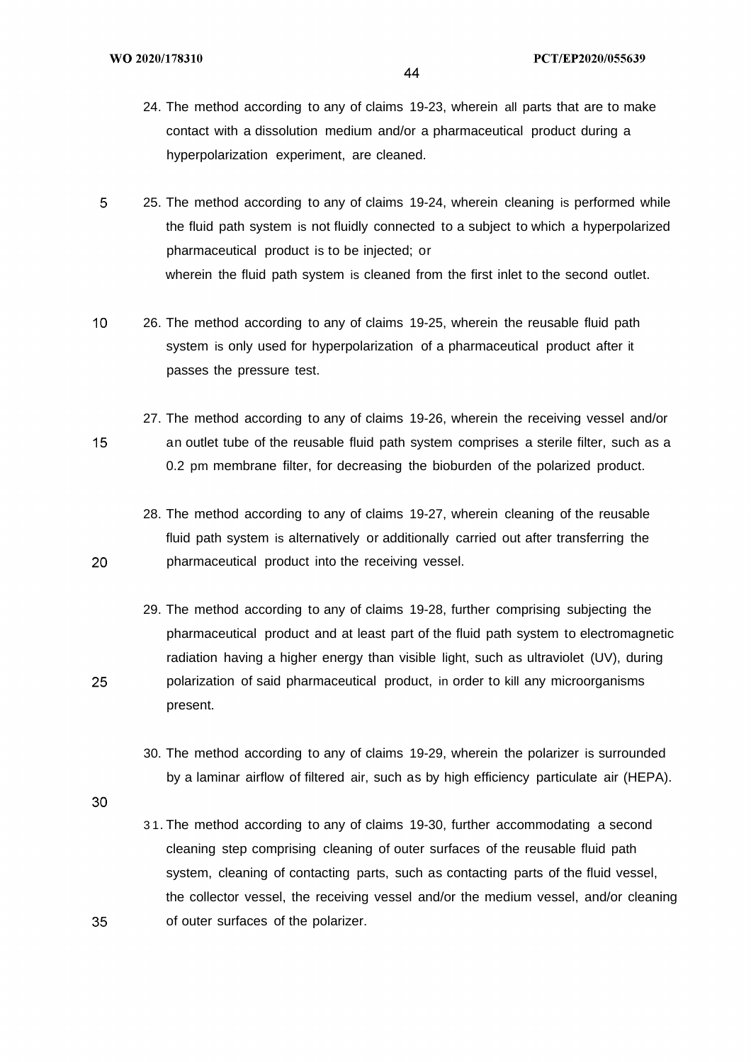24. The method according to any of claims 19-23, wherein all parts that are to make contact with a dissolution medium and/or a pharmaceutical product during a hyperpolarization experiment, are cleaned.

25. The method according to any of claims 19-24, wherein cleaning is performed while the fluid path system is not fluidly connected to a subject to which a hyperpolarized pharmaceutical product is to be injected; or
wherein the fluid path system is cleaned from the first inlet to the second outlet.

26. The method according to any of claims 19-25, wherein the reusable fluid path system is only used for hyperpolarization of a pharmaceutical product after it passes the pressure test.

27. The method according to any of claims 19-26, wherein the receiving vessel and/or an outlet tube of the reusable fluid path system comprises a sterile filter, such as a 0.2 pm membrane filter, for decreasing the bioburden of the polarized product.

28. The method according to any of claims 19-27, wherein cleaning of the reusable fluid path system is alternatively or additionally carried out after transferring the pharmaceutical product into the receiving vessel.

29. The method according to any of claims 19-28, further comprising subjecting the pharmaceutical product and at least part of the fluid path system to electromagnetic radiation having a higher energy than visible light, such as ultraviolet (UV), during polarization of said pharmaceutical product, in order to kill any microorganisms present.

30. The method according to any of claims 19-29, wherein the polarizer is surrounded by a laminar airflow of filtered air, such as by high efficiency particulate air (HEPA).

31. The method according to any of claims 19-30, further accommodating a second cleaning step comprising cleaning of outer surfaces of the reusable fluid path system, cleaning of contacting parts, such as contacting parts of the fluid vessel, the collector vessel, the receiving vessel and/or the medium vessel, and/or cleaning of outer surfaces of the polarizer.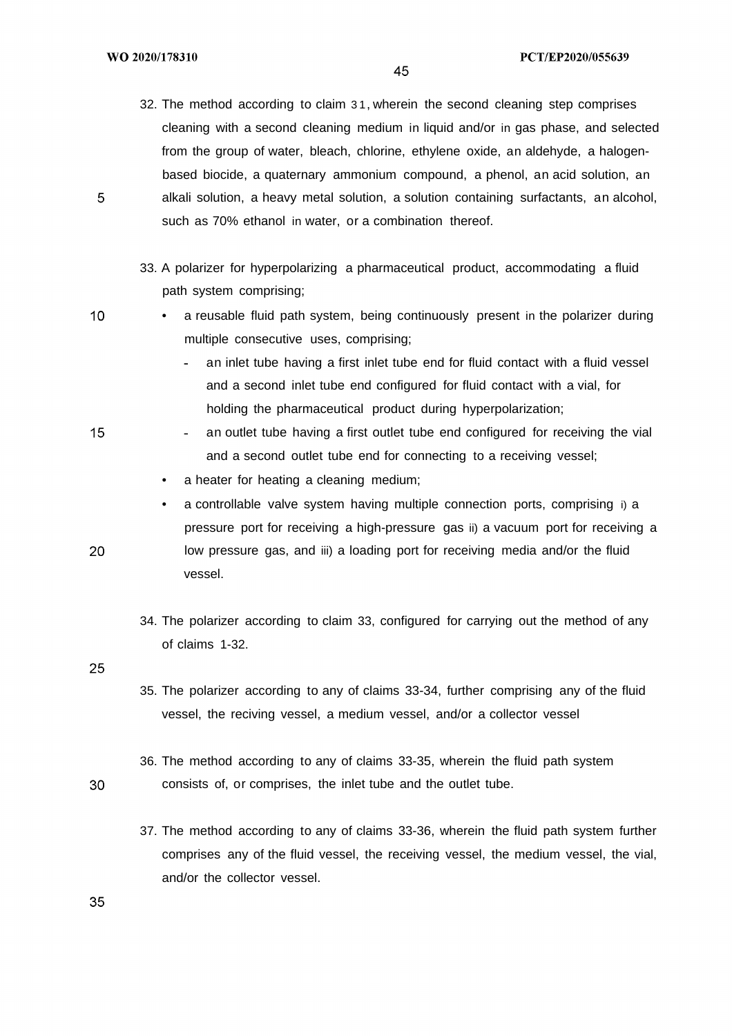32. The method according to claim 31, wherein the second cleaning step comprises cleaning with a second cleaning medium in liquid and/or in gas phase, and selected from the group of water, bleach, chlorine, ethylene oxide, an aldehyde, a halogen-based biocide, a quaternary ammonium compound, a phenol, an acid solution, an alkali solution, a heavy metal solution, a solution containing surfactants, an alcohol, such as 70% ethanol in water, or a combination thereof.

33. A polarizer for hyperpolarizing a pharmaceutical product, accommodating a fluid path system comprising;
    - a reusable fluid path system, being continuously present in the polarizer during multiple consecutive uses, comprising;
        - an inlet tube having a first inlet tube end for fluid contact with a fluid vessel and a second inlet tube end configured for fluid contact with a vial, for holding the pharmaceutical product during hyperpolarization;
        - an outlet tube having a first outlet tube end configured for receiving the vial and a second outlet tube end for connecting to a receiving vessel;
    - a heater for heating a cleaning medium;
    - a controllable valve system having multiple connection ports, comprising i) a pressure port for receiving a high-pressure gas ii) a vacuum port for receiving a low pressure gas, and iii) a loading port for receiving media and/or the fluid vessel.

34. The polarizer according to claim 33, configured for carrying out the method of any of claims 1-32.

35. The polarizer according to any of claims 33-34, further comprising any of the fluid vessel, the reciving vessel, a medium vessel, and/or a collector vessel

36. The method according to any of claims 33-35, wherein the fluid path system consists of, or comprises, the inlet tube and the outlet tube.

37. The method according to any of claims 33-36, wherein the fluid path system further comprises any of the fluid vessel, the receiving vessel, the medium vessel, the vial, and/or the collector vessel.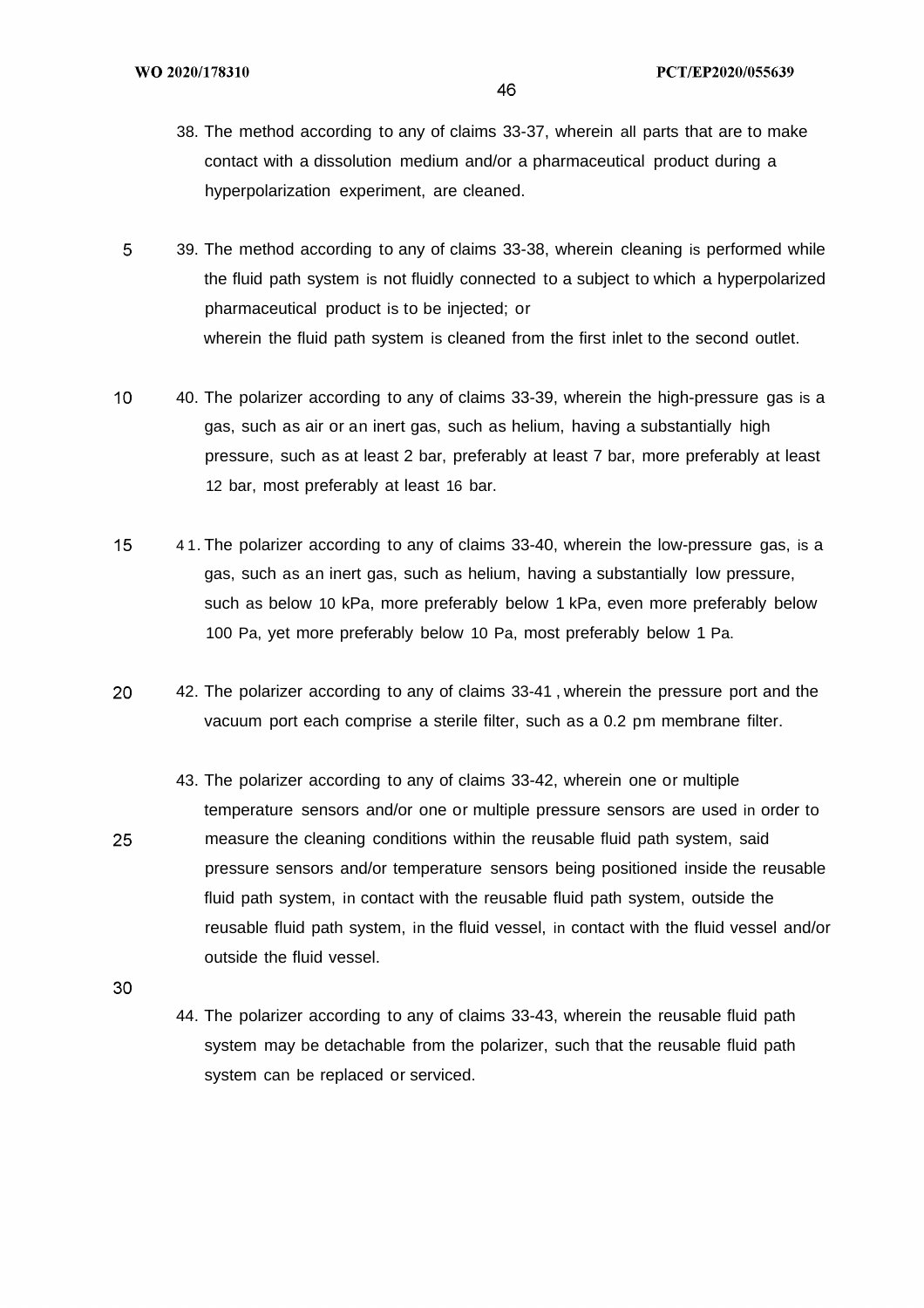38. The method according to any of claims 33-37, wherein all parts that are to make contact with a dissolution medium and/or a pharmaceutical product during a hyperpolarization experiment, are cleaned.

39. The method according to any of claims 33-38, wherein cleaning is performed while the fluid path system is not fluidly connected to a subject to which a hyperpolarized pharmaceutical product is to be injected; or
wherein the fluid path system is cleaned from the first inlet to the second outlet.

40. The polarizer according to any of claims 33-39, wherein the high-pressure gas is a gas, such as air or an inert gas, such as helium, having a substantially high pressure, such as at least 2 bar, preferably at least 7 bar, more preferably at least 12 bar, most preferably at least 16 bar.

41. The polarizer according to any of claims 33-40, wherein the low-pressure gas, is a gas, such as an inert gas, such as helium, having a substantially low pressure, such as below 10 kPa, more preferably below 1 kPa, even more preferably below 100 Pa, yet more preferably below 10 Pa, most preferably below 1 Pa.

42. The polarizer according to any of claims 33-41, wherein the pressure port and the vacuum port each comprise a sterile filter, such as a 0.2 pm membrane filter.

43. The polarizer according to any of claims 33-42, wherein one or multiple temperature sensors and/or one or multiple pressure sensors are used in order to measure the cleaning conditions within the reusable fluid path system, said pressure sensors and/or temperature sensors being positioned inside the reusable fluid path system, in contact with the reusable fluid path system, outside the reusable fluid path system, in the fluid vessel, in contact with the fluid vessel and/or outside the fluid vessel.

44. The polarizer according to any of claims 33-43, wherein the reusable fluid path system may be detachable from the polarizer, such that the reusable fluid path system can be replaced or serviced.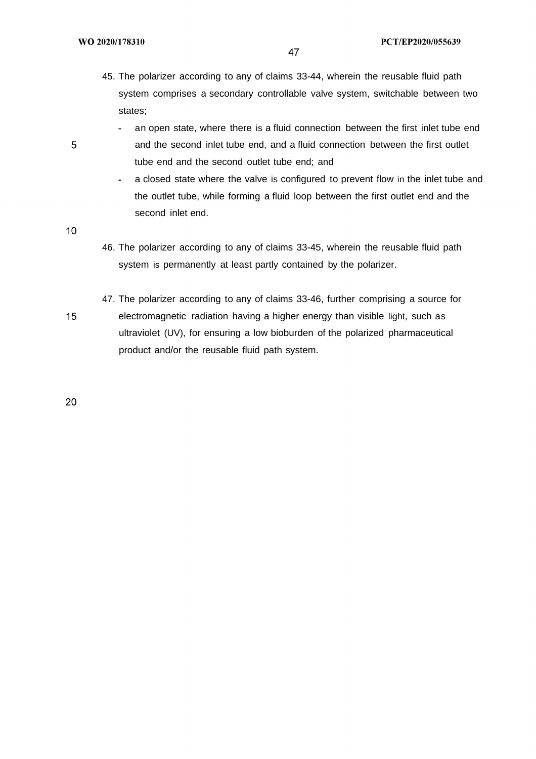45. The polarizer according to any of claims 33-44, wherein the reusable fluid path system comprises a secondary controllable valve system, switchable between two states;
    - an open state, where there is a fluid connection between the first inlet tube end and the second inlet tube end, and a fluid connection between the first outlet tube end and the second outlet tube end; and
    - a closed state where the valve is configured to prevent flow in the inlet tube and the outlet tube, while forming a fluid loop between the first outlet end and the second inlet end.

46. The polarizer according to any of claims 33-45, wherein the reusable fluid path system is permanently at least partly contained by the polarizer.

47. The polarizer according to any of claims 33-46, further comprising a source for electromagnetic radiation having a higher energy than visible light, such as ultraviolet (UV), for ensuring a low bioburden of the polarized pharmaceutical product and/or the reusable fluid path system.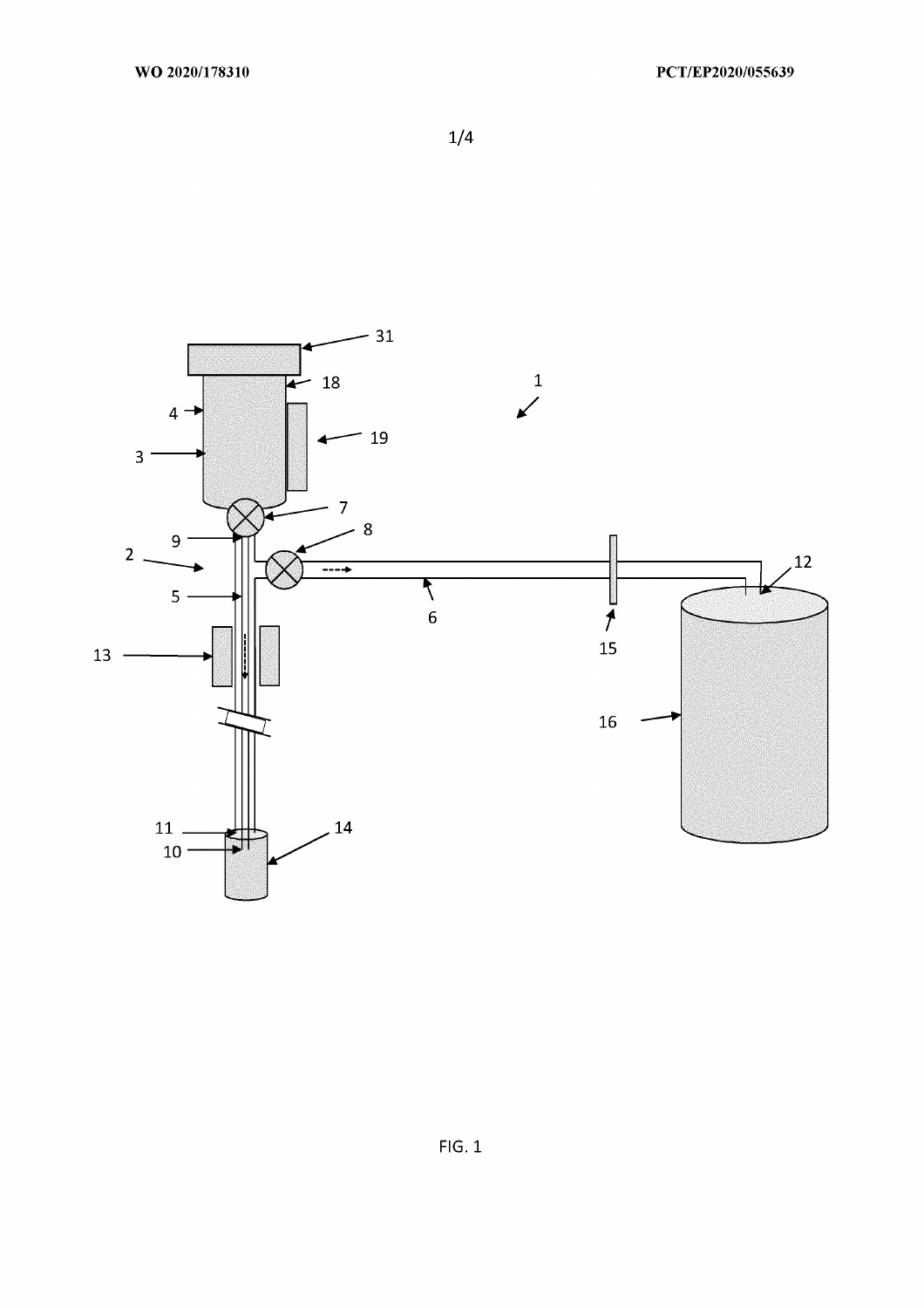1/4

FIG. 1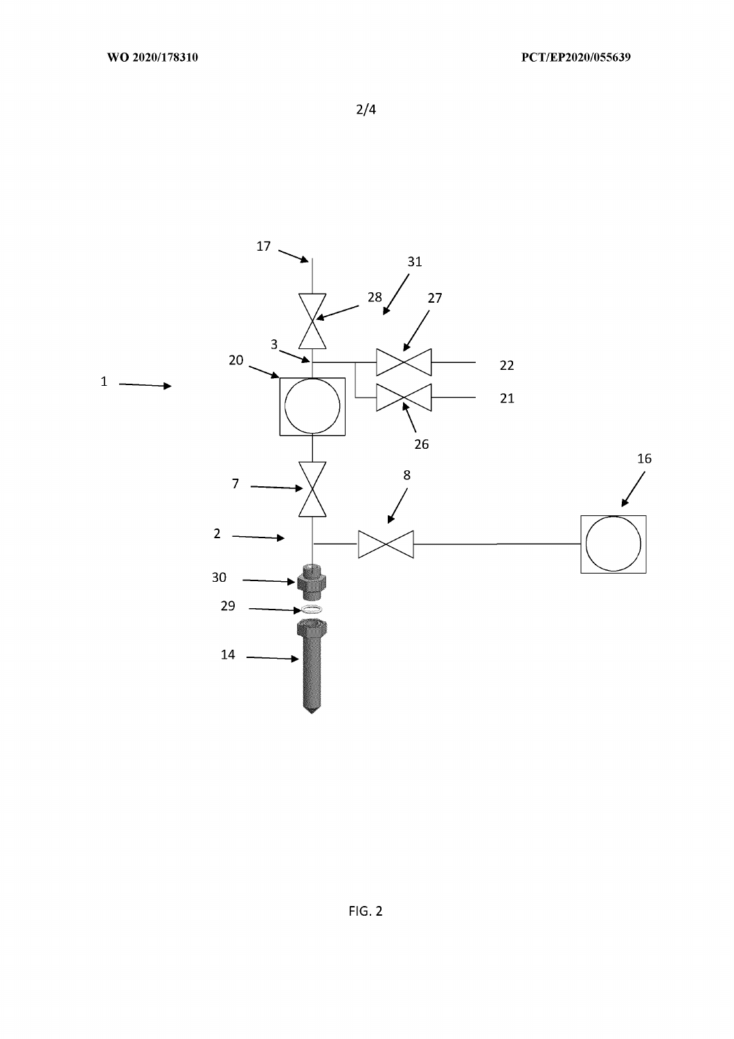FIG. 2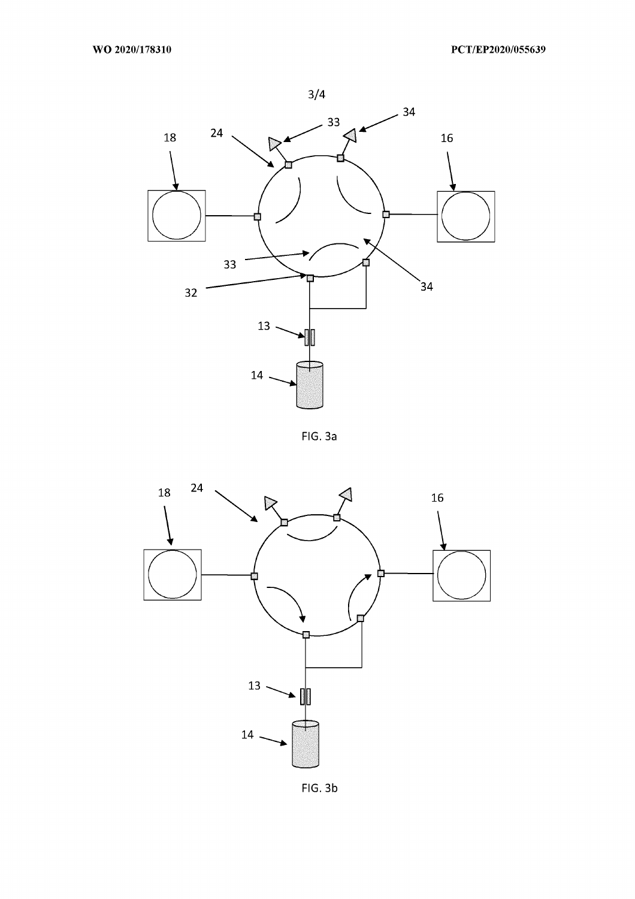3/4

FIG. 3a

FIG. 3b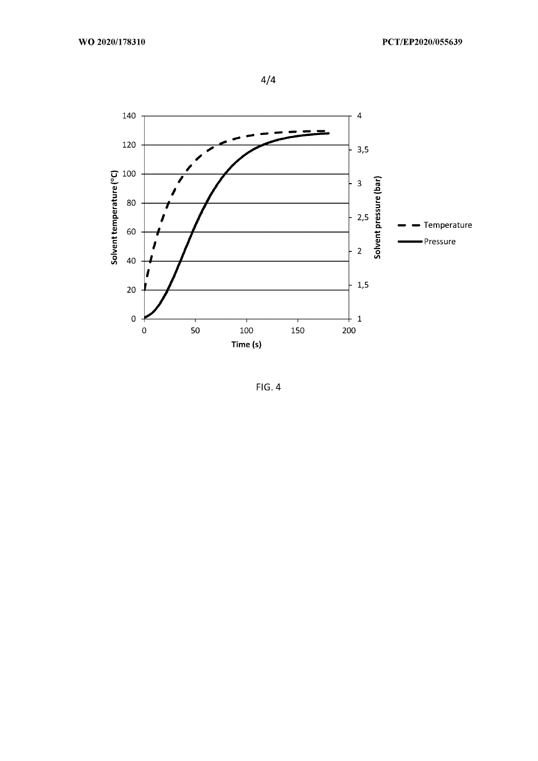FIG. 4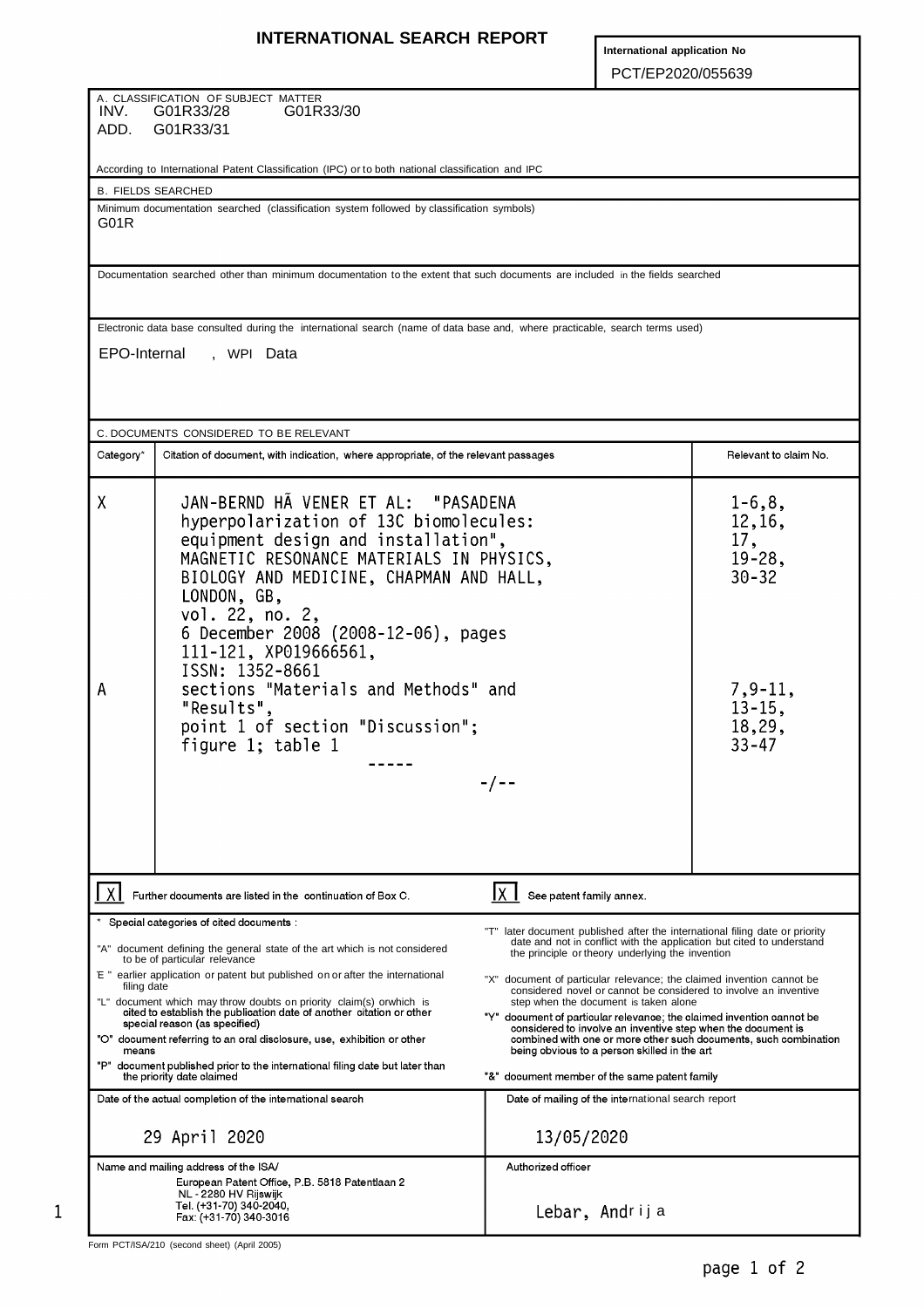# INTERNATIONAL SEARCH REPORT

International application No

PCT/EP2020/055639

A. CLASSIFICATION OF SUBJECT MATTER
INV. G01R33/28 G01R33/30
ADD. G01R33/31

According to International Patent Classification (IPC) or to both national classification and IPC

B. FIELDS SEARCHED

Minimum documentation searched (classification system followed by classification symbols)
G01R

Documentation searched other than minimum documentation to the extent that such documents are included in the fields searched

Electronic data base consulted during the international search (name of data base and, where practicable, search terms used)

EPO-Internal , WPI Data

C. DOCUMENTS CONSIDERED TO BE RELEVANT

| Category* | Citation of document, with indication, where appropriate, of the relevant passages | Relevant to claim No. |
|---|---|---|
| X | JAN-BERND HÃ VENER ET AL: "PASADENA hyperpolarization of 13C biomolecules: equipment design and installation", MAGNETIC RESONANCE MATERIALS IN PHYSICS, BIOLOGY AND MEDICINE, CHAPMAN AND HALL, LONDON, GB, vol. 22, no. 2, 6 December 2008 (2008-12-06), pages 111-121, XP019666561, ISSN: 1352-8661 | 1-6,8, 12,16, 17, 19-28, 30-32 |
| A | sections "Materials and Methods" and "Results", point 1 of section "Discussion"; figure 1; table 1 | 7,9-11, 13-15, 18,29, 33-47 |
| | ----- -/-- | |

[X] Further documents are listed in the continuation of Box C.

[X] See patent family annex.

\* Special categories of cited documents :

"A" document defining the general state of the art which is not considered to be of particular relevance

"E" earlier application or patent but published on or after the international filing date

"L" document which may throw doubts on priority claim(s) orwhich is cited to establish the publication date of another citation or other special reason (as specified)

"O" document referring to an oral disclosure, use, exhibition or other means

"P" document published prior to the international filing date but later than the priority date claimed

"T" later document published after the international filing date or priority date and not in conflict with the application but cited to understand the principle or theory underlying the invention

"X" document of particular relevance; the claimed invention cannot be considered novel or cannot be considered to involve an inventive step when the document is taken alone

"Y" document of particular relevance; the claimed invention cannot be considered to involve an inventive step when the document is combined with one or more other such documents, such combination being obvious to a person skilled in the art

"&" document member of the same patent family

| Date of the actual completion of the international search | Date of mailing of the international search report |
|---|---|
| 29 April 2020 | 13/05/2020 |

| Name and mailing address of the ISA/ | Authorized officer |
|---|---|
| European Patent Office, P.B. 5818 Patentlaan 2, NL - 2280 HV Rijswijk, Tel. (+31-70) 340-2040, Fax: (+31-70) 340-3016 | Lebar, Andrija |

Form PCT/ISA/210 (second sheet) (April 2005)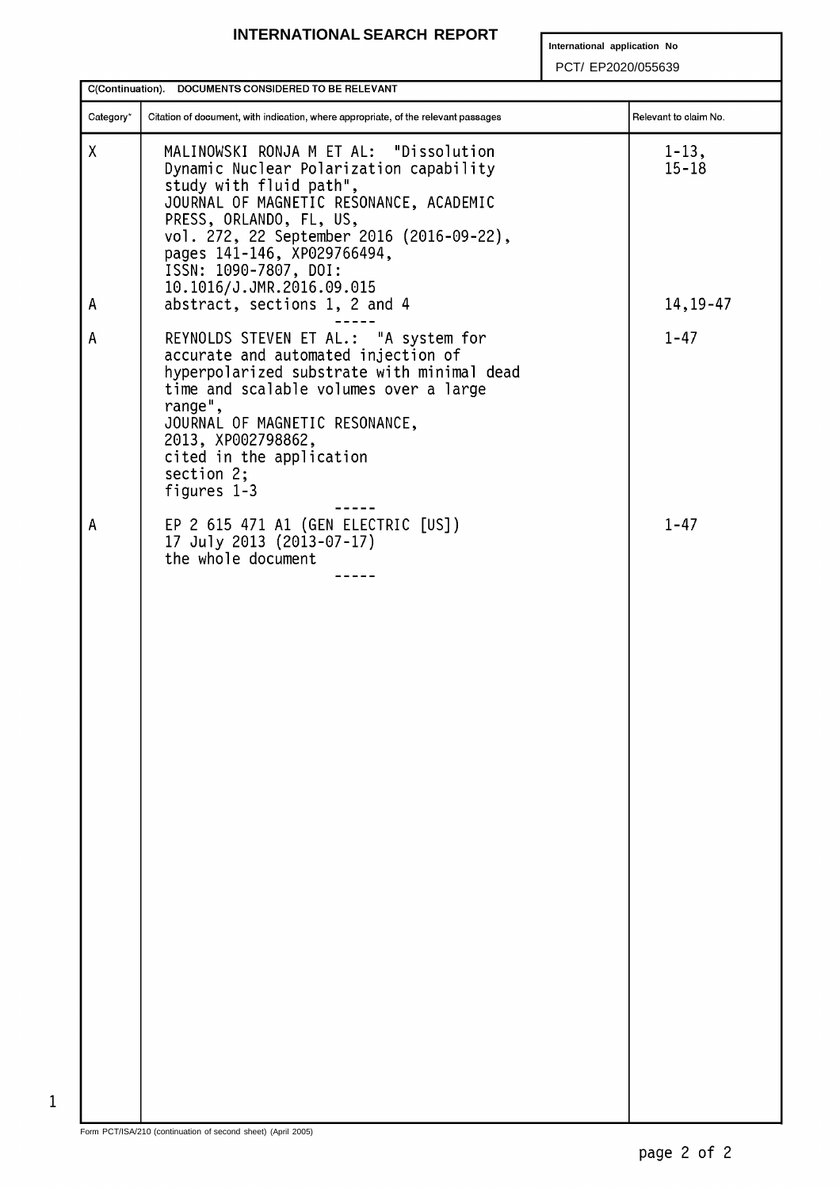# INTERNATIONAL SEARCH REPORT

International application No
PCT/ EP2020/055639

C(Continuation). DOCUMENTS CONSIDERED TO BE RELEVANT

| Category* | Citation of document, with indication, where appropriate, of the relevant passages | Relevant to claim No. |
|---|---|---|
| X | MALINOWSKI RONJA M ET AL: "Dissolution Dynamic Nuclear Polarization capability study with fluid path", JOURNAL OF MAGNETIC RESONANCE, ACADEMIC PRESS, ORLANDO, FL, US, vol. 272, 22 September 2016 (2016-09-22), pages 141-146, XP029766494, ISSN: 1090-7807, DOI: 10.1016/J.JMR.2016.09.015 | 1-13, 15-18 |
| A | abstract, sections 1, 2 and 4 | 14,19-47 |
| A | REYNOLDS STEVEN ET AL.: "A system for accurate and automated injection of hyperpolarized substrate with minimal dead time and scalable volumes over a large range", JOURNAL OF MAGNETIC RESONANCE, 2013, XP002798862, cited in the application section 2; figures 1-3 | 1-47 |
| A | EP 2 615 471 A1 (GEN ELECTRIC [US]) 17 July 2013 (2013-07-17) the whole document | 1-47 |

Form PCT/ISA/210 (continuation of second sheet) (April 2005)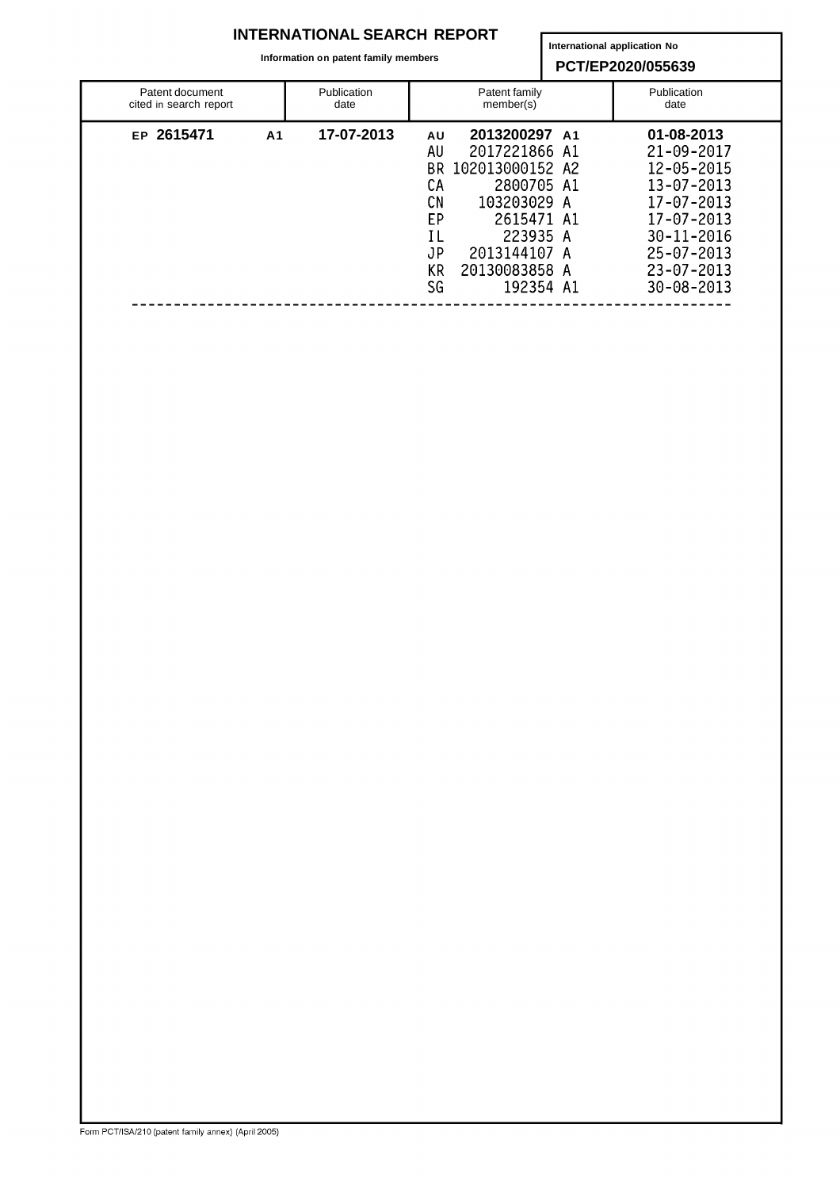# INTERNATIONAL SEARCH REPORT

**Information on patent family members**

International application No
**PCT/EP2020/055639**

| Patent document cited in search report | | Publication date | Patent family member(s) | | | Publication date |
|---|---|---|---|---|---|---|
| EP 2615471 | A1 | 17-07-2013 | AU | 2013200297 | A1 | 01-08-2013 |
| | | | AU | 2017221866 | A1 | 21-09-2017 |
| | | | BR | 102013000152 | A2 | 12-05-2015 |
| | | | CA | 2800705 | A1 | 13-07-2013 |
| | | | CN | 103203029 | A | 17-07-2013 |
| | | | EP | 2615471 | A1 | 17-07-2013 |
| | | | IL | 223935 | A | 30-11-2016 |
| | | | JP | 2013144107 | A | 25-07-2013 |
| | | | KR | 20130083858 | A | 23-07-2013 |
| | | | SG | 192354 | A1 | 30-08-2013 |

Form PCT/ISA/210 (patent family annex) (April 2005)